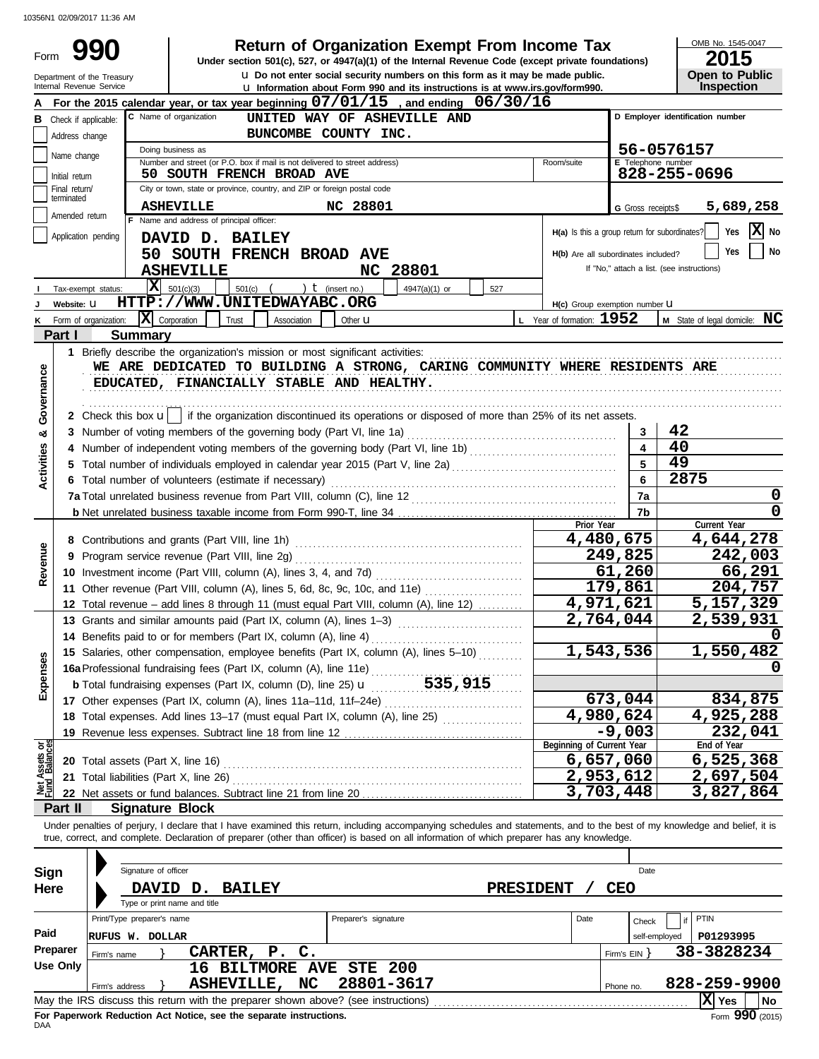10356N1 02/09/2017 11:36 AM

# Form 990 — Return of Organization Exempt From Income Tax

Under section 501(c), 527, or 4947(a)(1) of the Internal Revenue Code (except private foundations)

u Do not enter social security numbers on this form as it may be made public.

u Information about Form 990 and its instructions is at www.irs.gov/form990.

Department of the Treasury
Internal Revenue Service

OMB No. 1545-0047

**2015**

**Open to Public Inspection**

**A** For the 2015 calendar year, or tax year beginning 07/01/15, and ending 06/30/16

**B** Check if applicable:
- Address change
- Name change
- Initial return
- Final return/terminated
- Amended return
- Application pending

**C** Name of organization: UNITED WAY OF ASHEVILLE AND BUNCOMBE COUNTY INC.

Doing business as

Number and street (or P.O. box if mail is not delivered to street address): 50 SOUTH FRENCH BROAD AVE    Room/suite

City or town, state or province, country, and ZIP or foreign postal code: ASHEVILLE NC 28801

**D** Employer identification number: 56-0576157

**E** Telephone number: 828-255-0696

**G** Gross receipts $ 5,689,258

**F** Name and address of principal officer:
DAVID D. BAILEY
50 SOUTH FRENCH BROAD AVE
ASHEVILLE NC 28801

**H(a)** Is this a group return for subordinates? Yes [ ] No [X]

**H(b)** Are all subordinates included? Yes [ ] No [ ]
If "No," attach a list. (see instructions)

**I** Tax-exempt status: [X] 501(c)(3) [ ] 501(c) ( ) t (insert no.) [ ] 4947(a)(1) or [ ] 527

**J** Website: u HTTP://WWW.UNITEDWAYABC.ORG

**H(c)** Group exemption number u

**K** Form of organization: [X] Corporation [ ] Trust [ ] Association [ ] Other u

**L** Year of formation: 1952

**M** State of legal domicile: NC

## Part I Summary

**Activities & Governance**

1 Briefly describe the organization's mission or most significant activities:
WE ARE DEDICATED TO BUILDING A STRONG, CARING COMMUNITY WHERE RESIDENTS ARE EDUCATED, FINANCIALLY STABLE AND HEALTHY.

2 Check this box u [ ] if the organization discontinued its operations or disposed of more than 25% of its net assets.

| Line | Description | No. | Value |
|---|---|---|---|
| 3 | Number of voting members of the governing body (Part VI, line 1a) | 3 | 42 |
| 4 | Number of independent voting members of the governing body (Part VI, line 1b) | 4 | 40 |
| 5 | Total number of individuals employed in calendar year 2015 (Part V, line 2a) | 5 | 49 |
| 6 | Total number of volunteers (estimate if necessary) | 6 | 2875 |
| 7a | Total unrelated business revenue from Part VIII, column (C), line 12 | 7a | 0 |
| b | Net unrelated business taxable income from Form 990-T, line 34 | 7b | 0 |

| Section | Line | Description | Prior Year | Current Year |
|---|---|---|---|---|
| Revenue | 8 | Contributions and grants (Part VIII, line 1h) | 4,480,675 | 4,644,278 |
| | 9 | Program service revenue (Part VIII, line 2g) | 249,825 | 242,003 |
| | 10 | Investment income (Part VIII, column (A), lines 3, 4, and 7d) | 61,260 | 66,291 |
| | 11 | Other revenue (Part VIII, column (A), lines 5, 6d, 8c, 9c, 10c, and 11e) | 179,861 | 204,757 |
| | 12 | Total revenue – add lines 8 through 11 (must equal Part VIII, column (A), line 12) | 4,971,621 | 5,157,329 |
| Expenses | 13 | Grants and similar amounts paid (Part IX, column (A), lines 1–3) | 2,764,044 | 2,539,931 |
| | 14 | Benefits paid to or for members (Part IX, column (A), line 4) | | 0 |
| | 15 | Salaries, other compensation, employee benefits (Part IX, column (A), lines 5–10) | 1,543,536 | 1,550,482 |
| | 16a | Professional fundraising fees (Part IX, column (A), line 11e) | | 0 |
| | b | Total fundraising expenses (Part IX, column (D), line 25) u 535,915 | | |
| | 17 | Other expenses (Part IX, column (A), lines 11a–11d, 11f–24e) | 673,044 | 834,875 |
| | 18 | Total expenses. Add lines 13–17 (must equal Part IX, column (A), line 25) | 4,980,624 | 4,925,288 |
| | 19 | Revenue less expenses. Subtract line 18 from line 12 | -9,003 | 232,041 |

| Section | Line | Description | Beginning of Current Year | End of Year |
|---|---|---|---|---|
| Net Assets or Fund Balances | 20 | Total assets (Part X, line 16) | 6,657,060 | 6,525,368 |
| | 21 | Total liabilities (Part X, line 26) | 2,953,612 | 2,697,504 |
| | 22 | Net assets or fund balances. Subtract line 21 from line 20 | 3,703,448 | 3,827,864 |

## Part II Signature Block

Under penalties of perjury, I declare that I have examined this return, including accompanying schedules and statements, and to the best of my knowledge and belief, it is true, correct, and complete. Declaration of preparer (other than officer) is based on all information of which preparer has any knowledge.

**Sign Here**

Signature of officer    Date

DAVID D. BAILEY    PRESIDENT / CEO

Type or print name and title

**Paid Preparer Use Only**

| Print/Type preparer's name | Preparer's signature | Date | Check [ ] if self-employed | PTIN |
|---|---|---|---|---|
| RUFUS W. DOLLAR | | | | P01293995 |

Firm's name } CARTER, P. C.    Firm's EIN } 38-3828234

Firm's address } 16 BILTMORE AVE STE 200, ASHEVILLE, NC 28801-3617    Phone no. 828-259-9900

May the IRS discuss this return with the preparer shown above? (see instructions) [X] Yes [ ] No

For Paperwork Reduction Act Notice, see the separate instructions.

DAA    Form 990 (2015)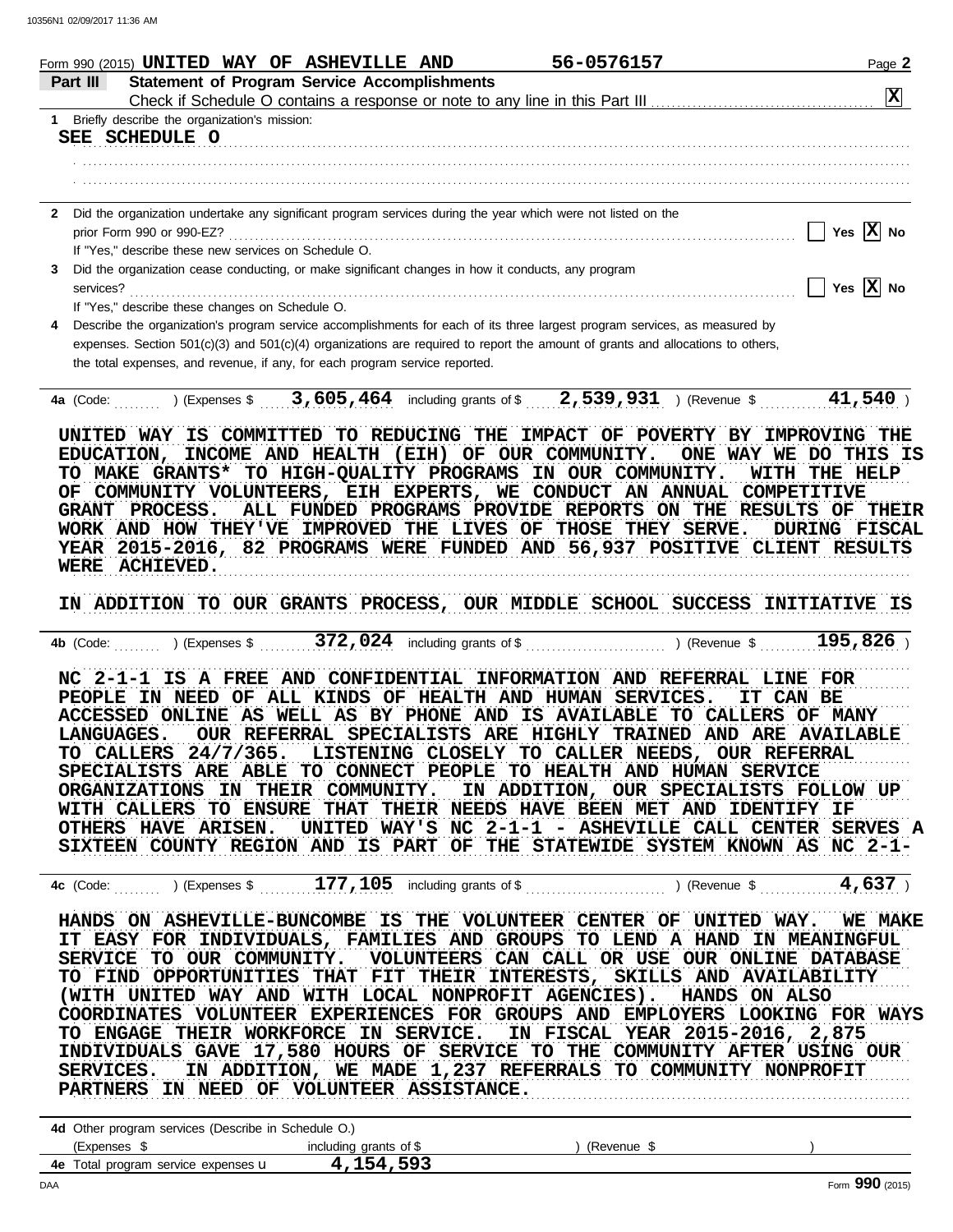Form 990 (2015) **UNITED WAY OF ASHEVILLE AND** **56-0576157** Page **2**

**Part III** **Statement of Program Service Accomplishments**

Check if Schedule O contains a response or note to any line in this Part III [X]

1 Briefly describe the organization's mission:

SEE SCHEDULE O

2 Did the organization undertake any significant program services during the year which were not listed on the prior Form 990 or 990-EZ? [ ] Yes [X] No

If "Yes," describe these new services on Schedule O.

3 Did the organization cease conducting, or make significant changes in how it conducts, any program services? [ ] Yes [X] No

If "Yes," describe these changes on Schedule O.

4 Describe the organization's program service accomplishments for each of its three largest program services, as measured by expenses. Section 501(c)(3) and 501(c)(4) organizations are required to report the amount of grants and allocations to others, the total expenses, and revenue, if any, for each program service reported.

**4a** (Code: ) (Expenses $ **3,605,464** including grants of $ **2,539,931** ) (Revenue $ **41,540** )

UNITED WAY IS COMMITTED TO REDUCING THE IMPACT OF POVERTY BY IMPROVING THE EDUCATION, INCOME AND HEALTH (EIH) OF OUR COMMUNITY. ONE WAY WE DO THIS IS TO MAKE GRANTS* TO HIGH-QUALITY PROGRAMS IN OUR COMMUNITY. WITH THE HELP OF COMMUNITY VOLUNTEERS, EIH EXPERTS, WE CONDUCT AN ANNUAL COMPETITIVE GRANT PROCESS. ALL FUNDED PROGRAMS PROVIDE REPORTS ON THE RESULTS OF THEIR WORK AND HOW THEY'VE IMPROVED THE LIVES OF THOSE THEY SERVE. DURING FISCAL YEAR 2015-2016, 82 PROGRAMS WERE FUNDED AND 56,937 POSITIVE CLIENT RESULTS WERE ACHIEVED.

IN ADDITION TO OUR GRANTS PROCESS, OUR MIDDLE SCHOOL SUCCESS INITIATIVE IS

**4b** (Code: ) (Expenses $ **372,024** including grants of $ ) (Revenue $ **195,826** )

NC 2-1-1 IS A FREE AND CONFIDENTIAL INFORMATION AND REFERRAL LINE FOR PEOPLE IN NEED OF ALL KINDS OF HEALTH AND HUMAN SERVICES. IT CAN BE ACCESSED ONLINE AS WELL AS BY PHONE AND IS AVAILABLE TO CALLERS OF MANY LANGUAGES. OUR REFERRAL SPECIALISTS ARE HIGHLY TRAINED AND ARE AVAILABLE TO CALLERS 24/7/365. LISTENING CLOSELY TO CALLER NEEDS, OUR REFERRAL SPECIALISTS ARE ABLE TO CONNECT PEOPLE TO HEALTH AND HUMAN SERVICE ORGANIZATIONS IN THEIR COMMUNITY. IN ADDITION, OUR SPECIALISTS FOLLOW UP WITH CALLERS TO ENSURE THAT THEIR NEEDS HAVE BEEN MET AND IDENTIFY IF OTHERS HAVE ARISEN. UNITED WAY'S NC 2-1-1 - ASHEVILLE CALL CENTER SERVES A SIXTEEN COUNTY REGION AND IS PART OF THE STATEWIDE SYSTEM KNOWN AS NC 2-1-

**4c** (Code: ) (Expenses $ **177,105** including grants of $ ) (Revenue $ **4,637** )

HANDS ON ASHEVILLE-BUNCOMBE IS THE VOLUNTEER CENTER OF UNITED WAY. WE MAKE IT EASY FOR INDIVIDUALS, FAMILIES AND GROUPS TO LEND A HAND IN MEANINGFUL SERVICE TO OUR COMMUNITY. VOLUNTEERS CAN CALL OR USE OUR ONLINE DATABASE TO FIND OPPORTUNITIES THAT FIT THEIR INTERESTS, SKILLS AND AVAILABILITY (WITH UNITED WAY AND WITH LOCAL NONPROFIT AGENCIES). HANDS ON ALSO COORDINATES VOLUNTEER EXPERIENCES FOR GROUPS AND EMPLOYERS LOOKING FOR WAYS TO ENGAGE THEIR WORKFORCE IN SERVICE. IN FISCAL YEAR 2015-2016, 2,875 INDIVIDUALS GAVE 17,580 HOURS OF SERVICE TO THE COMMUNITY AFTER USING OUR SERVICES. IN ADDITION, WE MADE 1,237 REFERRALS TO COMMUNITY NONPROFIT PARTNERS IN NEED OF VOLUNTEER ASSISTANCE.

**4d** Other program services (Describe in Schedule O.)

(Expenses $ including grants of $ ) (Revenue $ )

**4e** Total program service expenses **4,154,593**

Form **990** (2015)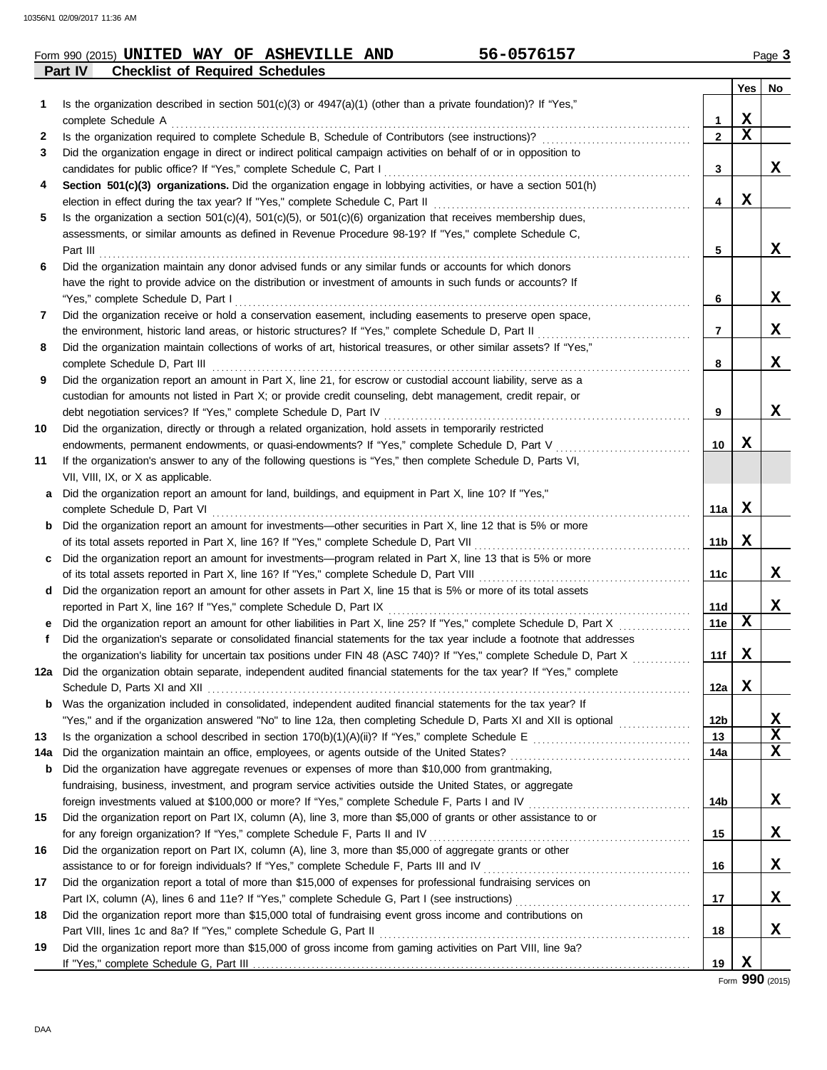Form 990 (2015) **UNITED WAY OF ASHEVILLE AND** **56-0576157** Page **3**

## Part IV Checklist of Required Schedules

| | | | Yes | No |
|---|---|---|---|---|
| **1** | Is the organization described in section 501(c)(3) or 4947(a)(1) (other than a private foundation)? If "Yes," complete Schedule A | 1 | X | |
| **2** | Is the organization required to complete Schedule B, Schedule of Contributors (see instructions)? | 2 | X | |
| **3** | Did the organization engage in direct or indirect political campaign activities on behalf of or in opposition to candidates for public office? If "Yes," complete Schedule C, Part I | 3 | | X |
| **4** | **Section 501(c)(3) organizations.** Did the organization engage in lobbying activities, or have a section 501(h) election in effect during the tax year? If "Yes," complete Schedule C, Part II | 4 | X | |
| **5** | Is the organization a section 501(c)(4), 501(c)(5), or 501(c)(6) organization that receives membership dues, assessments, or similar amounts as defined in Revenue Procedure 98-19? If "Yes," complete Schedule C, Part III | 5 | | X |
| **6** | Did the organization maintain any donor advised funds or any similar funds or accounts for which donors have the right to provide advice on the distribution or investment of amounts in such funds or accounts? If "Yes," complete Schedule D, Part I | 6 | | X |
| **7** | Did the organization receive or hold a conservation easement, including easements to preserve open space, the environment, historic land areas, or historic structures? If "Yes," complete Schedule D, Part II | 7 | | X |
| **8** | Did the organization maintain collections of works of art, historical treasures, or other similar assets? If "Yes," complete Schedule D, Part III | 8 | | X |
| **9** | Did the organization report an amount in Part X, line 21, for escrow or custodial account liability, serve as a custodian for amounts not listed in Part X; or provide credit counseling, debt management, credit repair, or debt negotiation services? If "Yes," complete Schedule D, Part IV | 9 | | X |
| **10** | Did the organization, directly or through a related organization, hold assets in temporarily restricted endowments, permanent endowments, or quasi-endowments? If "Yes," complete Schedule D, Part V | 10 | X | |
| **11** | If the organization's answer to any of the following questions is "Yes," then complete Schedule D, Parts VI, VII, VIII, IX, or X as applicable. | | | |
| **a** | Did the organization report an amount for land, buildings, and equipment in Part X, line 10? If "Yes," complete Schedule D, Part VI | 11a | X | |
| **b** | Did the organization report an amount for investments—other securities in Part X, line 12 that is 5% or more of its total assets reported in Part X, line 16? If "Yes," complete Schedule D, Part VII | 11b | X | |
| **c** | Did the organization report an amount for investments—program related in Part X, line 13 that is 5% or more of its total assets reported in Part X, line 16? If "Yes," complete Schedule D, Part VIII | 11c | | X |
| **d** | Did the organization report an amount for other assets in Part X, line 15 that is 5% or more of its total assets reported in Part X, line 16? If "Yes," complete Schedule D, Part IX | 11d | | X |
| **e** | Did the organization report an amount for other liabilities in Part X, line 25? If "Yes," complete Schedule D, Part X | 11e | X | |
| **f** | Did the organization's separate or consolidated financial statements for the tax year include a footnote that addresses the organization's liability for uncertain tax positions under FIN 48 (ASC 740)? If "Yes," complete Schedule D, Part X | 11f | X | |
| **12a** | Did the organization obtain separate, independent audited financial statements for the tax year? If "Yes," complete Schedule D, Parts XI and XII | 12a | X | |
| **b** | Was the organization included in consolidated, independent audited financial statements for the tax year? If "Yes," and if the organization answered "No" to line 12a, then completing Schedule D, Parts XI and XII is optional | 12b | | X |
| **13** | Is the organization a school described in section 170(b)(1)(A)(ii)? If "Yes," complete Schedule E | 13 | | X |
| **14a** | Did the organization maintain an office, employees, or agents outside of the United States? | 14a | | X |
| **b** | Did the organization have aggregate revenues or expenses of more than $10,000 from grantmaking, fundraising, business, investment, and program service activities outside the United States, or aggregate foreign investments valued at $100,000 or more? If "Yes," complete Schedule F, Parts I and IV | 14b | | X |
| **15** | Did the organization report on Part IX, column (A), line 3, more than $5,000 of grants or other assistance to or for any foreign organization? If "Yes," complete Schedule F, Parts II and IV | 15 | | X |
| **16** | Did the organization report on Part IX, column (A), line 3, more than $5,000 of aggregate grants or other assistance to or for foreign individuals? If "Yes," complete Schedule F, Parts III and IV | 16 | | X |
| **17** | Did the organization report a total of more than $15,000 of expenses for professional fundraising services on Part IX, column (A), lines 6 and 11e? If "Yes," complete Schedule G, Part I (see instructions) | 17 | | X |
| **18** | Did the organization report more than $15,000 total of fundraising event gross income and contributions on Part VIII, lines 1c and 8a? If "Yes," complete Schedule G, Part II | 18 | | X |
| **19** | Did the organization report more than $15,000 of gross income from gaming activities on Part VIII, line 9a? If "Yes," complete Schedule G, Part III | 19 | X | |

Form **990** (2015)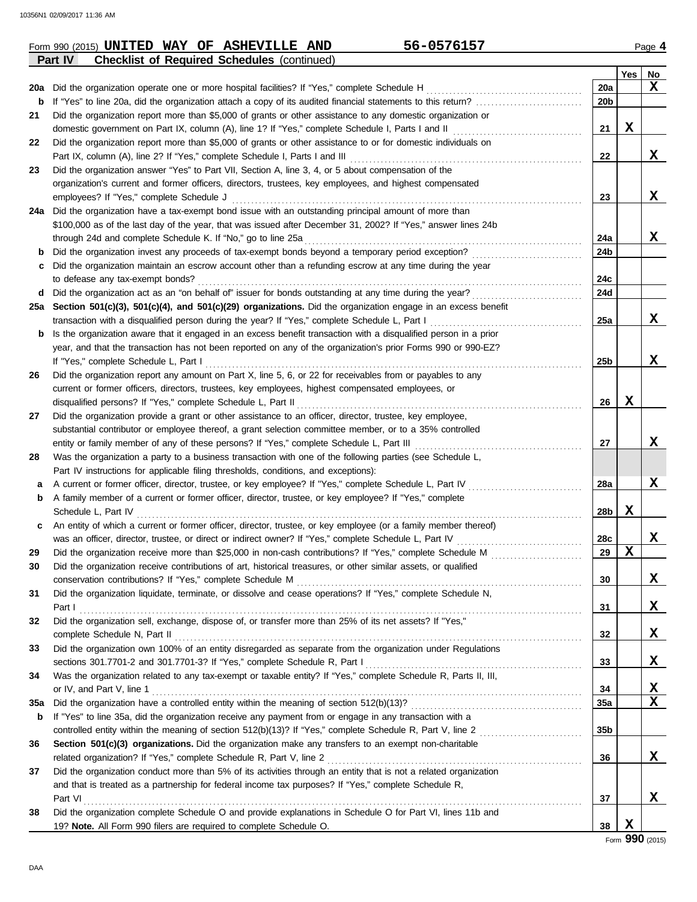Form 990 (2015) **UNITED WAY OF ASHEVILLE AND** **56-0576157** Page **4**

**Part IV** **Checklist of Required Schedules** (continued)

| | | | Yes | No |
|---|---|---|---|---|
| **20a** | Did the organization operate one or more hospital facilities? If "Yes," complete Schedule H | **20a** | | **X** |
| **b** | If "Yes" to line 20a, did the organization attach a copy of its audited financial statements to this return? | **20b** | | |
| **21** | Did the organization report more than $5,000 of grants or other assistance to any domestic organization or domestic government on Part IX, column (A), line 1? If "Yes," complete Schedule I, Parts I and II | **21** | **X** | |
| **22** | Did the organization report more than $5,000 of grants or other assistance to or for domestic individuals on Part IX, column (A), line 2? If "Yes," complete Schedule I, Parts I and III | **22** | | **X** |
| **23** | Did the organization answer "Yes" to Part VII, Section A, line 3, 4, or 5 about compensation of the organization's current and former officers, directors, trustees, key employees, and highest compensated employees? If "Yes," complete Schedule J | **23** | | **X** |
| **24a** | Did the organization have a tax-exempt bond issue with an outstanding principal amount of more than $100,000 as of the last day of the year, that was issued after December 31, 2002? If "Yes," answer lines 24b through 24d and complete Schedule K. If "No," go to line 25a | **24a** | | **X** |
| **b** | Did the organization invest any proceeds of tax-exempt bonds beyond a temporary period exception? | **24b** | | |
| **c** | Did the organization maintain an escrow account other than a refunding escrow at any time during the year to defease any tax-exempt bonds? | **24c** | | |
| **d** | Did the organization act as an "on behalf of" issuer for bonds outstanding at any time during the year? | **24d** | | |
| **25a** | **Section 501(c)(3), 501(c)(4), and 501(c)(29) organizations.** Did the organization engage in an excess benefit transaction with a disqualified person during the year? If "Yes," complete Schedule L, Part I | **25a** | | **X** |
| **b** | Is the organization aware that it engaged in an excess benefit transaction with a disqualified person in a prior year, and that the transaction has not been reported on any of the organization's prior Forms 990 or 990-EZ? If "Yes," complete Schedule L, Part I | **25b** | | **X** |
| **26** | Did the organization report any amount on Part X, line 5, 6, or 22 for receivables from or payables to any current or former officers, directors, trustees, key employees, highest compensated employees, or disqualified persons? If "Yes," complete Schedule L, Part II | **26** | **X** | |
| **27** | Did the organization provide a grant or other assistance to an officer, director, trustee, key employee, substantial contributor or employee thereof, a grant selection committee member, or to a 35% controlled entity or family member of any of these persons? If "Yes," complete Schedule L, Part III | **27** | | **X** |
| **28** | Was the organization a party to a business transaction with one of the following parties (see Schedule L, Part IV instructions for applicable filing thresholds, conditions, and exceptions): | | | |
| **a** | A current or former officer, director, trustee, or key employee? If "Yes," complete Schedule L, Part IV | **28a** | | **X** |
| **b** | A family member of a current or former officer, director, trustee, or key employee? If "Yes," complete Schedule L, Part IV | **28b** | **X** | |
| **c** | An entity of which a current or former officer, director, trustee, or key employee (or a family member thereof) was an officer, director, trustee, or direct or indirect owner? If "Yes," complete Schedule L, Part IV | **28c** | | **X** |
| **29** | Did the organization receive more than $25,000 in non-cash contributions? If "Yes," complete Schedule M | **29** | **X** | |
| **30** | Did the organization receive contributions of art, historical treasures, or other similar assets, or qualified conservation contributions? If "Yes," complete Schedule M | **30** | | **X** |
| **31** | Did the organization liquidate, terminate, or dissolve and cease operations? If "Yes," complete Schedule N, Part I | **31** | | **X** |
| **32** | Did the organization sell, exchange, dispose of, or transfer more than 25% of its net assets? If "Yes," complete Schedule N, Part II | **32** | | **X** |
| **33** | Did the organization own 100% of an entity disregarded as separate from the organization under Regulations sections 301.7701-2 and 301.7701-3? If "Yes," complete Schedule R, Part I | **33** | | **X** |
| **34** | Was the organization related to any tax-exempt or taxable entity? If "Yes," complete Schedule R, Parts II, III, or IV, and Part V, line 1 | **34** | | **X** |
| **35a** | Did the organization have a controlled entity within the meaning of section 512(b)(13)? | **35a** | | **X** |
| **b** | If "Yes" to line 35a, did the organization receive any payment from or engage in any transaction with a controlled entity within the meaning of section 512(b)(13)? If "Yes," complete Schedule R, Part V, line 2 | **35b** | | |
| **36** | **Section 501(c)(3) organizations.** Did the organization make any transfers to an exempt non-charitable related organization? If "Yes," complete Schedule R, Part V, line 2 | **36** | | **X** |
| **37** | Did the organization conduct more than 5% of its activities through an entity that is not a related organization and that is treated as a partnership for federal income tax purposes? If "Yes," complete Schedule R, Part VI | **37** | | **X** |
| **38** | Did the organization complete Schedule O and provide explanations in Schedule O for Part VI, lines 11b and 19? **Note.** All Form 990 filers are required to complete Schedule O. | **38** | **X** | |

Form **990** (2015)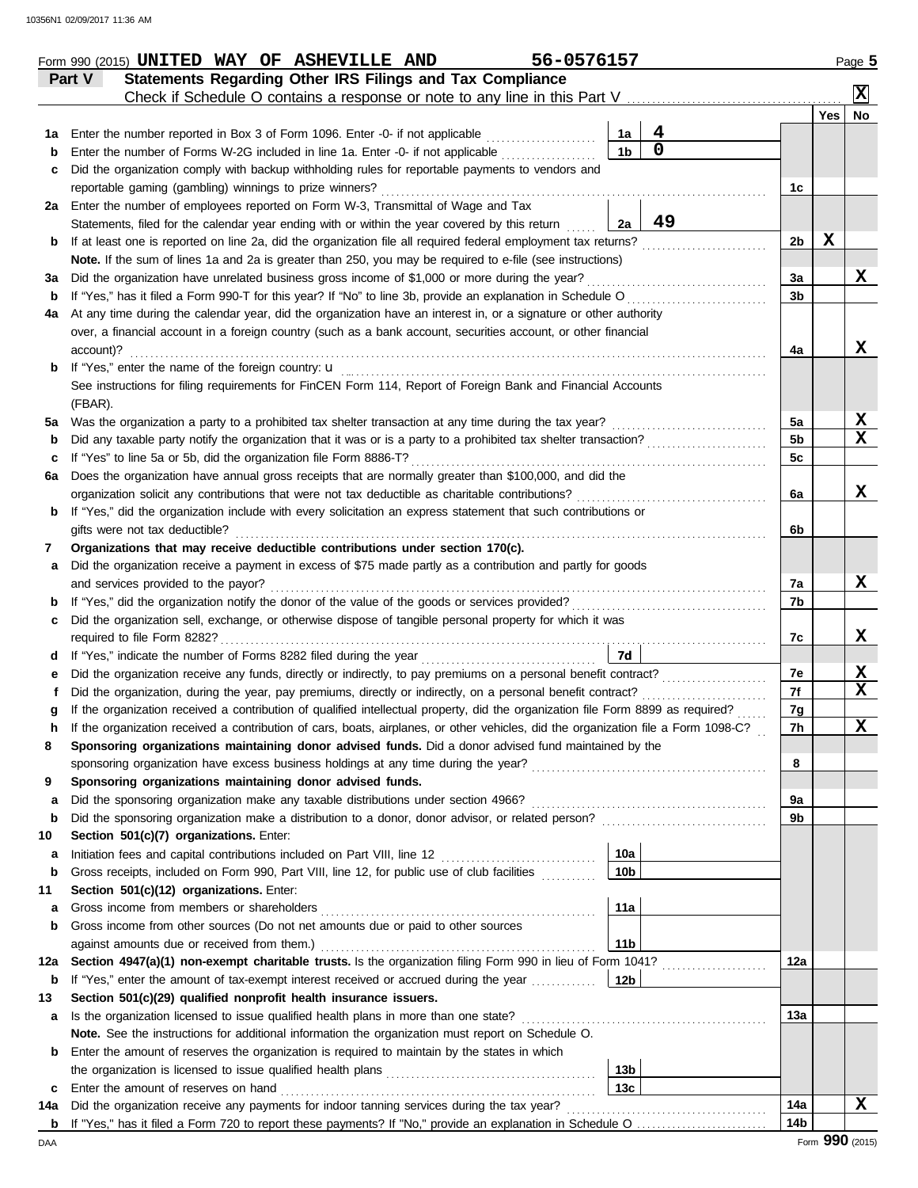Form 990 (2015) **UNITED WAY OF ASHEVILLE AND** **56-0576157**

## Part V Statements Regarding Other IRS Filings and Tax Compliance

Check if Schedule O contains a response or note to any line in this Part V .......... **X**

| | | | | | Yes | No |
|---|---|---|---|---|---|---|
| **1a** | Enter the number reported in Box 3 of Form 1096. Enter -0- if not applicable | 1a | 4 | | | |
| **b** | Enter the number of Forms W-2G included in line 1a. Enter -0- if not applicable | 1b | 0 | | | |
| **c** | Did the organization comply with backup withholding rules for reportable payments to vendors and reportable gaming (gambling) winnings to prize winners? | | | 1c | | |
| **2a** | Enter the number of employees reported on Form W-3, Transmittal of Wage and Tax Statements, filed for the calendar year ending with or within the year covered by this return | 2a | 49 | | | |
| **b** | If at least one is reported on line 2a, did the organization file all required federal employment tax returns? | | | 2b | X | |
| | **Note.** If the sum of lines 1a and 2a is greater than 250, you may be required to e-file (see instructions) | | | | | |
| **3a** | Did the organization have unrelated business gross income of $1,000 or more during the year? | | | 3a | | X |
| **b** | If "Yes," has it filed a Form 990-T for this year? If "No" to line 3b, provide an explanation in Schedule O | | | 3b | | |
| **4a** | At any time during the calendar year, did the organization have an interest in, or a signature or other authority over, a financial account in a foreign country (such as a bank account, securities account, or other financial account)? | | | 4a | | X |
| **b** | If "Yes," enter the name of the foreign country: u | | | | | |
| | See instructions for filing requirements for FinCEN Form 114, Report of Foreign Bank and Financial Accounts (FBAR). | | | | | |
| **5a** | Was the organization a party to a prohibited tax shelter transaction at any time during the tax year? | | | 5a | | X |
| **b** | Did any taxable party notify the organization that it was or is a party to a prohibited tax shelter transaction? | | | 5b | | X |
| **c** | If "Yes" to line 5a or 5b, did the organization file Form 8886-T? | | | 5c | | |
| **6a** | Does the organization have annual gross receipts that are normally greater than $100,000, and did the organization solicit any contributions that were not tax deductible as charitable contributions? | | | 6a | | X |
| **b** | If "Yes," did the organization include with every solicitation an express statement that such contributions or gifts were not tax deductible? | | | 6b | | |
| **7** | **Organizations that may receive deductible contributions under section 170(c).** | | | | | |
| **a** | Did the organization receive a payment in excess of $75 made partly as a contribution and partly for goods and services provided to the payor? | | | 7a | | X |
| **b** | If "Yes," did the organization notify the donor of the value of the goods or services provided? | | | 7b | | |
| **c** | Did the organization sell, exchange, or otherwise dispose of tangible personal property for which it was required to file Form 8282? | | | 7c | | X |
| **d** | If "Yes," indicate the number of Forms 8282 filed during the year | 7d | | | | |
| **e** | Did the organization receive any funds, directly or indirectly, to pay premiums on a personal benefit contract? | | | 7e | | X |
| **f** | Did the organization, during the year, pay premiums, directly or indirectly, on a personal benefit contract? | | | 7f | | X |
| **g** | If the organization received a contribution of qualified intellectual property, did the organization file Form 8899 as required? | | | 7g | | |
| **h** | If the organization received a contribution of cars, boats, airplanes, or other vehicles, did the organization file a Form 1098-C? | | | 7h | | X |
| **8** | **Sponsoring organizations maintaining donor advised funds.** Did a donor advised fund maintained by the sponsoring organization have excess business holdings at any time during the year? | | | 8 | | |
| **9** | **Sponsoring organizations maintaining donor advised funds.** | | | | | |
| **a** | Did the sponsoring organization make any taxable distributions under section 4966? | | | 9a | | |
| **b** | Did the sponsoring organization make a distribution to a donor, donor advisor, or related person? | | | 9b | | |
| **10** | **Section 501(c)(7) organizations.** Enter: | | | | | |
| **a** | Initiation fees and capital contributions included on Part VIII, line 12 | 10a | | | | |
| **b** | Gross receipts, included on Form 990, Part VIII, line 12, for public use of club facilities | 10b | | | | |
| **11** | **Section 501(c)(12) organizations.** Enter: | | | | | |
| **a** | Gross income from members or shareholders | 11a | | | | |
| **b** | Gross income from other sources (Do not net amounts due or paid to other sources against amounts due or received from them.) | 11b | | | | |
| **12a** | **Section 4947(a)(1) non-exempt charitable trusts.** Is the organization filing Form 990 in lieu of Form 1041? | | | 12a | | |
| **b** | If "Yes," enter the amount of tax-exempt interest received or accrued during the year | 12b | | | | |
| **13** | **Section 501(c)(29) qualified nonprofit health insurance issuers.** | | | | | |
| **a** | Is the organization licensed to issue qualified health plans in more than one state? | | | 13a | | |
| | **Note.** See the instructions for additional information the organization must report on Schedule O. | | | | | |
| **b** | Enter the amount of reserves the organization is required to maintain by the states in which the organization is licensed to issue qualified health plans | 13b | | | | |
| **c** | Enter the amount of reserves on hand | 13c | | | | |
| **14a** | Did the organization receive any payments for indoor tanning services during the tax year? | | | 14a | | X |
| **b** | If "Yes," has it filed a Form 720 to report these payments? If "No," provide an explanation in Schedule O | | | 14b | | |

Form **990** (2015)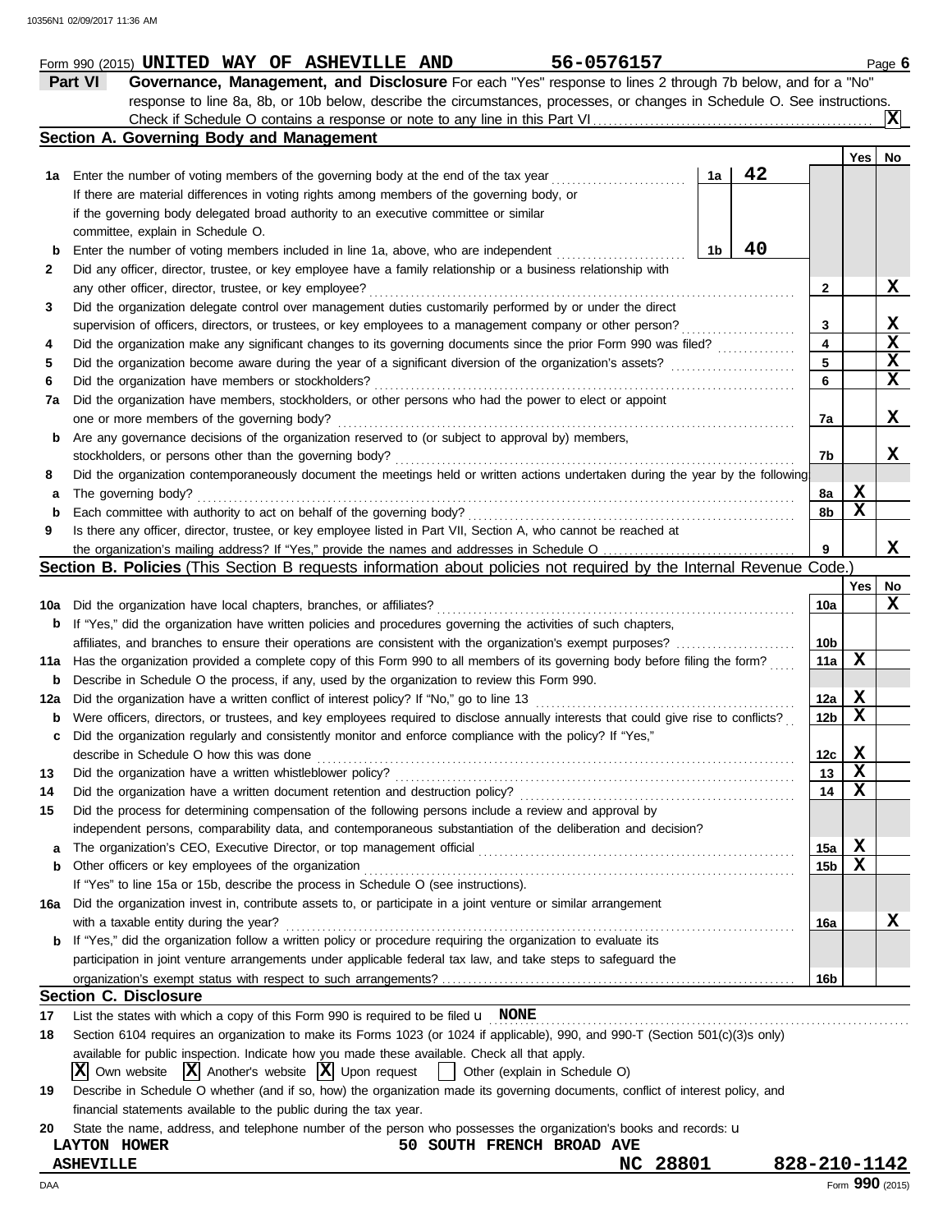Form 990 (2015) **UNITED WAY OF ASHEVILLE AND** 56-0576157 Page **6**

## Part VI Governance, Management, and Disclosure

For each "Yes" response to lines 2 through 7b below, and for a "No" response to line 8a, 8b, or 10b below, describe the circumstances, processes, or changes in Schedule O. See instructions.

Check if Schedule O contains a response or note to any line in this Part VI .......... **X**

### Section A. Governing Body and Management

| | | | Yes | No |
|---|---|---|---|---|
| **1a** | Enter the number of voting members of the governing body at the end of the tax year ..... **1a** 42<br>If there are material differences in voting rights among members of the governing body, or if the governing body delegated broad authority to an executive committee or similar committee, explain in Schedule O. | | | |
| **b** | Enter the number of voting members included in line 1a, above, who are independent ..... **1b** 40 | | | |
| **2** | Did any officer, director, trustee, or key employee have a family relationship or a business relationship with any other officer, director, trustee, or key employee? | 2 | | X |
| **3** | Did the organization delegate control over management duties customarily performed by or under the direct supervision of officers, directors, or trustees, or key employees to a management company or other person? | 3 | | X |
| **4** | Did the organization make any significant changes to its governing documents since the prior Form 990 was filed? | 4 | | X |
| **5** | Did the organization become aware during the year of a significant diversion of the organization's assets? | 5 | | X |
| **6** | Did the organization have members or stockholders? | 6 | | X |
| **7a** | Did the organization have members, stockholders, or other persons who had the power to elect or appoint one or more members of the governing body? | 7a | | X |
| **b** | Are any governance decisions of the organization reserved to (or subject to approval by) members, stockholders, or persons other than the governing body? | 7b | | X |
| **8** | Did the organization contemporaneously document the meetings held or written actions undertaken during the year by the following: | | | |
| **a** | The governing body? | 8a | X | |
| **b** | Each committee with authority to act on behalf of the governing body? | 8b | X | |
| **9** | Is there any officer, director, trustee, or key employee listed in Part VII, Section A, who cannot be reached at the organization's mailing address? If "Yes," provide the names and addresses in Schedule O | 9 | | X |

### Section B. Policies (This Section B requests information about policies not required by the Internal Revenue Code.)

| | | | Yes | No |
|---|---|---|---|---|
| **10a** | Did the organization have local chapters, branches, or affiliates? | 10a | | X |
| **b** | If "Yes," did the organization have written policies and procedures governing the activities of such chapters, affiliates, and branches to ensure their operations are consistent with the organization's exempt purposes? | 10b | | |
| **11a** | Has the organization provided a complete copy of this Form 990 to all members of its governing body before filing the form? | 11a | X | |
| **b** | Describe in Schedule O the process, if any, used by the organization to review this Form 990. | | | |
| **12a** | Did the organization have a written conflict of interest policy? If "No," go to line 13 | 12a | X | |
| **b** | Were officers, directors, or trustees, and key employees required to disclose annually interests that could give rise to conflicts? | 12b | X | |
| **c** | Did the organization regularly and consistently monitor and enforce compliance with the policy? If "Yes," describe in Schedule O how this was done | 12c | X | |
| **13** | Did the organization have a written whistleblower policy? | 13 | X | |
| **14** | Did the organization have a written document retention and destruction policy? | 14 | X | |
| **15** | Did the process for determining compensation of the following persons include a review and approval by independent persons, comparability data, and contemporaneous substantiation of the deliberation and decision? | | | |
| **a** | The organization's CEO, Executive Director, or top management official | 15a | X | |
| **b** | Other officers or key employees of the organization | 15b | X | |
| | If "Yes" to line 15a or 15b, describe the process in Schedule O (see instructions). | | | |
| **16a** | Did the organization invest in, contribute assets to, or participate in a joint venture or similar arrangement with a taxable entity during the year? | 16a | | X |
| **b** | If "Yes," did the organization follow a written policy or procedure requiring the organization to evaluate its participation in joint venture arrangements under applicable federal tax law, and take steps to safeguard the organization's exempt status with respect to such arrangements? | 16b | | |

### Section C. Disclosure

**17** List the states with which a copy of this Form 990 is required to be filed u **NONE**

**18** Section 6104 requires an organization to make its Forms 1023 (or 1024 if applicable), 990, and 990-T (Section 501(c)(3)s only) available for public inspection. Indicate how you made these available. Check all that apply.

**[X]** Own website **[X]** Another's website **[X]** Upon request [ ] Other (explain in Schedule O)

**19** Describe in Schedule O whether (and if so, how) the organization made its governing documents, conflict of interest policy, and financial statements available to the public during the tax year.

**20** State the name, address, and telephone number of the person who possesses the organization's books and records: u

**LAYTON HOWER** **50 SOUTH FRENCH BROAD AVE**
**ASHEVILLE** **NC 28801** **828-210-1142**

Form **990** (2015)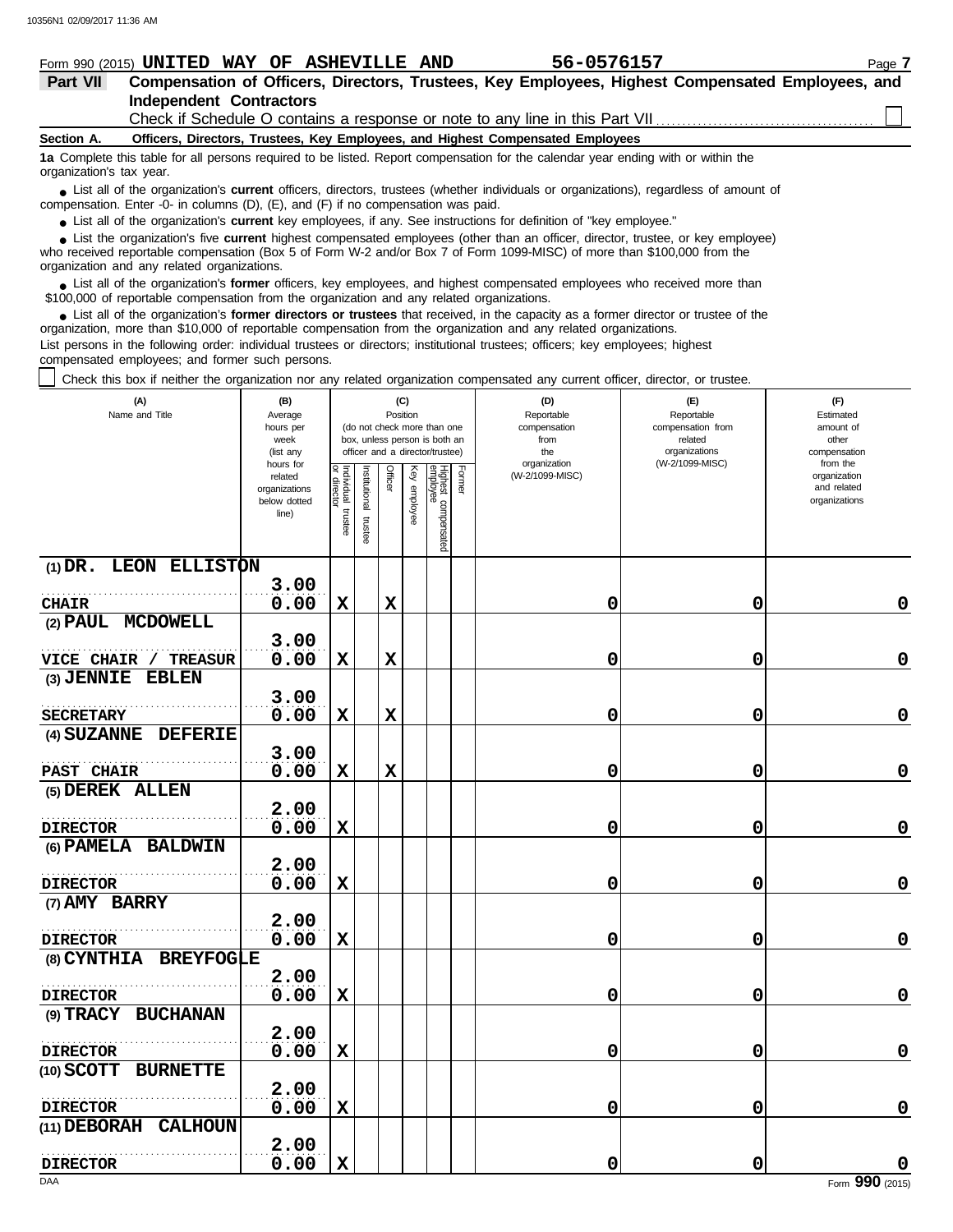Form 990 (2015) **UNITED WAY OF ASHEVILLE AND** **56-0576157**

**Part VII** **Compensation of Officers, Directors, Trustees, Key Employees, Highest Compensated Employees, and Independent Contractors**

Check if Schedule O contains a response or note to any line in this Part VII ☐

**Section A. Officers, Directors, Trustees, Key Employees, and Highest Compensated Employees**

**1a** Complete this table for all persons required to be listed. Report compensation for the calendar year ending with or within the organization's tax year.

- List all of the organization's **current** officers, directors, trustees (whether individuals or organizations), regardless of amount of compensation. Enter -0- in columns (D), (E), and (F) if no compensation was paid.
- List all of the organization's **current** key employees, if any. See instructions for definition of "key employee."
- List the organization's five **current** highest compensated employees (other than an officer, director, trustee, or key employee) who received reportable compensation (Box 5 of Form W-2 and/or Box 7 of Form 1099-MISC) of more than $100,000 from the organization and any related organizations.
- List all of the organization's **former** officers, key employees, and highest compensated employees who received more than $100,000 of reportable compensation from the organization and any related organizations.
- List all of the organization's **former directors or trustees** that received, in the capacity as a former director or trustee of the organization, more than $10,000 of reportable compensation from the organization and any related organizations.

List persons in the following order: individual trustees or directors; institutional trustees; officers; key employees; highest compensated employees; and former such persons.

☐ Check this box if neither the organization nor any related organization compensated any current officer, director, or trustee.

| (A) Name and Title | (B) Average hours per week (list any hours for related organizations below dotted line) | (C) Position: Individual trustee or director | Institutional trustee | Officer | Key employee | Highest compensated employee | Former | (D) Reportable compensation from the organization (W-2/1099-MISC) | (E) Reportable compensation from related organizations (W-2/1099-MISC) | (F) Estimated amount of other compensation from the organization and related organizations |
|---|---|---|---|---|---|---|---|---|---|---|
| (1) DR. LEON ELLISTON<br>CHAIR | 3.00<br>0.00 | X | | X | | | | 0 | 0 | 0 |
| (2) PAUL MCDOWELL<br>VICE CHAIR / TREASUR | 3.00<br>0.00 | X | | X | | | | 0 | 0 | 0 |
| (3) JENNIE EBLEN<br>SECRETARY | 3.00<br>0.00 | X | | X | | | | 0 | 0 | 0 |
| (4) SUZANNE DEFERIE<br>PAST CHAIR | 3.00<br>0.00 | X | | X | | | | 0 | 0 | 0 |
| (5) DEREK ALLEN<br>DIRECTOR | 2.00<br>0.00 | X | | | | | | 0 | 0 | 0 |
| (6) PAMELA BALDWIN<br>DIRECTOR | 2.00<br>0.00 | X | | | | | | 0 | 0 | 0 |
| (7) AMY BARRY<br>DIRECTOR | 2.00<br>0.00 | X | | | | | | 0 | 0 | 0 |
| (8) CYNTHIA BREYFOGLE<br>DIRECTOR | 2.00<br>0.00 | X | | | | | | 0 | 0 | 0 |
| (9) TRACY BUCHANAN<br>DIRECTOR | 2.00<br>0.00 | X | | | | | | 0 | 0 | 0 |
| (10) SCOTT BURNETTE<br>DIRECTOR | 2.00<br>0.00 | X | | | | | | 0 | 0 | 0 |
| (11) DEBORAH CALHOUN<br>DIRECTOR | 2.00<br>0.00 | X | | | | | | 0 | 0 | 0 |

Form **990** (2015)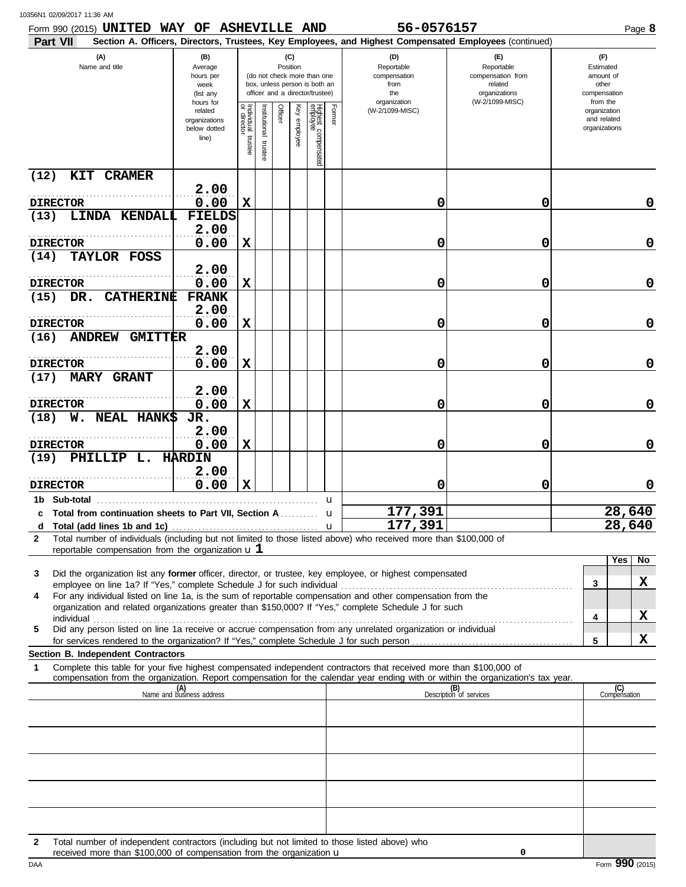Form 990 (2015) **UNITED WAY OF ASHEVILLE AND** 56-0576157 Page **8**

**Part VII** **Section A. Officers, Directors, Trustees, Key Employees, and Highest Compensated Employees** (continued)

| (A) Name and title | (B) Average hours per week (list any hours for related organizations below dotted line) | (C) Position: Individual trustee or director | Institutional trustee | Officer | Key employee | Highest compensated employee | Former | (D) Reportable compensation from the organization (W-2/1099-MISC) | (E) Reportable compensation from related organizations (W-2/1099-MISC) | (F) Estimated amount of other compensation from the organization and related organizations |
|---|---|---|---|---|---|---|---|---|---|---|
| (12) KIT CRAMER<br>DIRECTOR | 2.00<br>0.00 | X | | | | | | 0 | 0 | 0 |
| (13) LINDA KENDALL FIELDS<br>DIRECTOR | 2.00<br>0.00 | X | | | | | | 0 | 0 | 0 |
| (14) TAYLOR FOSS<br>DIRECTOR | 2.00<br>0.00 | X | | | | | | 0 | 0 | 0 |
| (15) DR. CATHERINE FRANK<br>DIRECTOR | 2.00<br>0.00 | X | | | | | | 0 | 0 | 0 |
| (16) ANDREW GMITTER<br>DIRECTOR | 2.00<br>0.00 | X | | | | | | 0 | 0 | 0 |
| (17) MARY GRANT<br>DIRECTOR | 2.00<br>0.00 | X | | | | | | 0 | 0 | 0 |
| (18) W. NEAL HANKS JR.<br>DIRECTOR | 2.00<br>0.00 | X | | | | | | 0 | 0 | 0 |
| (19) PHILLIP L. HARDIN<br>DIRECTOR | 2.00<br>0.00 | X | | | | | | 0 | 0 | 0 |
| **1b Sub-total** | | | | | | | | | | |
| **c Total from continuation sheets to Part VII, Section A** | | | | | | | | 177,391 | | 28,640 |
| **d Total (add lines 1b and 1c)** | | | | | | | | 177,391 | | 28,640 |

**2** Total number of individuals (including but not limited to those listed above) who received more than $100,000 of reportable compensation from the organization u **1**

| | | Yes | No |
|---|---|---|---|
| **3** Did the organization list any **former** officer, director, or trustee, key employee, or highest compensated employee on line 1a? If "Yes," complete Schedule J for such individual | 3 | | X |
| **4** For any individual listed on line 1a, is the sum of reportable compensation and other compensation from the organization and related organizations greater than $150,000? If "Yes," complete Schedule J for such individual | 4 | | X |
| **5** Did any person listed on line 1a receive or accrue compensation from any unrelated organization or individual for services rendered to the organization? If "Yes," complete Schedule J for such person | 5 | | X |

**Section B. Independent Contractors**

**1** Complete this table for your five highest compensated independent contractors that received more than $100,000 of compensation from the organization. Report compensation for the calendar year ending with or within the organization's tax year.

| (A) Name and business address | (B) Description of services | (C) Compensation |
|---|---|---|
| | | |
| | | |
| | | |
| | | |
| | | |

**2** Total number of independent contractors (including but not limited to those listed above) who received more than $100,000 of compensation from the organization u 0

DAA Form **990** (2015)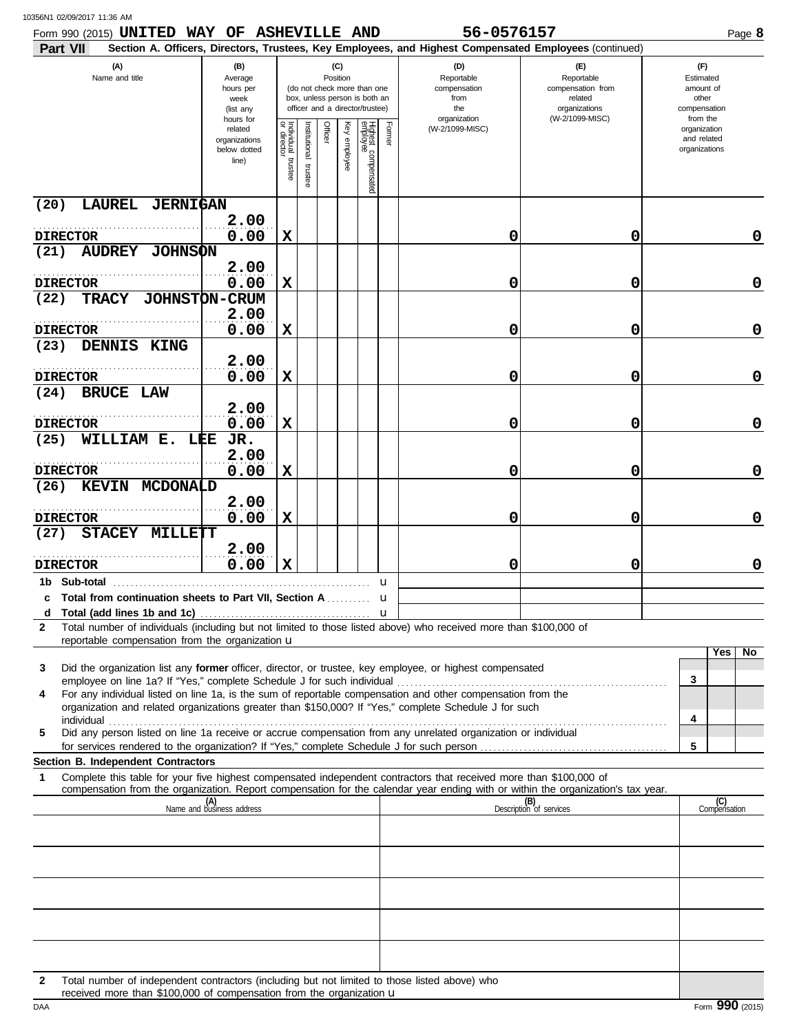Form 990 (2015) **UNITED WAY OF ASHEVILLE AND** **56-0576157** Page **8**

**Part VII** **Section A. Officers, Directors, Trustees, Key Employees, and Highest Compensated Employees** (continued)

| (A) Name and title | (B) Average hours per week (list any hours for related organizations below dotted line) | (C) Position: Individual trustee or director | Institutional trustee | Officer | Key employee | Highest compensated employee | Former | (D) Reportable compensation from the organization (W-2/1099-MISC) | (E) Reportable compensation from related organizations (W-2/1099-MISC) | (F) Estimated amount of other compensation from the organization and related organizations |
|---|---|---|---|---|---|---|---|---|---|---|
| (20) LAUREL JERNIGAN<br>DIRECTOR | 2.00<br>0.00 | X | | | | | | 0 | 0 | 0 |
| (21) AUDREY JOHNSON<br>DIRECTOR | 2.00<br>0.00 | X | | | | | | 0 | 0 | 0 |
| (22) TRACY JOHNSTON-CRUM<br>DIRECTOR | 2.00<br>0.00 | X | | | | | | 0 | 0 | 0 |
| (23) DENNIS KING<br>DIRECTOR | 2.00<br>0.00 | X | | | | | | 0 | 0 | 0 |
| (24) BRUCE LAW<br>DIRECTOR | 2.00<br>0.00 | X | | | | | | 0 | 0 | 0 |
| (25) WILLIAM E. LEE JR.<br>DIRECTOR | 2.00<br>0.00 | X | | | | | | 0 | 0 | 0 |
| (26) KEVIN MCDONALD<br>DIRECTOR | 2.00<br>0.00 | X | | | | | | 0 | 0 | 0 |
| (27) STACEY MILLETT<br>DIRECTOR | 2.00<br>0.00 | X | | | | | | 0 | 0 | 0 |
| **1b Sub-total** | | | | | | | | | | |
| **c Total from continuation sheets to Part VII, Section A** | | | | | | | | | | |
| **d Total (add lines 1b and 1c)** | | | | | | | | | | |

**2** Total number of individuals (including but not limited to those listed above) who received more than $100,000 of reportable compensation from the organization

| | | Yes | No |
|---|---|---|---|
| **3** Did the organization list any **former** officer, director, or trustee, key employee, or highest compensated employee on line 1a? If "Yes," complete Schedule J for such individual | 3 | | |
| **4** For any individual listed on line 1a, is the sum of reportable compensation and other compensation from the organization and related organizations greater than $150,000? If "Yes," complete Schedule J for such individual | 4 | | |
| **5** Did any person listed on line 1a receive or accrue compensation from any unrelated organization or individual for services rendered to the organization? If "Yes," complete Schedule J for such person | 5 | | |

**Section B. Independent Contractors**

**1** Complete this table for your five highest compensated independent contractors that received more than $100,000 of compensation from the organization. Report compensation for the calendar year ending with or within the organization's tax year.

| (A) Name and business address | (B) Description of services | (C) Compensation |
|---|---|---|
| | | |
| | | |
| | | |
| | | |
| | | |

**2** Total number of independent contractors (including but not limited to those listed above) who received more than $100,000 of compensation from the organization

Form **990** (2015)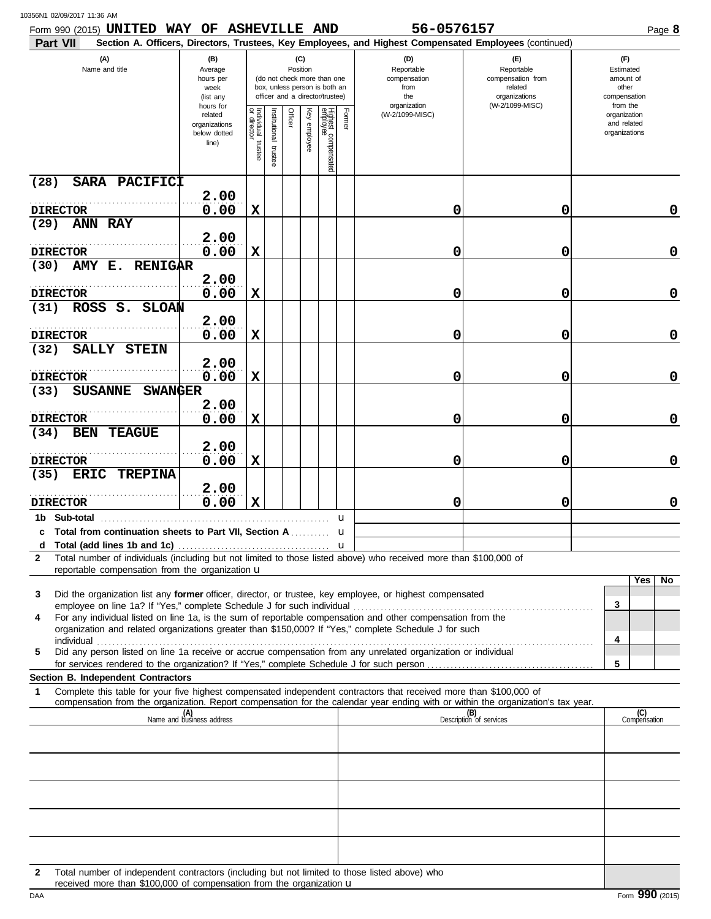Form 990 (2015) **UNITED WAY OF ASHEVILLE AND** **56-0576157**

**Part VII** **Section A. Officers, Directors, Trustees, Key Employees, and Highest Compensated Employees** (continued)

| (A) Name and title | (B) Average hours per week (list any hours for related organizations below dotted line) | (C) Position: Individual trustee or director | Institutional trustee | Officer | Key employee | Highest compensated employee | Former | (D) Reportable compensation from the organization (W-2/1099-MISC) | (E) Reportable compensation from related organizations (W-2/1099-MISC) | (F) Estimated amount of other compensation from the organization and related organizations |
|---|---|---|---|---|---|---|---|---|---|---|
| (28) SARA PACIFICI<br>DIRECTOR | 2.00<br>0.00 | X | | | | | | 0 | 0 | 0 |
| (29) ANN RAY<br>DIRECTOR | 2.00<br>0.00 | X | | | | | | 0 | 0 | 0 |
| (30) AMY E. RENIGAR<br>DIRECTOR | 2.00<br>0.00 | X | | | | | | 0 | 0 | 0 |
| (31) ROSS S. SLOAN<br>DIRECTOR | 2.00<br>0.00 | X | | | | | | 0 | 0 | 0 |
| (32) SALLY STEIN<br>DIRECTOR | 2.00<br>0.00 | X | | | | | | 0 | 0 | 0 |
| (33) SUSANNE SWANGER<br>DIRECTOR | 2.00<br>0.00 | X | | | | | | 0 | 0 | 0 |
| (34) BEN TEAGUE<br>DIRECTOR | 2.00<br>0.00 | X | | | | | | 0 | 0 | 0 |
| (35) ERIC TREPINA<br>DIRECTOR | 2.00<br>0.00 | X | | | | | | 0 | 0 | 0 |
| 1b Sub-total | | | | | | | | | | |
| c Total from continuation sheets to Part VII, Section A | | | | | | | | | | |
| d Total (add lines 1b and 1c) | | | | | | | | | | |

**2** Total number of individuals (including but not limited to those listed above) who received more than $100,000 of reportable compensation from the organization u

| | | Yes | No |
|---|---|---|---|
| **3** Did the organization list any **former** officer, director, or trustee, key employee, or highest compensated employee on line 1a? If "Yes," complete Schedule J for such individual | 3 | | |
| **4** For any individual listed on line 1a, is the sum of reportable compensation and other compensation from the organization and related organizations greater than $150,000? If "Yes," complete Schedule J for such individual | 4 | | |
| **5** Did any person listed on line 1a receive or accrue compensation from any unrelated organization or individual for services rendered to the organization? If "Yes," complete Schedule J for such person | 5 | | |

**Section B. Independent Contractors**

**1** Complete this table for your five highest compensated independent contractors that received more than $100,000 of compensation from the organization. Report compensation for the calendar year ending with or within the organization's tax year.

| (A) Name and business address | (B) Description of services | (C) Compensation |
|---|---|---|
| | | |
| | | |
| | | |
| | | |
| | | |

**2** Total number of independent contractors (including but not limited to those listed above) who received more than $100,000 of compensation from the organization u

Form **990** (2015)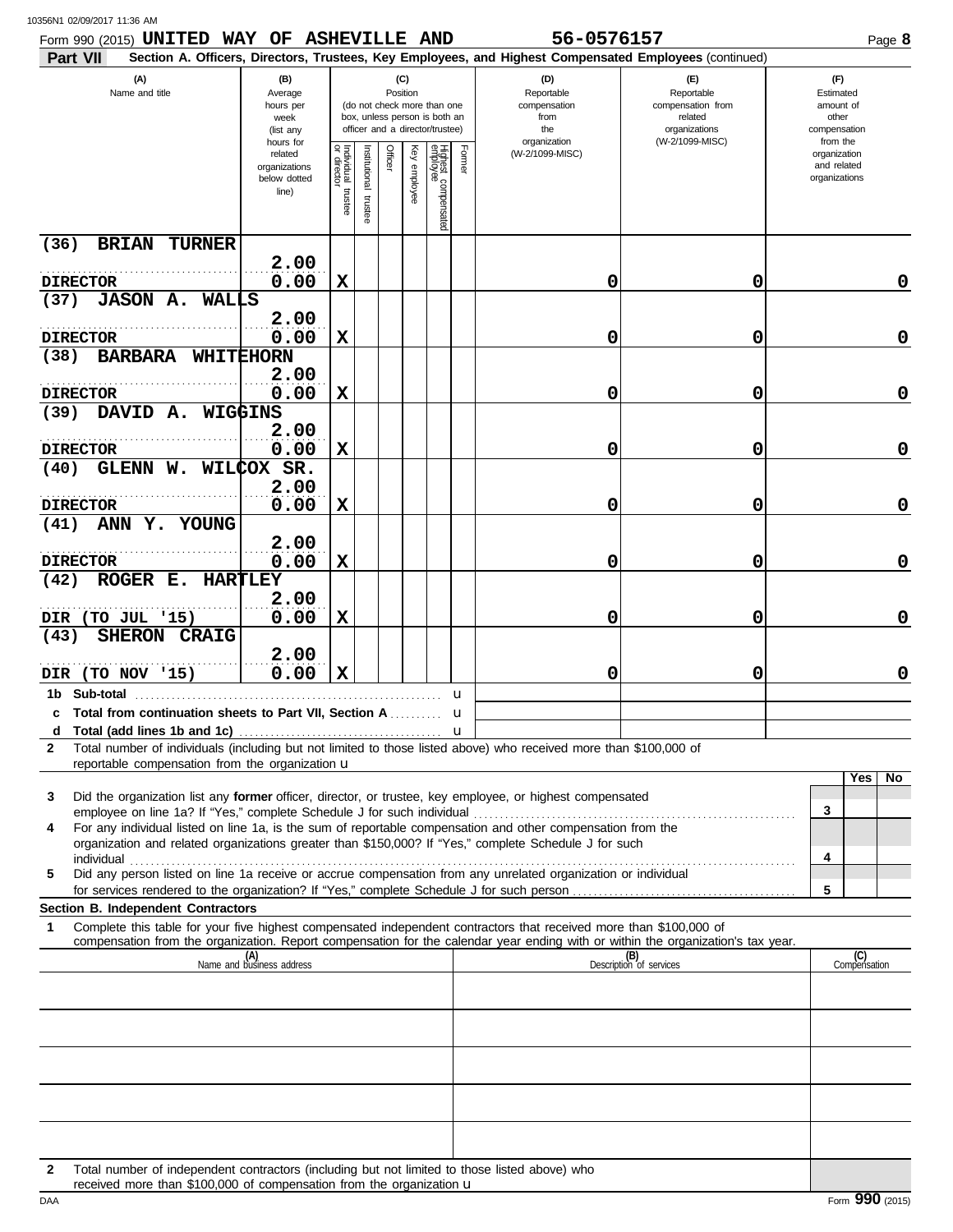Form 990 (2015) **UNITED WAY OF ASHEVILLE AND** **56-0576157** Page **8**

**Part VII** **Section A. Officers, Directors, Trustees, Key Employees, and Highest Compensated Employees** (continued)

| (A) Name and title | (B) Average hours per week (list any hours for related organizations below dotted line) | (C) Position: Individual trustee or director | Institutional trustee | Officer | Key employee | Highest compensated employee | Former | (D) Reportable compensation from the organization (W-2/1099-MISC) | (E) Reportable compensation from related organizations (W-2/1099-MISC) | (F) Estimated amount of other compensation from the organization and related organizations |
|---|---|---|---|---|---|---|---|---|---|---|
| (36) BRIAN TURNER<br>DIRECTOR | 2.00<br>0.00 | X | | | | | | 0 | 0 | 0 |
| (37) JASON A. WALLS<br>DIRECTOR | 2.00<br>0.00 | X | | | | | | 0 | 0 | 0 |
| (38) BARBARA WHITEHORN<br>DIRECTOR | 2.00<br>0.00 | X | | | | | | 0 | 0 | 0 |
| (39) DAVID A. WIGGINS<br>DIRECTOR | 2.00<br>0.00 | X | | | | | | 0 | 0 | 0 |
| (40) GLENN W. WILCOX SR.<br>DIRECTOR | 2.00<br>0.00 | X | | | | | | 0 | 0 | 0 |
| (41) ANN Y. YOUNG<br>DIRECTOR | 2.00<br>0.00 | X | | | | | | 0 | 0 | 0 |
| (42) ROGER E. HARTLEY<br>DIR (TO JUL '15) | 2.00<br>0.00 | X | | | | | | 0 | 0 | 0 |
| (43) SHERON CRAIG<br>DIR (TO NOV '15) | 2.00<br>0.00 | X | | | | | | 0 | 0 | 0 |
| **1b Sub-total** | | | | | | | u | | | |
| **c Total from continuation sheets to Part VII, Section A** | | | | | | | u | | | |
| **d Total (add lines 1b and 1c)** | | | | | | | u | | | |

**2** Total number of individuals (including but not limited to those listed above) who received more than $100,000 of reportable compensation from the organization u

| | | Yes | No |
|---|---|---|---|
| **3** Did the organization list any **former** officer, director, or trustee, key employee, or highest compensated employee on line 1a? If "Yes," complete Schedule J for such individual | 3 | | |
| **4** For any individual listed on line 1a, is the sum of reportable compensation and other compensation from the organization and related organizations greater than $150,000? If "Yes," complete Schedule J for such individual | 4 | | |
| **5** Did any person listed on line 1a receive or accrue compensation from any unrelated organization or individual for services rendered to the organization? If "Yes," complete Schedule J for such person | 5 | | |

**Section B. Independent Contractors**

**1** Complete this table for your five highest compensated independent contractors that received more than $100,000 of compensation from the organization. Report compensation for the calendar year ending with or within the organization's tax year.

| (A) Name and business address | (B) Description of services | (C) Compensation |
|---|---|---|
| | | |
| | | |
| | | |
| | | |
| | | |

**2** Total number of independent contractors (including but not limited to those listed above) who received more than $100,000 of compensation from the organization u

DAA Form **990** (2015)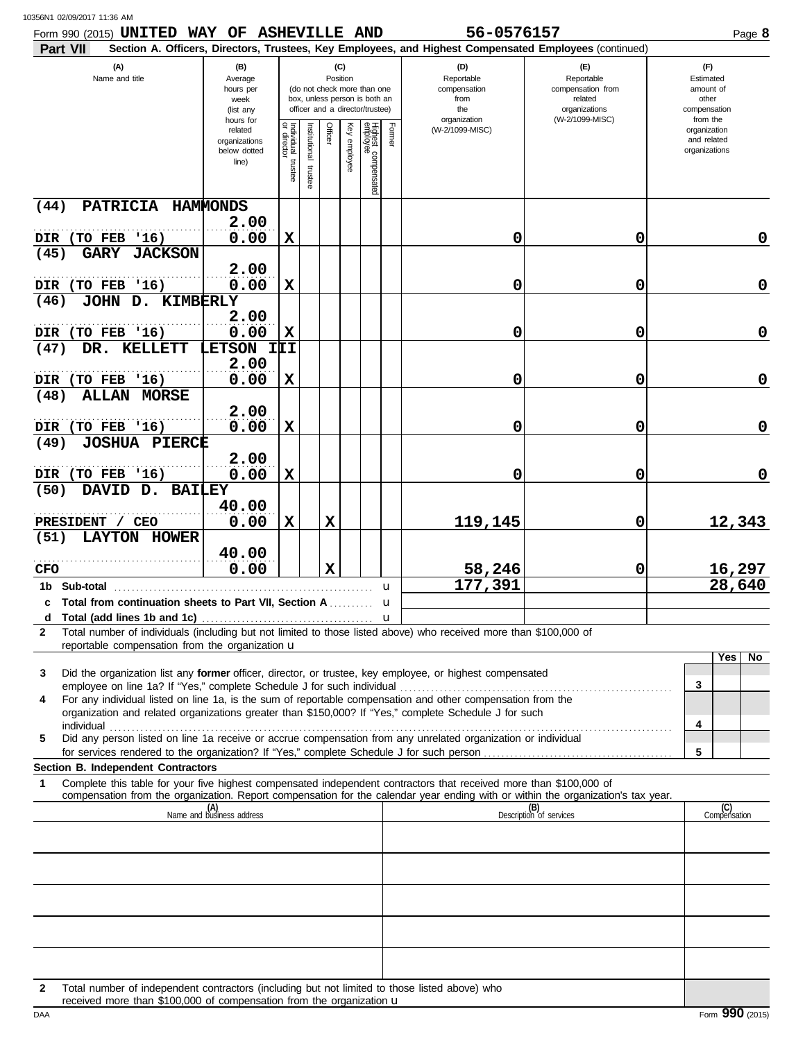Form 990 (2015) **UNITED WAY OF ASHEVILLE AND** **56-0576157** Page **8**

**Part VII** **Section A. Officers, Directors, Trustees, Key Employees, and Highest Compensated Employees** (continued)

| (A) Name and title | (B) Average hours per week (list any hours for related organizations below dotted line) | (C) Position: Individual trustee or director | Institutional trustee | Officer | Key employee | Highest compensated employee | Former | (D) Reportable compensation from the organization (W-2/1099-MISC) | (E) Reportable compensation from related organizations (W-2/1099-MISC) | (F) Estimated amount of other compensation from the organization and related organizations |
|---|---|---|---|---|---|---|---|---|---|---|
| (44) PATRICIA HAMMONDS DIR (TO FEB '16) | 2.00 / 0.00 | X | | | | | | 0 | 0 | 0 |
| (45) GARY JACKSON DIR (TO FEB '16) | 2.00 / 0.00 | X | | | | | | 0 | 0 | 0 |
| (46) JOHN D. KIMBERLY DIR (TO FEB '16) | 2.00 / 0.00 | X | | | | | | 0 | 0 | 0 |
| (47) DR. KELLETT LETSON III DIR (TO FEB '16) | 2.00 / 0.00 | X | | | | | | 0 | 0 | 0 |
| (48) ALLAN MORSE DIR (TO FEB '16) | 2.00 / 0.00 | X | | | | | | 0 | 0 | 0 |
| (49) JOSHUA PIERCE DIR (TO FEB '16) | 2.00 / 0.00 | X | | | | | | 0 | 0 | 0 |
| (50) DAVID D. BAILEY PRESIDENT / CEO | 40.00 / 0.00 | X | | X | | | | 119,145 | 0 | 12,343 |
| (51) LAYTON HOWER CFO | 40.00 / 0.00 | | | X | | | | 58,246 | 0 | 16,297 |
| **1b Sub-total** | | | | | | | | 177,391 | | 28,640 |
| **c Total from continuation sheets to Part VII, Section A** | | | | | | | | | | |
| **d Total (add lines 1b and 1c)** | | | | | | | | | | |

**2** Total number of individuals (including but not limited to those listed above) who received more than $100,000 of reportable compensation from the organization u

| | | Yes | No |
|---|---|---|---|
| **3** Did the organization list any **former** officer, director, or trustee, key employee, or highest compensated employee on line 1a? If "Yes," complete Schedule J for such individual | 3 | | |
| **4** For any individual listed on line 1a, is the sum of reportable compensation and other compensation from the organization and related organizations greater than $150,000? If "Yes," complete Schedule J for such individual | 4 | | |
| **5** Did any person listed on line 1a receive or accrue compensation from any unrelated organization or individual for services rendered to the organization? If "Yes," complete Schedule J for such person | 5 | | |

**Section B. Independent Contractors**

**1** Complete this table for your five highest compensated independent contractors that received more than $100,000 of compensation from the organization. Report compensation for the calendar year ending with or within the organization's tax year.

| (A) Name and business address | (B) Description of services | (C) Compensation |
|---|---|---|
| | | |
| | | |
| | | |
| | | |
| | | |

**2** Total number of independent contractors (including but not limited to those listed above) who received more than $100,000 of compensation from the organization u

Form **990** (2015)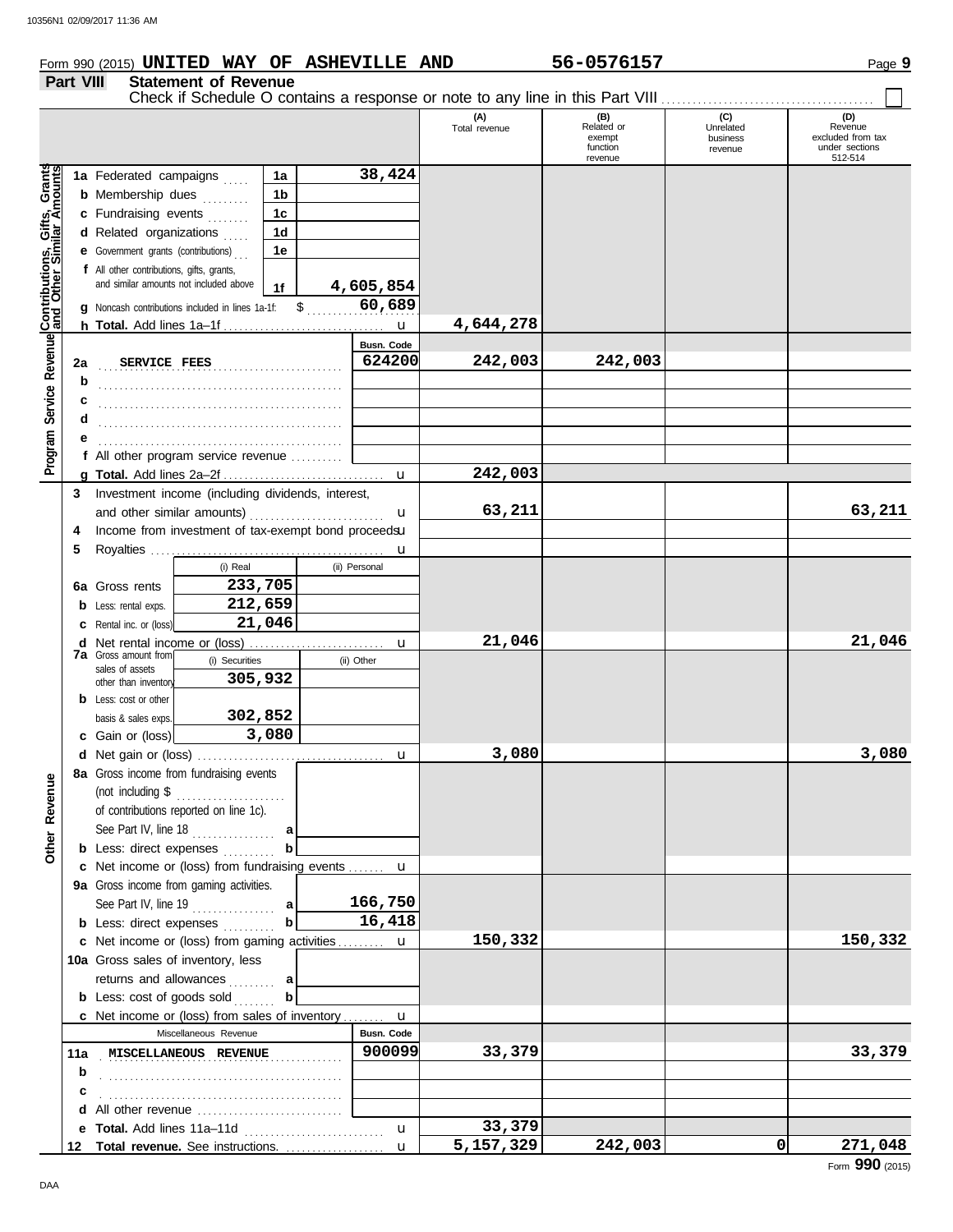Form 990 (2015) **UNITED WAY OF ASHEVILLE AND** 56-0576157 Page **9**

## Part VIII Statement of Revenue

Check if Schedule O contains a response or note to any line in this Part VIII ☐

| | | | (A) Total revenue | (B) Related or exempt function revenue | (C) Unrelated business revenue | (D) Revenue excluded from tax under sections 512-514 |
|---|---|---|---|---|---|---|
| **Contributions, Gifts, Grants and Other Similar Amounts** | **1a** Federated campaigns — 1a | 38,424 | | | | |
| | **b** Membership dues — 1b | | | | | |
| | **c** Fundraising events — 1c | | | | | |
| | **d** Related organizations — 1d | | | | | |
| | **e** Government grants (contributions) — 1e | | | | | |
| | **f** All other contributions, gifts, grants, and similar amounts not included above — 1f | 4,605,854 | | | | |
| | **g** Noncash contributions included in lines 1a-1f: $ 60,689 | | | | | |
| | **h Total.** Add lines 1a–1f | | 4,644,278 | | | |
| **Program Service Revenue** | | Busn. Code | | | | |
| | **2a** SERVICE FEES | 624200 | 242,003 | 242,003 | | |
| | **b** | | | | | |
| | **c** | | | | | |
| | **d** | | | | | |
| | **e** | | | | | |
| | **f** All other program service revenue | | | | | |
| | **g Total.** Add lines 2a–2f | | 242,003 | | | |
| **Other Revenue** | **3** Investment income (including dividends, interest, and other similar amounts) | | 63,211 | | | 63,211 |
| | **4** Income from investment of tax-exempt bond proceeds | | | | | |
| | **5** Royalties | | | | | |
| | **6a** Gross rents — (i) Real: 233,705; (ii) Personal: | | | | | |
| | **b** Less: rental exps. — (i) Real: 212,659; (ii) Personal: | | | | | |
| | **c** Rental inc. or (loss) — (i) Real: 21,046; (ii) Personal: | | | | | |
| | **d** Net rental income or (loss) | | 21,046 | | | 21,046 |
| | **7a** Gross amount from sales of assets other than inventory — (i) Securities: 305,932; (ii) Other: | | | | | |
| | **b** Less: cost or other basis & sales exps. — (i) Securities: 302,852; (ii) Other: | | | | | |
| | **c** Gain or (loss) — (i) Securities: 3,080; (ii) Other: | | | | | |
| | **d** Net gain or (loss) | | 3,080 | | | 3,080 |
| | **8a** Gross income from fundraising events (not including $ ______ of contributions reported on line 1c). See Part IV, line 18 — a | | | | | |
| | **b** Less: direct expenses — b | | | | | |
| | **c** Net income or (loss) from fundraising events | | | | | |
| | **9a** Gross income from gaming activities. See Part IV, line 19 — a | 166,750 | | | | |
| | **b** Less: direct expenses — b | 16,418 | | | | |
| | **c** Net income or (loss) from gaming activities | | 150,332 | | | 150,332 |
| | **10a** Gross sales of inventory, less returns and allowances — a | | | | | |
| | **b** Less: cost of goods sold — b | | | | | |
| | **c** Net income or (loss) from sales of inventory | | | | | |
| | Miscellaneous Revenue | Busn. Code | | | | |
| | **11a** MISCELLANEOUS REVENUE | 900099 | 33,379 | | | 33,379 |
| | **b** | | | | | |
| | **c** | | | | | |
| | **d** All other revenue | | | | | |
| | **e Total.** Add lines 11a–11d | | 33,379 | | | |
| | **12 Total revenue.** See instructions. | | 5,157,329 | 242,003 | 0 | 271,048 |

Form **990** (2015)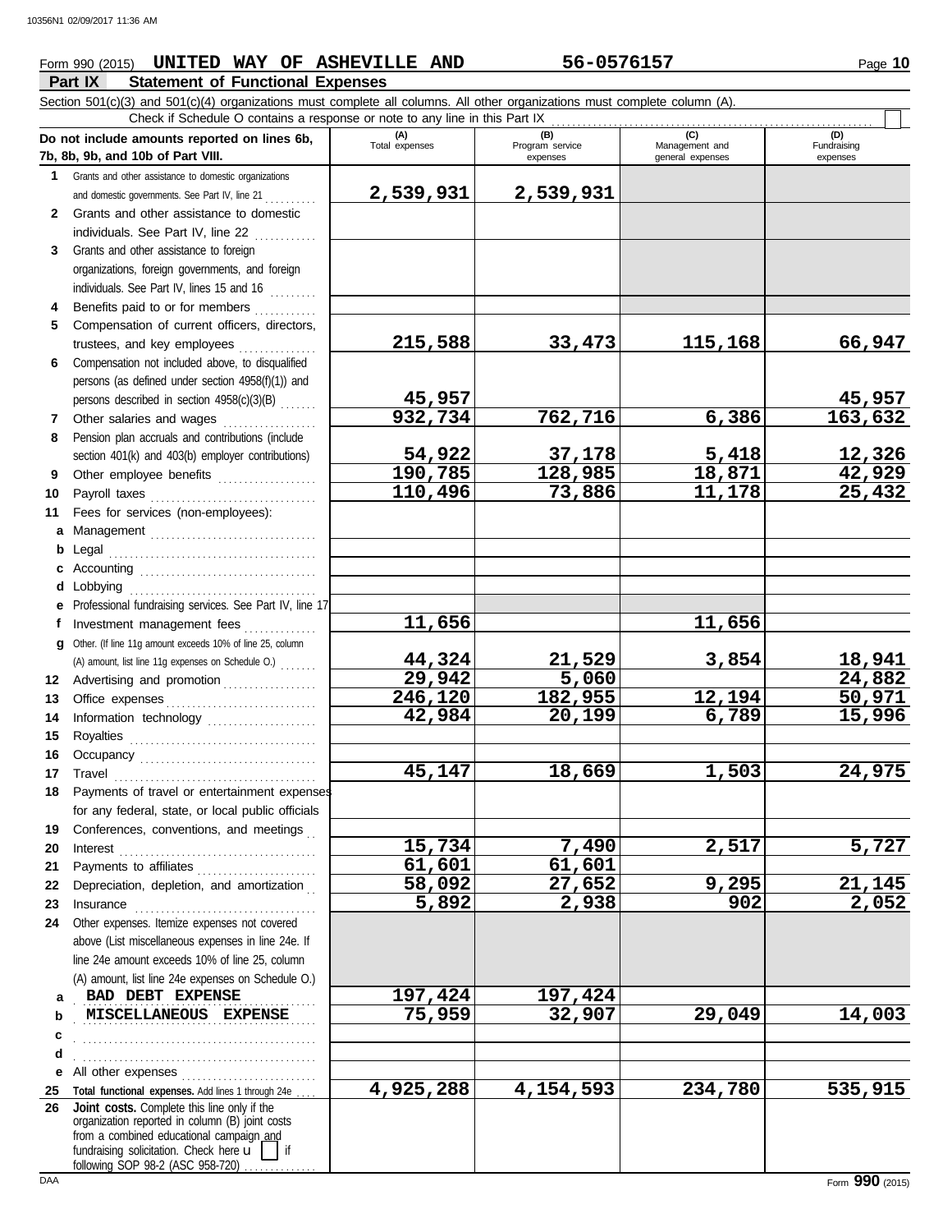Form 990 (2015) **UNITED WAY OF ASHEVILLE AND** **56-0576157** Page **10**

## Part IX Statement of Functional Expenses

Section 501(c)(3) and 501(c)(4) organizations must complete all columns. All other organizations must complete column (A).

Check if Schedule O contains a response or note to any line in this Part IX

| Do not include amounts reported on lines 6b, 7b, 8b, 9b, and 10b of Part VIII. | (A) Total expenses | (B) Program service expenses | (C) Management and general expenses | (D) Fundraising expenses |
|---|---|---|---|---|
| 1 Grants and other assistance to domestic organizations and domestic governments. See Part IV, line 21 | 2,539,931 | 2,539,931 | | |
| 2 Grants and other assistance to domestic individuals. See Part IV, line 22 | | | | |
| 3 Grants and other assistance to foreign organizations, foreign governments, and foreign individuals. See Part IV, lines 15 and 16 | | | | |
| 4 Benefits paid to or for members | | | | |
| 5 Compensation of current officers, directors, trustees, and key employees | 215,588 | 33,473 | 115,168 | 66,947 |
| 6 Compensation not included above, to disqualified persons (as defined under section 4958(f)(1)) and persons described in section 4958(c)(3)(B) | 45,957 | | | 45,957 |
| 7 Other salaries and wages | 932,734 | 762,716 | 6,386 | 163,632 |
| 8 Pension plan accruals and contributions (include section 401(k) and 403(b) employer contributions) | 54,922 | 37,178 | 5,418 | 12,326 |
| 9 Other employee benefits | 190,785 | 128,985 | 18,871 | 42,929 |
| 10 Payroll taxes | 110,496 | 73,886 | 11,178 | 25,432 |
| 11 Fees for services (non-employees): | | | | |
| a Management | | | | |
| b Legal | | | | |
| c Accounting | | | | |
| d Lobbying | | | | |
| e Professional fundraising services. See Part IV, line 17 | | | | |
| f Investment management fees | 11,656 | | 11,656 | |
| g Other. (If line 11g amount exceeds 10% of line 25, column (A) amount, list line 11g expenses on Schedule O.) | 44,324 | 21,529 | 3,854 | 18,941 |
| 12 Advertising and promotion | 29,942 | 5,060 | | 24,882 |
| 13 Office expenses | 246,120 | 182,955 | 12,194 | 50,971 |
| 14 Information technology | 42,984 | 20,199 | 6,789 | 15,996 |
| 15 Royalties | | | | |
| 16 Occupancy | | | | |
| 17 Travel | 45,147 | 18,669 | 1,503 | 24,975 |
| 18 Payments of travel or entertainment expenses for any federal, state, or local public officials | | | | |
| 19 Conferences, conventions, and meetings | | | | |
| 20 Interest | 15,734 | 7,490 | 2,517 | 5,727 |
| 21 Payments to affiliates | 61,601 | 61,601 | | |
| 22 Depreciation, depletion, and amortization | 58,092 | 27,652 | 9,295 | 21,145 |
| 23 Insurance | 5,892 | 2,938 | 902 | 2,052 |
| 24 Other expenses. Itemize expenses not covered above (List miscellaneous expenses in line 24e. If line 24e amount exceeds 10% of line 25, column (A) amount, list line 24e expenses on Schedule O.) | | | | |
| a BAD DEBT EXPENSE | 197,424 | 197,424 | | |
| b MISCELLANEOUS EXPENSE | 75,959 | 32,907 | 29,049 | 14,003 |
| c | | | | |
| d | | | | |
| e All other expenses | | | | |
| 25 Total functional expenses. Add lines 1 through 24e | 4,925,288 | 4,154,593 | 234,780 | 535,915 |
| 26 Joint costs. Complete this line only if the organization reported in column (B) joint costs from a combined educational campaign and fundraising solicitation. Check here u [ ] if following SOP 98-2 (ASC 958-720) | | | | |

Form **990** (2015)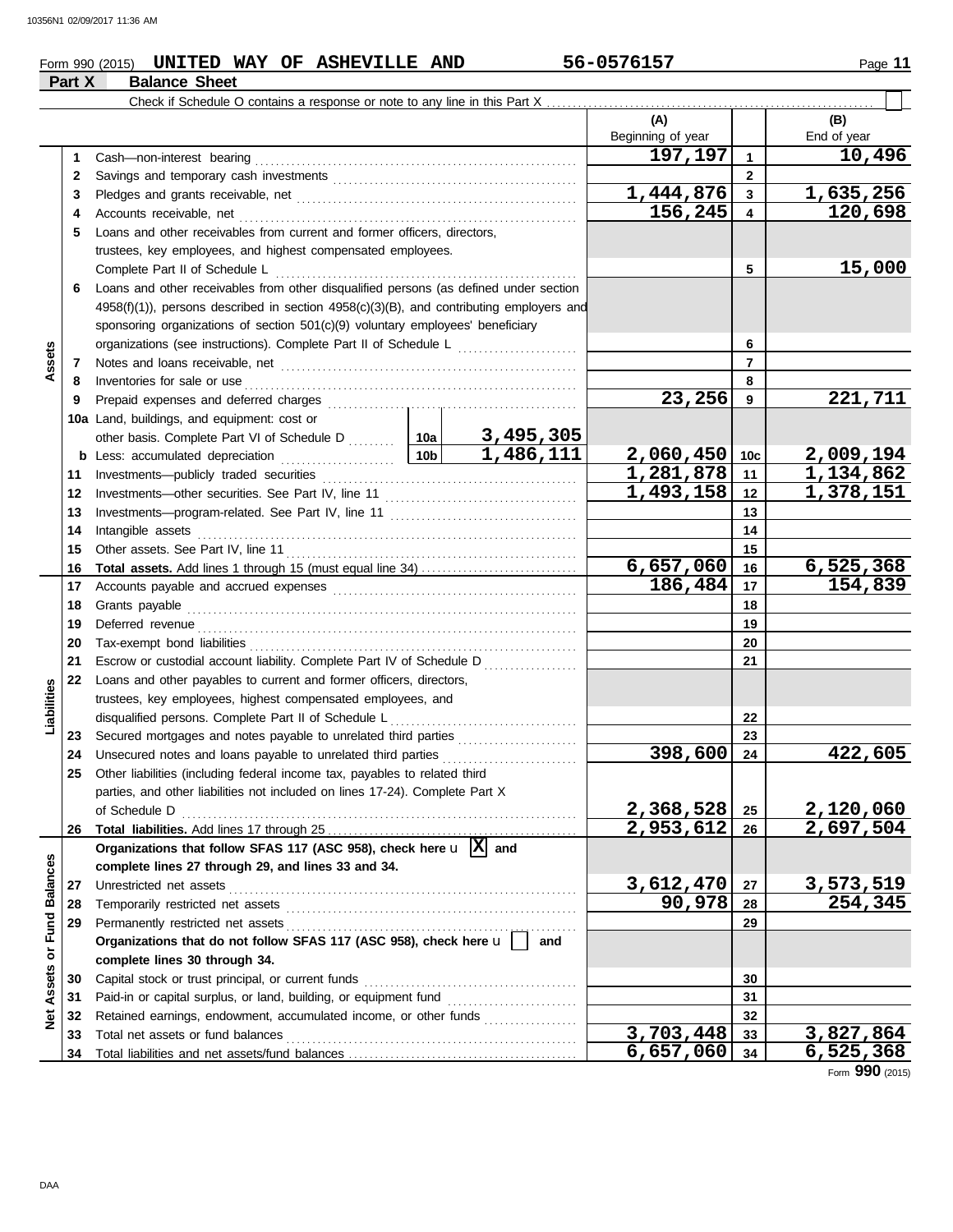Form 990 (2015) **UNITED WAY OF ASHEVILLE AND** **56-0576157** Page **11**

## Part X Balance Sheet

Check if Schedule O contains a response or note to any line in this Part X ☐

| | | | (A) Beginning of year | | (B) End of year |
|---|---|---|---|---|---|
| **Assets** | 1 | Cash—non-interest bearing | 197,197 | 1 | 10,496 |
| | 2 | Savings and temporary cash investments | | 2 | |
| | 3 | Pledges and grants receivable, net | 1,444,876 | 3 | 1,635,256 |
| | 4 | Accounts receivable, net | 156,245 | 4 | 120,698 |
| | 5 | Loans and other receivables from current and former officers, directors, trustees, key employees, and highest compensated employees. Complete Part II of Schedule L | | 5 | 15,000 |
| | 6 | Loans and other receivables from other disqualified persons (as defined under section 4958(f)(1)), persons described in section 4958(c)(3)(B), and contributing employers and sponsoring organizations of section 501(c)(9) voluntary employees' beneficiary organizations (see instructions). Complete Part II of Schedule L | | 6 | |
| | 7 | Notes and loans receivable, net | | 7 | |
| | 8 | Inventories for sale or use | | 8 | |
| | 9 | Prepaid expenses and deferred charges | 23,256 | 9 | 221,711 |
| | 10a | Land, buildings, and equipment: cost or other basis. Complete Part VI of Schedule D — 10a: 3,495,305 | | | |
| | b | Less: accumulated depreciation — 10b: 1,486,111 | 2,060,450 | 10c | 2,009,194 |
| | 11 | Investments—publicly traded securities | 1,281,878 | 11 | 1,134,862 |
| | 12 | Investments—other securities. See Part IV, line 11 | 1,493,158 | 12 | 1,378,151 |
| | 13 | Investments—program-related. See Part IV, line 11 | | 13 | |
| | 14 | Intangible assets | | 14 | |
| | 15 | Other assets. See Part IV, line 11 | | 15 | |
| | 16 | **Total assets.** Add lines 1 through 15 (must equal line 34) | 6,657,060 | 16 | 6,525,368 |
| **Liabilities** | 17 | Accounts payable and accrued expenses | 186,484 | 17 | 154,839 |
| | 18 | Grants payable | | 18 | |
| | 19 | Deferred revenue | | 19 | |
| | 20 | Tax-exempt bond liabilities | | 20 | |
| | 21 | Escrow or custodial account liability. Complete Part IV of Schedule D | | 21 | |
| | 22 | Loans and other payables to current and former officers, directors, trustees, key employees, highest compensated employees, and disqualified persons. Complete Part II of Schedule L | | 22 | |
| | 23 | Secured mortgages and notes payable to unrelated third parties | | 23 | |
| | 24 | Unsecured notes and loans payable to unrelated third parties | 398,600 | 24 | 422,605 |
| | 25 | Other liabilities (including federal income tax, payables to related third parties, and other liabilities not included on lines 17-24). Complete Part X of Schedule D | 2,368,528 | 25 | 2,120,060 |
| | 26 | **Total liabilities.** Add lines 17 through 25 | 2,953,612 | 26 | 2,697,504 |
| **Net Assets or Fund Balances** | | **Organizations that follow SFAS 117 (ASC 958), check here** ☒ **and complete lines 27 through 29, and lines 33 and 34.** | | | |
| | 27 | Unrestricted net assets | 3,612,470 | 27 | 3,573,519 |
| | 28 | Temporarily restricted net assets | 90,978 | 28 | 254,345 |
| | 29 | Permanently restricted net assets | | 29 | |
| | | **Organizations that do not follow SFAS 117 (ASC 958), check here** ☐ **and complete lines 30 through 34.** | | | |
| | 30 | Capital stock or trust principal, or current funds | | 30 | |
| | 31 | Paid-in or capital surplus, or land, building, or equipment fund | | 31 | |
| | 32 | Retained earnings, endowment, accumulated income, or other funds | | 32 | |
| | 33 | Total net assets or fund balances | 3,703,448 | 33 | 3,827,864 |
| | 34 | Total liabilities and net assets/fund balances | 6,657,060 | 34 | 6,525,368 |

Form **990** (2015)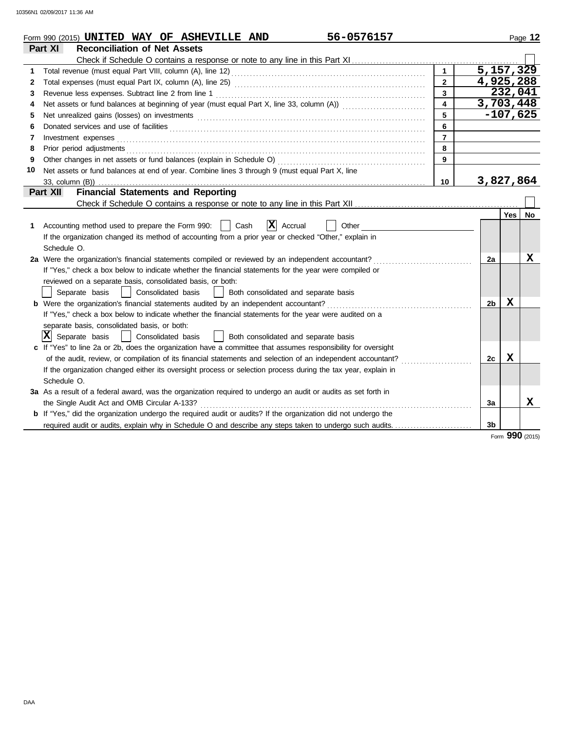Form 990 (2015) **UNITED WAY OF ASHEVILLE AND** **56-0576157** Page **12**

## Part XI Reconciliation of Net Assets

Check if Schedule O contains a response or note to any line in this Part XI ☐

| | | | |
|---|---|---|---|
| 1 | Total revenue (must equal Part VIII, column (A), line 12) | 1 | 5,157,329 |
| 2 | Total expenses (must equal Part IX, column (A), line 25) | 2 | 4,925,288 |
| 3 | Revenue less expenses. Subtract line 2 from line 1 | 3 | 232,041 |
| 4 | Net assets or fund balances at beginning of year (must equal Part X, line 33, column (A)) | 4 | 3,703,448 |
| 5 | Net unrealized gains (losses) on investments | 5 | -107,625 |
| 6 | Donated services and use of facilities | 6 | |
| 7 | Investment expenses | 7 | |
| 8 | Prior period adjustments | 8 | |
| 9 | Other changes in net assets or fund balances (explain in Schedule O) | 9 | |
| 10 | Net assets or fund balances at end of year. Combine lines 3 through 9 (must equal Part X, line 33, column (B)) | 10 | 3,827,864 |

## Part XII Financial Statements and Reporting

Check if Schedule O contains a response or note to any line in this Part XII ☐

| | | | Yes | No |
|---|---|---|---|---|
| 1 | Accounting method used to prepare the Form 990: ☐ Cash ☒ Accrual ☐ Other<br>If the organization changed its method of accounting from a prior year or checked "Other," explain in Schedule O. | | | |
| 2a | Were the organization's financial statements compiled or reviewed by an independent accountant?<br>If "Yes," check a box below to indicate whether the financial statements for the year were compiled or reviewed on a separate basis, consolidated basis, or both:<br>☐ Separate basis ☐ Consolidated basis ☐ Both consolidated and separate basis | 2a | | X |
| b | Were the organization's financial statements audited by an independent accountant?<br>If "Yes," check a box below to indicate whether the financial statements for the year were audited on a separate basis, consolidated basis, or both:<br>☒ Separate basis ☐ Consolidated basis ☐ Both consolidated and separate basis | 2b | X | |
| c | If "Yes" to line 2a or 2b, does the organization have a committee that assumes responsibility for oversight of the audit, review, or compilation of its financial statements and selection of an independent accountant?<br>If the organization changed either its oversight process or selection process during the tax year, explain in Schedule O. | 2c | X | |
| 3a | As a result of a federal award, was the organization required to undergo an audit or audits as set forth in the Single Audit Act and OMB Circular A-133? | 3a | | X |
| b | If "Yes," did the organization undergo the required audit or audits? If the organization did not undergo the required audit or audits, explain why in Schedule O and describe any steps taken to undergo such audits. | 3b | | |

Form **990** (2015)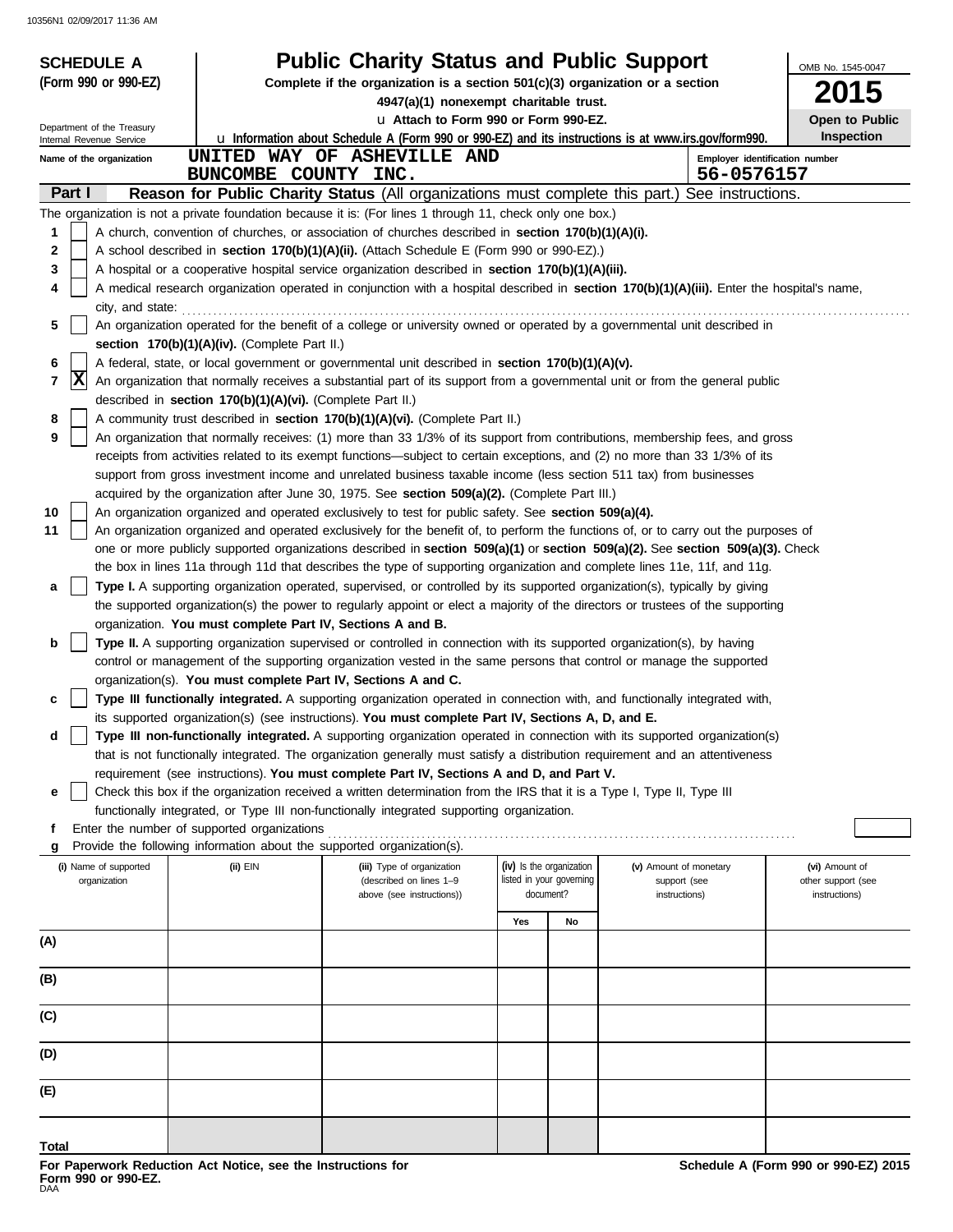**SCHEDULE A**
**(Form 990 or 990-EZ)**

Department of the Treasury
Internal Revenue Service

# Public Charity Status and Public Support

**Complete if the organization is a section 501(c)(3) organization or a section 4947(a)(1) nonexempt charitable trust.**

u **Attach to Form 990 or Form 990-EZ.**

u **Information about Schedule A (Form 990 or 990-EZ) and its instructions is at www.irs.gov/form990.**

OMB No. 1545-0047

**2015**

**Open to Public Inspection**

Name of the organization: UNITED WAY OF ASHEVILLE AND BUNCOMBE COUNTY INC.

Employer identification number: 56-0576157

## Part I — Reason for Public Charity Status (All organizations must complete this part.) See instructions.

The organization is not a private foundation because it is: (For lines 1 through 11, check only one box.)

1. [ ] A church, convention of churches, or association of churches described in **section 170(b)(1)(A)(i).**
2. [ ] A school described in **section 170(b)(1)(A)(ii).** (Attach Schedule E (Form 990 or 990-EZ).)
3. [ ] A hospital or a cooperative hospital service organization described in **section 170(b)(1)(A)(iii).**
4. [ ] A medical research organization operated in conjunction with a hospital described in **section 170(b)(1)(A)(iii).** Enter the hospital's name, city, and state: ..........
5. [ ] An organization operated for the benefit of a college or university owned or operated by a governmental unit described in **section 170(b)(1)(A)(iv).** (Complete Part II.)
6. [ ] A federal, state, or local government or governmental unit described in **section 170(b)(1)(A)(v).**
7. [X] An organization that normally receives a substantial part of its support from a governmental unit or from the general public described in **section 170(b)(1)(A)(vi).** (Complete Part II.)
8. [ ] A community trust described in **section 170(b)(1)(A)(vi).** (Complete Part II.)
9. [ ] An organization that normally receives: (1) more than 33 1/3% of its support from contributions, membership fees, and gross receipts from activities related to its exempt functions—subject to certain exceptions, and (2) no more than 33 1/3% of its support from gross investment income and unrelated business taxable income (less section 511 tax) from businesses acquired by the organization after June 30, 1975. See **section 509(a)(2).** (Complete Part III.)
10. [ ] An organization organized and operated exclusively to test for public safety. See **section 509(a)(4).**
11. [ ] An organization organized and operated exclusively for the benefit of, to perform the functions of, or to carry out the purposes of one or more publicly supported organizations described in **section 509(a)(1)** or **section 509(a)(2).** See **section 509(a)(3).** Check the box in lines 11a through 11d that describes the type of supporting organization and complete lines 11e, 11f, and 11g.
   - **a** [ ] **Type I.** A supporting organization operated, supervised, or controlled by its supported organization(s), typically by giving the supported organization(s) the power to regularly appoint or elect a majority of the directors or trustees of the supporting organization. **You must complete Part IV, Sections A and B.**
   - **b** [ ] **Type II.** A supporting organization supervised or controlled in connection with its supported organization(s), by having control or management of the supporting organization vested in the same persons that control or manage the supported organization(s). **You must complete Part IV, Sections A and C.**
   - **c** [ ] **Type III functionally integrated.** A supporting organization operated in connection with, and functionally integrated with, its supported organization(s) (see instructions). **You must complete Part IV, Sections A, D, and E.**
   - **d** [ ] **Type III non-functionally integrated.** A supporting organization operated in connection with its supported organization(s) that is not functionally integrated. The organization generally must satisfy a distribution requirement and an attentiveness requirement (see instructions). **You must complete Part IV, Sections A and D, and Part V.**
   - **e** [ ] Check this box if the organization received a written determination from the IRS that it is a Type I, Type II, Type III functionally integrated, or Type III non-functionally integrated supporting organization.
   - **f** Enter the number of supported organizations ..........
   - **g** Provide the following information about the supported organization(s).

| (i) Name of supported organization | (ii) EIN | (iii) Type of organization (described on lines 1–9 above (see instructions)) | (iv) Is the organization listed in your governing document? Yes | No | (v) Amount of monetary support (see instructions) | (vi) Amount of other support (see instructions) |
|---|---|---|---|---|---|---|
| (A) | | | | | | |
| (B) | | | | | | |
| (C) | | | | | | |
| (D) | | | | | | |
| (E) | | | | | | |
| **Total** | | | | | | |

**For Paperwork Reduction Act Notice, see the Instructions for Form 990 or 990-EZ.**

**Schedule A (Form 990 or 990-EZ) 2015**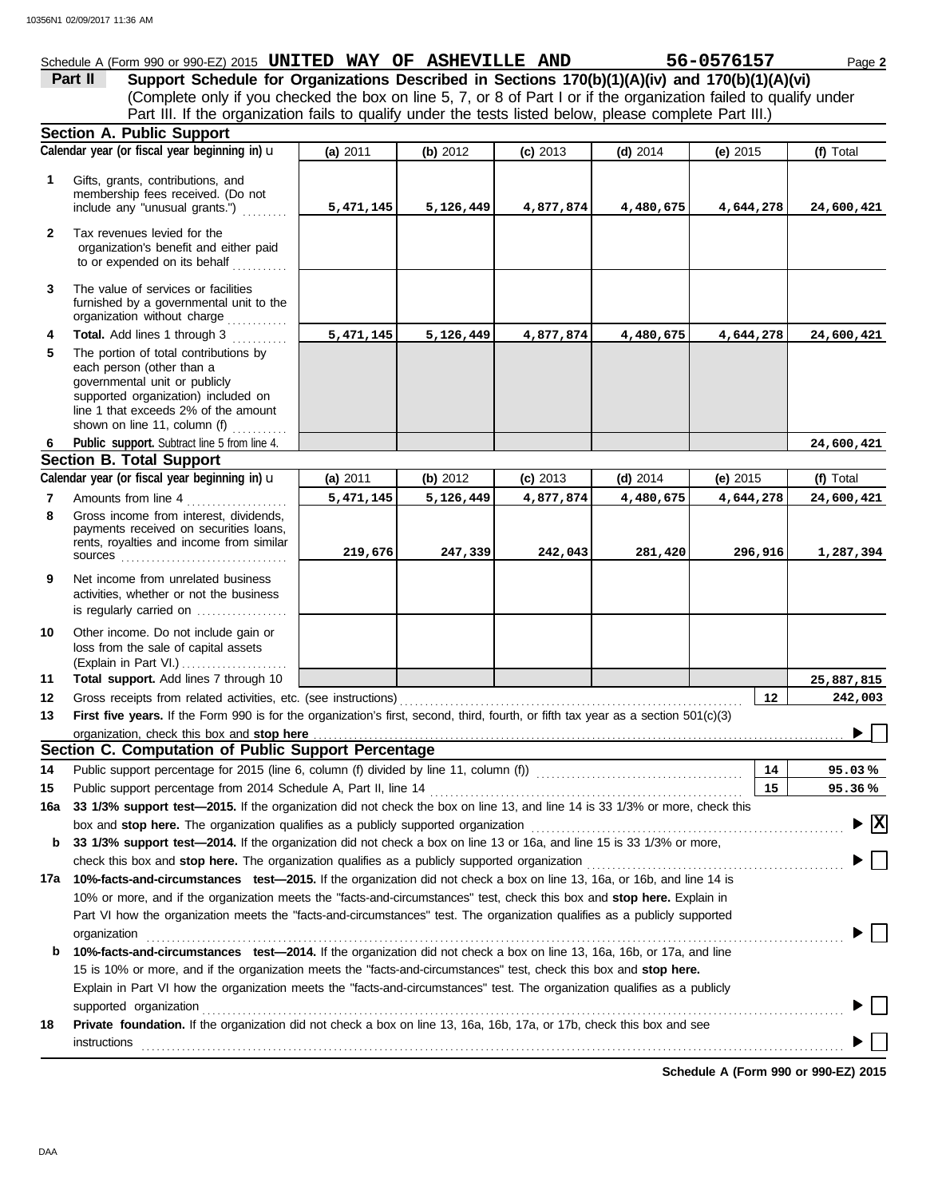Schedule A (Form 990 or 990-EZ) 2015 **UNITED WAY OF ASHEVILLE AND** **56-0576157** Page **2**

**Part II** **Support Schedule for Organizations Described in Sections 170(b)(1)(A)(iv) and 170(b)(1)(A)(vi)**
(Complete only if you checked the box on line 5, 7, or 8 of Part I or if the organization failed to qualify under Part III. If the organization fails to qualify under the tests listed below, please complete Part III.)

## Section A. Public Support

| Calendar year (or fiscal year beginning in) ▶ | (a) 2011 | (b) 2012 | (c) 2013 | (d) 2014 | (e) 2015 | (f) Total |
|---|---|---|---|---|---|---|
| **1** Gifts, grants, contributions, and membership fees received. (Do not include any "unusual grants.") | 5,471,145 | 5,126,449 | 4,877,874 | 4,480,675 | 4,644,278 | 24,600,421 |
| **2** Tax revenues levied for the organization's benefit and either paid to or expended on its behalf | | | | | | |
| **3** The value of services or facilities furnished by a governmental unit to the organization without charge | | | | | | |
| **4** **Total.** Add lines 1 through 3 | 5,471,145 | 5,126,449 | 4,877,874 | 4,480,675 | 4,644,278 | 24,600,421 |
| **5** The portion of total contributions by each person (other than a governmental unit or publicly supported organization) included on line 1 that exceeds 2% of the amount shown on line 11, column (f) | | | | | | |
| **6** **Public support.** Subtract line 5 from line 4. | | | | | | 24,600,421 |

## Section B. Total Support

| Calendar year (or fiscal year beginning in) ▶ | (a) 2011 | (b) 2012 | (c) 2013 | (d) 2014 | (e) 2015 | (f) Total |
|---|---|---|---|---|---|---|
| **7** Amounts from line 4 | 5,471,145 | 5,126,449 | 4,877,874 | 4,480,675 | 4,644,278 | 24,600,421 |
| **8** Gross income from interest, dividends, payments received on securities loans, rents, royalties and income from similar sources | 219,676 | 247,339 | 242,043 | 281,420 | 296,916 | 1,287,394 |
| **9** Net income from unrelated business activities, whether or not the business is regularly carried on | | | | | | |
| **10** Other income. Do not include gain or loss from the sale of capital assets (Explain in Part VI.) | | | | | | |
| **11** **Total support.** Add lines 7 through 10 | | | | | | 25,887,815 |

**12** Gross receipts from related activities, etc. (see instructions) ... **12** 242,003

**13** **First five years.** If the Form 990 is for the organization's first, second, third, fourth, or fifth tax year as a section 501(c)(3) organization, check this box and **stop here** ▶ ☐

## Section C. Computation of Public Support Percentage

**14** Public support percentage for 2015 (line 6, column (f) divided by line 11, column (f)) ... **14** 95.03 %

**15** Public support percentage from 2014 Schedule A, Part II, line 14 ... **15** 95.36 %

**16a** **33 1/3% support test—2015.** If the organization did not check the box on line 13, and line 14 is 33 1/3% or more, check this box and **stop here.** The organization qualifies as a publicly supported organization ▶ ☒

**b** **33 1/3% support test—2014.** If the organization did not check a box on line 13 or 16a, and line 15 is 33 1/3% or more, check this box and **stop here.** The organization qualifies as a publicly supported organization ▶ ☐

**17a** **10%-facts-and-circumstances test—2015.** If the organization did not check a box on line 13, 16a, or 16b, and line 14 is 10% or more, and if the organization meets the "facts-and-circumstances" test, check this box and **stop here.** Explain in Part VI how the organization meets the "facts-and-circumstances" test. The organization qualifies as a publicly supported organization ▶ ☐

**b** **10%-facts-and-circumstances test—2014.** If the organization did not check a box on line 13, 16a, 16b, or 17a, and line 15 is 10% or more, and if the organization meets the "facts-and-circumstances" test, check this box and **stop here.** Explain in Part VI how the organization meets the "facts-and-circumstances" test. The organization qualifies as a publicly supported organization ▶ ☐

**18** **Private foundation.** If the organization did not check a box on line 13, 16a, 16b, 17a, or 17b, check this box and see instructions ▶ ☐

**Schedule A (Form 990 or 990-EZ) 2015**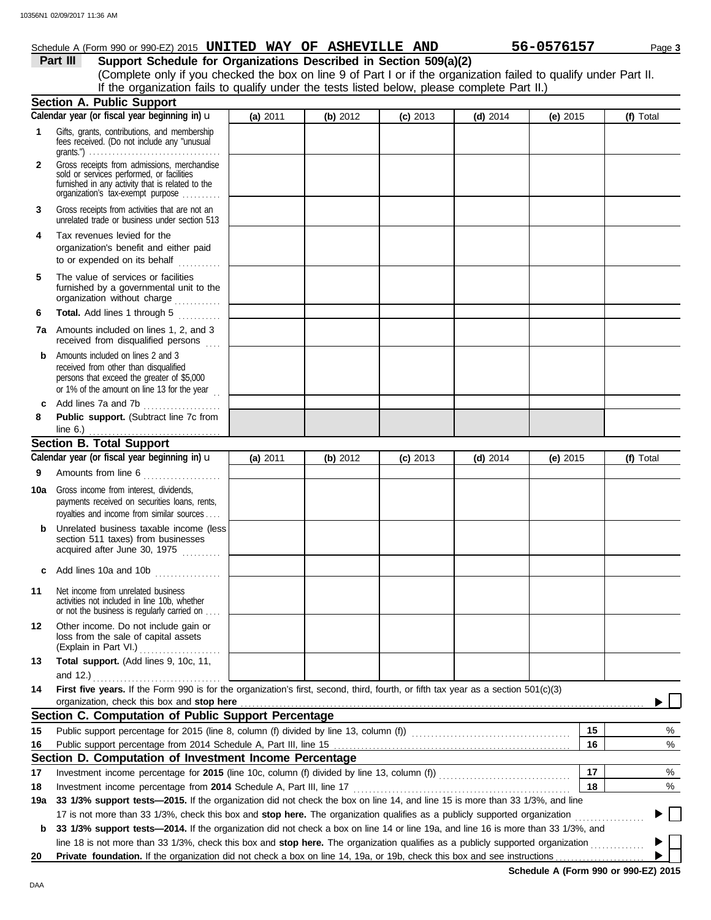Schedule A (Form 990 or 990-EZ) 2015 **UNITED WAY OF ASHEVILLE AND** **56-0576157** Page **3**

## Part III Support Schedule for Organizations Described in Section 509(a)(2)

(Complete only if you checked the box on line 9 of Part I or if the organization failed to qualify under Part II. If the organization fails to qualify under the tests listed below, please complete Part II.)

### Section A. Public Support

| Calendar year (or fiscal year beginning in) ► | (a) 2011 | (b) 2012 | (c) 2013 | (d) 2014 | (e) 2015 | (f) Total |
|---|---|---|---|---|---|---|
| **1** Gifts, grants, contributions, and membership fees received. (Do not include any "unusual grants.") | | | | | | |
| **2** Gross receipts from admissions, merchandise sold or services performed, or facilities furnished in any activity that is related to the organization's tax-exempt purpose | | | | | | |
| **3** Gross receipts from activities that are not an unrelated trade or business under section 513 | | | | | | |
| **4** Tax revenues levied for the organization's benefit and either paid to or expended on its behalf | | | | | | |
| **5** The value of services or facilities furnished by a governmental unit to the organization without charge | | | | | | |
| **6** **Total.** Add lines 1 through 5 | | | | | | |
| **7a** Amounts included on lines 1, 2, and 3 received from disqualified persons | | | | | | |
| **b** Amounts included on lines 2 and 3 received from other than disqualified persons that exceed the greater of $5,000 or 1% of the amount on line 13 for the year | | | | | | |
| **c** Add lines 7a and 7b | | | | | | |
| **8** **Public support.** (Subtract line 7c from line 6.) | | | | | | |

### Section B. Total Support

| Calendar year (or fiscal year beginning in) ► | (a) 2011 | (b) 2012 | (c) 2013 | (d) 2014 | (e) 2015 | (f) Total |
|---|---|---|---|---|---|---|
| **9** Amounts from line 6 | | | | | | |
| **10a** Gross income from interest, dividends, payments received on securities loans, rents, royalties and income from similar sources | | | | | | |
| **b** Unrelated business taxable income (less section 511 taxes) from businesses acquired after June 30, 1975 | | | | | | |
| **c** Add lines 10a and 10b | | | | | | |
| **11** Net income from unrelated business activities not included in line 10b, whether or not the business is regularly carried on | | | | | | |
| **12** Other income. Do not include gain or loss from the sale of capital assets (Explain in Part VI.) | | | | | | |
| **13** **Total support.** (Add lines 9, 10c, 11, and 12.) | | | | | | |

**14** **First five years.** If the Form 990 is for the organization's first, second, third, fourth, or fifth tax year as a section 501(c)(3) organization, check this box and **stop here** ► ☐

### Section C. Computation of Public Support Percentage

| | | | |
|---|---|---|---|
| **15** | Public support percentage for 2015 (line 8, column (f) divided by line 13, column (f)) | 15 | % |
| **16** | Public support percentage from 2014 Schedule A, Part III, line 15 | 16 | % |

### Section D. Computation of Investment Income Percentage

| | | | |
|---|---|---|---|
| **17** | Investment income percentage for **2015** (line 10c, column (f) divided by line 13, column (f)) | 17 | % |
| **18** | Investment income percentage from **2014** Schedule A, Part III, line 17 | 18 | % |

**19a** **33 1/3% support tests—2015.** If the organization did not check the box on line 14, and line 15 is more than 33 1/3%, and line 17 is not more than 33 1/3%, check this box and **stop here.** The organization qualifies as a publicly supported organization ► ☐

**b** **33 1/3% support tests—2014.** If the organization did not check a box on line 14 or line 19a, and line 16 is more than 33 1/3%, and line 18 is not more than 33 1/3%, check this box and **stop here.** The organization qualifies as a publicly supported organization ► ☐

**20** **Private foundation.** If the organization did not check a box on line 14, 19a, or 19b, check this box and see instructions ► ☐

**Schedule A (Form 990 or 990-EZ) 2015**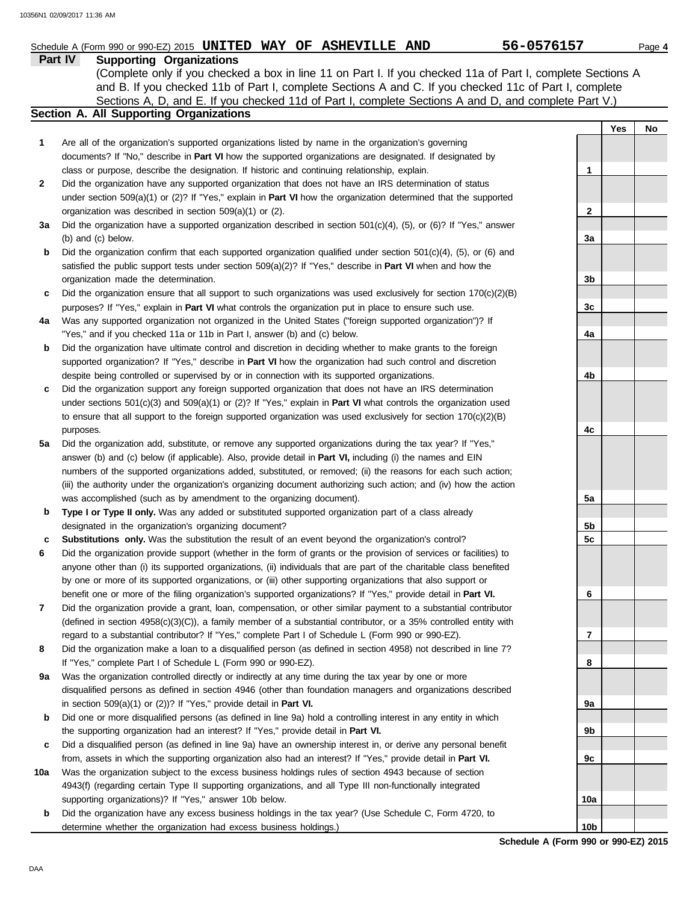Schedule A (Form 990 or 990-EZ) 2015 **UNITED WAY OF ASHEVILLE AND** **56-0576157**

## Part IV Supporting Organizations

(Complete only if you checked a box in line 11 on Part I. If you checked 11a of Part I, complete Sections A and B. If you checked 11b of Part I, complete Sections A and C. If you checked 11c of Part I, complete Sections A, D, and E. If you checked 11d of Part I, complete Sections A and D, and complete Part V.)

### Section A. All Supporting Organizations

| | | | Yes | No |
|---|---|---|---|---|
| **1** | Are all of the organization's supported organizations listed by name in the organization's governing documents? If "No," describe in **Part VI** how the supported organizations are designated. If designated by class or purpose, describe the designation. If historic and continuing relationship, explain. | **1** | | |
| **2** | Did the organization have any supported organization that does not have an IRS determination of status under section 509(a)(1) or (2)? If "Yes," explain in **Part VI** how the organization determined that the supported organization was described in section 509(a)(1) or (2). | **2** | | |
| **3a** | Did the organization have a supported organization described in section 501(c)(4), (5), or (6)? If "Yes," answer (b) and (c) below. | **3a** | | |
| **b** | Did the organization confirm that each supported organization qualified under section 501(c)(4), (5), or (6) and satisfied the public support tests under section 509(a)(2)? If "Yes," describe in **Part VI** when and how the organization made the determination. | **3b** | | |
| **c** | Did the organization ensure that all support to such organizations was used exclusively for section 170(c)(2)(B) purposes? If "Yes," explain in **Part VI** what controls the organization put in place to ensure such use. | **3c** | | |
| **4a** | Was any supported organization not organized in the United States ("foreign supported organization")? If "Yes," and if you checked 11a or 11b in Part I, answer (b) and (c) below. | **4a** | | |
| **b** | Did the organization have ultimate control and discretion in deciding whether to make grants to the foreign supported organization? If "Yes," describe in **Part VI** how the organization had such control and discretion despite being controlled or supervised by or in connection with its supported organizations. | **4b** | | |
| **c** | Did the organization support any foreign supported organization that does not have an IRS determination under sections 501(c)(3) and 509(a)(1) or (2)? If "Yes," explain in **Part VI** what controls the organization used to ensure that all support to the foreign supported organization was used exclusively for section 170(c)(2)(B) purposes. | **4c** | | |
| **5a** | Did the organization add, substitute, or remove any supported organizations during the tax year? If "Yes," answer (b) and (c) below (if applicable). Also, provide detail in **Part VI,** including (i) the names and EIN numbers of the supported organizations added, substituted, or removed; (ii) the reasons for each such action; (iii) the authority under the organization's organizing document authorizing such action; and (iv) how the action was accomplished (such as by amendment to the organizing document). | **5a** | | |
| **b** | **Type I or Type II only.** Was any added or substituted supported organization part of a class already designated in the organization's organizing document? | **5b** | | |
| **c** | **Substitutions only.** Was the substitution the result of an event beyond the organization's control? | **5c** | | |
| **6** | Did the organization provide support (whether in the form of grants or the provision of services or facilities) to anyone other than (i) its supported organizations, (ii) individuals that are part of the charitable class benefited by one or more of its supported organizations, or (iii) other supporting organizations that also support or benefit one or more of the filing organization's supported organizations? If "Yes," provide detail in **Part VI.** | **6** | | |
| **7** | Did the organization provide a grant, loan, compensation, or other similar payment to a substantial contributor (defined in section 4958(c)(3)(C)), a family member of a substantial contributor, or a 35% controlled entity with regard to a substantial contributor? If "Yes," complete Part I of Schedule L (Form 990 or 990-EZ). | **7** | | |
| **8** | Did the organization make a loan to a disqualified person (as defined in section 4958) not described in line 7? If "Yes," complete Part I of Schedule L (Form 990 or 990-EZ). | **8** | | |
| **9a** | Was the organization controlled directly or indirectly at any time during the tax year by one or more disqualified persons as defined in section 4946 (other than foundation managers and organizations described in section 509(a)(1) or (2))? If "Yes," provide detail in **Part VI.** | **9a** | | |
| **b** | Did one or more disqualified persons (as defined in line 9a) hold a controlling interest in any entity in which the supporting organization had an interest? If "Yes," provide detail in **Part VI.** | **9b** | | |
| **c** | Did a disqualified person (as defined in line 9a) have an ownership interest in, or derive any personal benefit from, assets in which the supporting organization also had an interest? If "Yes," provide detail in **Part VI.** | **9c** | | |
| **10a** | Was the organization subject to the excess business holdings rules of section 4943 because of section 4943(f) (regarding certain Type II supporting organizations, and all Type III non-functionally integrated supporting organizations)? If "Yes," answer 10b below. | **10a** | | |
| **b** | Did the organization have any excess business holdings in the tax year? (Use Schedule C, Form 4720, to determine whether the organization had excess business holdings.) | **10b** | | |

**Schedule A (Form 990 or 990-EZ) 2015**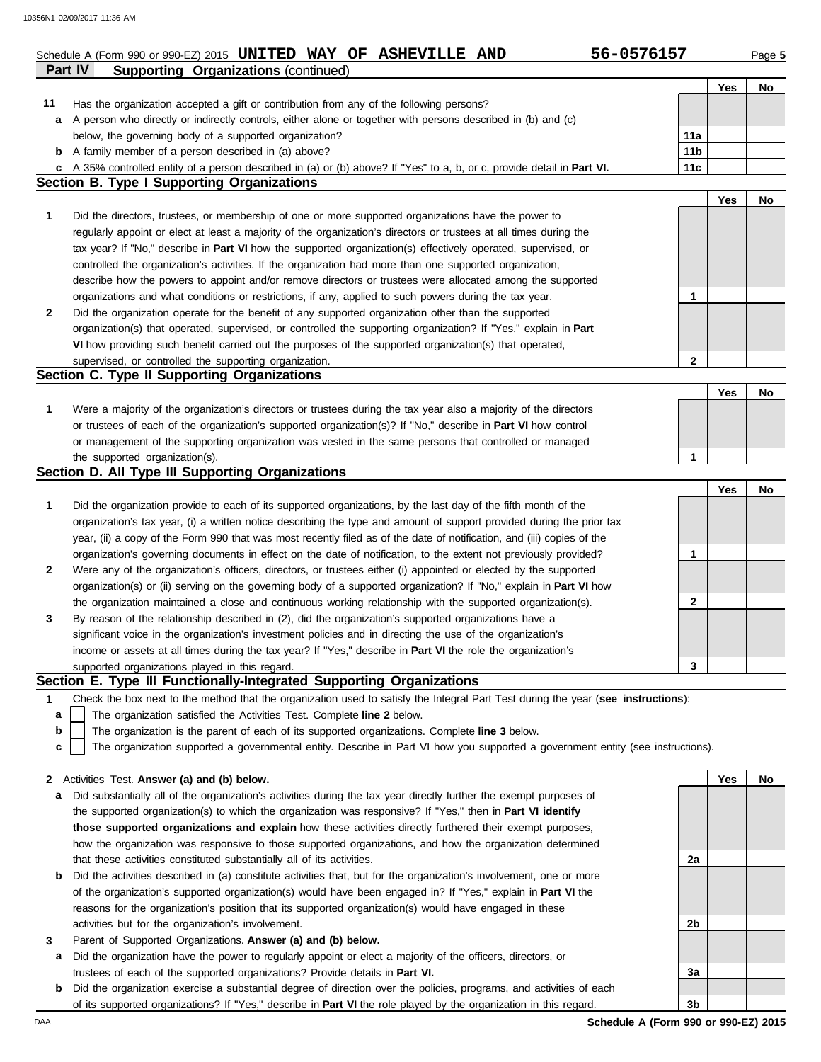Schedule A (Form 990 or 990-EZ) 2015 **UNITED WAY OF ASHEVILLE AND** **56-0576157** Page **5**

**Part IV Supporting Organizations** (continued)

| | | | Yes | No |
|---|---|---|---|---|
| **11** | Has the organization accepted a gift or contribution from any of the following persons? | | | |
| **a** | A person who directly or indirectly controls, either alone or together with persons described in (b) and (c) below, the governing body of a supported organization? | **11a** | | |
| **b** | A family member of a person described in (a) above? | **11b** | | |
| **c** | A 35% controlled entity of a person described in (a) or (b) above? If "Yes" to a, b, or c, provide detail in **Part VI.** | **11c** | | |

## Section B. Type I Supporting Organizations

| | | | Yes | No |
|---|---|---|---|---|
| **1** | Did the directors, trustees, or membership of one or more supported organizations have the power to regularly appoint or elect at least a majority of the organization's directors or trustees at all times during the tax year? If "No," describe in **Part VI** how the supported organization(s) effectively operated, supervised, or controlled the organization's activities. If the organization had more than one supported organization, describe how the powers to appoint and/or remove directors or trustees were allocated among the supported organizations and what conditions or restrictions, if any, applied to such powers during the tax year. | **1** | | |
| **2** | Did the organization operate for the benefit of any supported organization other than the supported organization(s) that operated, supervised, or controlled the supporting organization? If "Yes," explain in **Part VI** how providing such benefit carried out the purposes of the supported organization(s) that operated, supervised, or controlled the supporting organization. | **2** | | |

## Section C. Type II Supporting Organizations

| | | | Yes | No |
|---|---|---|---|---|
| **1** | Were a majority of the organization's directors or trustees during the tax year also a majority of the directors or trustees of each of the organization's supported organization(s)? If "No," describe in **Part VI** how control or management of the supporting organization was vested in the same persons that controlled or managed the supported organization(s). | **1** | | |

## Section D. All Type III Supporting Organizations

| | | | Yes | No |
|---|---|---|---|---|
| **1** | Did the organization provide to each of its supported organizations, by the last day of the fifth month of the organization's tax year, (i) a written notice describing the type and amount of support provided during the prior tax year, (ii) a copy of the Form 990 that was most recently filed as of the date of notification, and (iii) copies of the organization's governing documents in effect on the date of notification, to the extent not previously provided? | **1** | | |
| **2** | Were any of the organization's officers, directors, or trustees either (i) appointed or elected by the supported organization(s) or (ii) serving on the governing body of a supported organization? If "No," explain in **Part VI** how the organization maintained a close and continuous working relationship with the supported organization(s). | **2** | | |
| **3** | By reason of the relationship described in (2), did the organization's supported organizations have a significant voice in the organization's investment policies and in directing the use of the organization's income or assets at all times during the tax year? If "Yes," describe in **Part VI** the role the organization's supported organizations played in this regard. | **3** | | |

## Section E. Type III Functionally-Integrated Supporting Organizations

**1** Check the box next to the method that the organization used to satisfy the Integral Part Test during the year (**see instructions**):

- **a** ☐ The organization satisfied the Activities Test. Complete **line 2** below.
- **b** ☐ The organization is the parent of each of its supported organizations. Complete **line 3** below.
- **c** ☐ The organization supported a governmental entity. Describe in Part VI how you supported a government entity (see instructions).

| | | | Yes | No |
|---|---|---|---|---|
| **2** | Activities Test. **Answer (a) and (b) below.** | | | |
| **a** | Did substantially all of the organization's activities during the tax year directly further the exempt purposes of the supported organization(s) to which the organization was responsive? If "Yes," then in **Part VI identify those supported organizations and explain** how these activities directly furthered their exempt purposes, how the organization was responsive to those supported organizations, and how the organization determined that these activities constituted substantially all of its activities. | **2a** | | |
| **b** | Did the activities described in (a) constitute activities that, but for the organization's involvement, one or more of the organization's supported organization(s) would have been engaged in? If "Yes," explain in **Part VI** the reasons for the organization's position that its supported organization(s) would have engaged in these activities but for the organization's involvement. | **2b** | | |
| **3** | Parent of Supported Organizations. **Answer (a) and (b) below.** | | | |
| **a** | Did the organization have the power to regularly appoint or elect a majority of the officers, directors, or trustees of each of the supported organizations? Provide details in **Part VI.** | **3a** | | |
| **b** | Did the organization exercise a substantial degree of direction over the policies, programs, and activities of each of its supported organizations? If "Yes," describe in **Part VI** the role played by the organization in this regard. | **3b** | | |

**Schedule A (Form 990 or 990-EZ) 2015**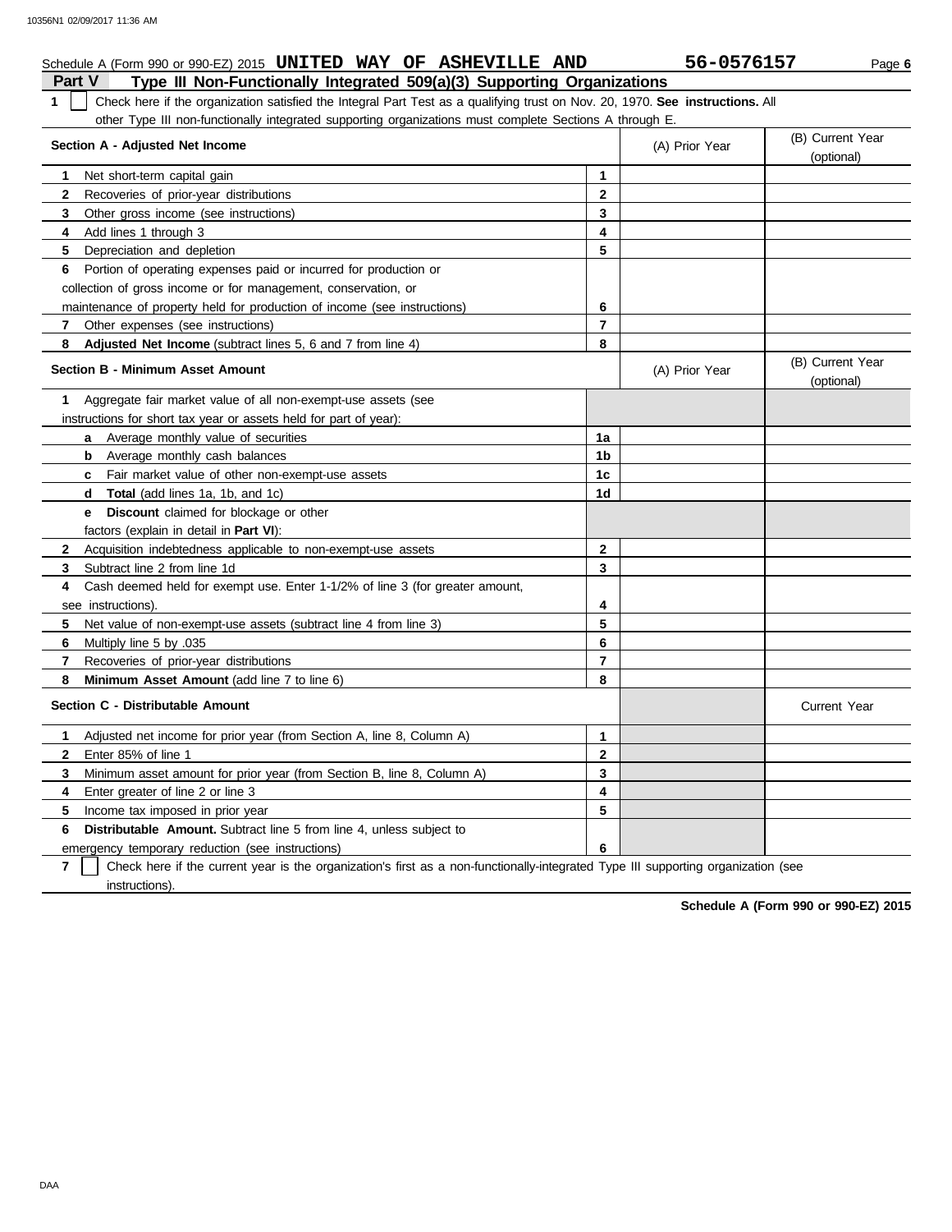Schedule A (Form 990 or 990-EZ) 2015 **UNITED WAY OF ASHEVILLE AND** **56-0576157** Page **6**

## Part V Type III Non-Functionally Integrated 509(a)(3) Supporting Organizations

**1** ☐ Check here if the organization satisfied the Integral Part Test as a qualifying trust on Nov. 20, 1970. **See instructions.** All other Type III non-functionally integrated supporting organizations must complete Sections A through E.

| **Section A - Adjusted Net Income** | | (A) Prior Year | (B) Current Year (optional) |
|---|---|---|---|
| **1** Net short-term capital gain | **1** | | |
| **2** Recoveries of prior-year distributions | **2** | | |
| **3** Other gross income (see instructions) | **3** | | |
| **4** Add lines 1 through 3 | **4** | | |
| **5** Depreciation and depletion | **5** | | |
| **6** Portion of operating expenses paid or incurred for production or collection of gross income or for management, conservation, or maintenance of property held for production of income (see instructions) | **6** | | |
| **7** Other expenses (see instructions) | **7** | | |
| **8** **Adjusted Net Income** (subtract lines 5, 6 and 7 from line 4) | **8** | | |

| **Section B - Minimum Asset Amount** | | (A) Prior Year | (B) Current Year (optional) |
|---|---|---|---|
| **1** Aggregate fair market value of all non-exempt-use assets (see instructions for short tax year or assets held for part of year): | | | |
| **a** Average monthly value of securities | **1a** | | |
| **b** Average monthly cash balances | **1b** | | |
| **c** Fair market value of other non-exempt-use assets | **1c** | | |
| **d** **Total** (add lines 1a, 1b, and 1c) | **1d** | | |
| **e** **Discount** claimed for blockage or other factors (explain in detail in **Part VI**): | | | |
| **2** Acquisition indebtedness applicable to non-exempt-use assets | **2** | | |
| **3** Subtract line 2 from line 1d | **3** | | |
| **4** Cash deemed held for exempt use. Enter 1-1/2% of line 3 (for greater amount, see instructions). | **4** | | |
| **5** Net value of non-exempt-use assets (subtract line 4 from line 3) | **5** | | |
| **6** Multiply line 5 by .035 | **6** | | |
| **7** Recoveries of prior-year distributions | **7** | | |
| **8** **Minimum Asset Amount** (add line 7 to line 6) | **8** | | |

| **Section C - Distributable Amount** | | | Current Year |
|---|---|---|---|
| **1** Adjusted net income for prior year (from Section A, line 8, Column A) | **1** | | |
| **2** Enter 85% of line 1 | **2** | | |
| **3** Minimum asset amount for prior year (from Section B, line 8, Column A) | **3** | | |
| **4** Enter greater of line 2 or line 3 | **4** | | |
| **5** Income tax imposed in prior year | **5** | | |
| **6** **Distributable Amount.** Subtract line 5 from line 4, unless subject to emergency temporary reduction (see instructions) | **6** | | |

**7** ☐ Check here if the current year is the organization's first as a non-functionally-integrated Type III supporting organization (see instructions).

**Schedule A (Form 990 or 990-EZ) 2015**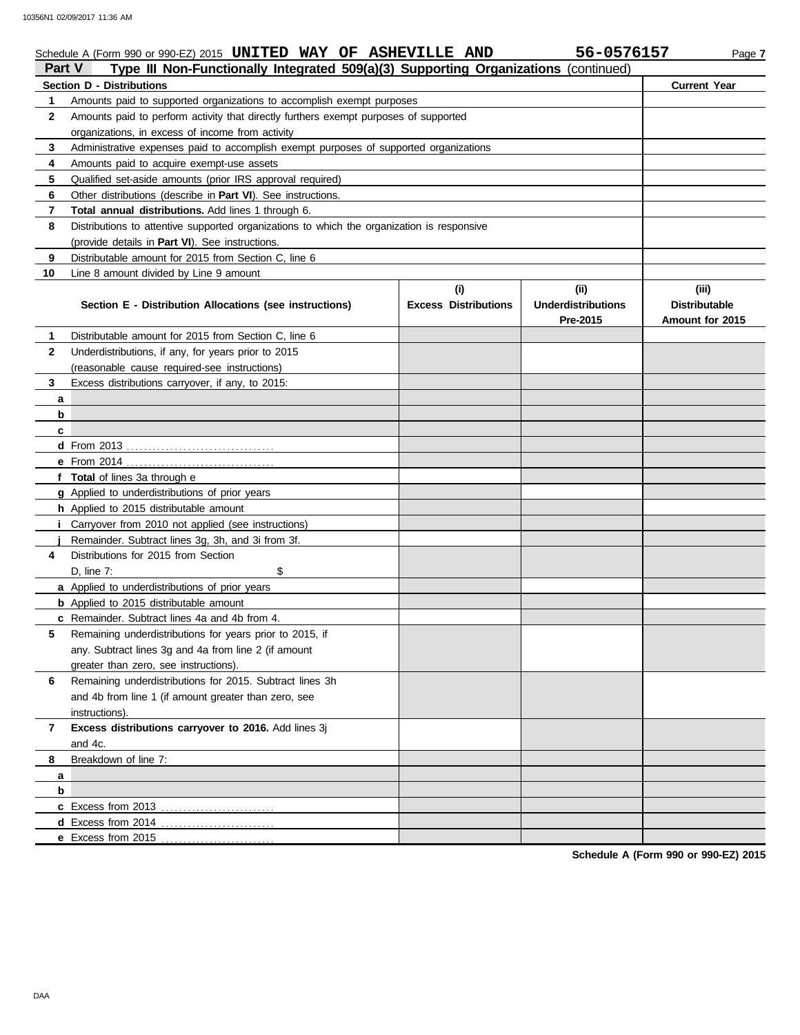Schedule A (Form 990 or 990-EZ) 2015 **UNITED WAY OF ASHEVILLE AND** **56-0576157** Page **7**

## Part V Type III Non-Functionally Integrated 509(a)(3) Supporting Organizations (continued)

| **Section D - Distributions** | | **Current Year** |
|---|---|---|
| **1** | Amounts paid to supported organizations to accomplish exempt purposes | |
| **2** | Amounts paid to perform activity that directly furthers exempt purposes of supported organizations, in excess of income from activity | |
| **3** | Administrative expenses paid to accomplish exempt purposes of supported organizations | |
| **4** | Amounts paid to acquire exempt-use assets | |
| **5** | Qualified set-aside amounts (prior IRS approval required) | |
| **6** | Other distributions (describe in **Part VI**). See instructions. | |
| **7** | **Total annual distributions.** Add lines 1 through 6. | |
| **8** | Distributions to attentive supported organizations to which the organization is responsive (provide details in **Part VI**). See instructions. | |
| **9** | Distributable amount for 2015 from Section C, line 6 | |
| **10** | Line 8 amount divided by Line 9 amount | |

| | **Section E - Distribution Allocations (see instructions)** | **(i) Excess Distributions** | **(ii) Underdistributions Pre-2015** | **(iii) Distributable Amount for 2015** |
|---|---|---|---|---|
| **1** | Distributable amount for 2015 from Section C, line 6 | | | |
| **2** | Underdistributions, if any, for years prior to 2015 (reasonable cause required-see instructions) | | | |
| **3** | Excess distributions carryover, if any, to 2015: | | | |
| **a** | | | | |
| **b** | | | | |
| **c** | | | | |
| **d** | From 2013 | | | |
| **e** | From 2014 | | | |
| **f** | **Total** of lines 3a through e | | | |
| **g** | Applied to underdistributions of prior years | | | |
| **h** | Applied to 2015 distributable amount | | | |
| **i** | Carryover from 2010 not applied (see instructions) | | | |
| **j** | Remainder. Subtract lines 3g, 3h, and 3i from 3f. | | | |
| **4** | Distributions for 2015 from Section D, line 7: $ | | | |
| **a** | Applied to underdistributions of prior years | | | |
| **b** | Applied to 2015 distributable amount | | | |
| **c** | Remainder. Subtract lines 4a and 4b from 4. | | | |
| **5** | Remaining underdistributions for years prior to 2015, if any. Subtract lines 3g and 4a from line 2 (if amount greater than zero, see instructions). | | | |
| **6** | Remaining underdistributions for 2015. Subtract lines 3h and 4b from line 1 (if amount greater than zero, see instructions). | | | |
| **7** | **Excess distributions carryover to 2016.** Add lines 3j and 4c. | | | |
| **8** | Breakdown of line 7: | | | |
| **a** | | | | |
| **b** | | | | |
| **c** | Excess from 2013 | | | |
| **d** | Excess from 2014 | | | |
| **e** | Excess from 2015 | | | |

**Schedule A (Form 990 or 990-EZ) 2015**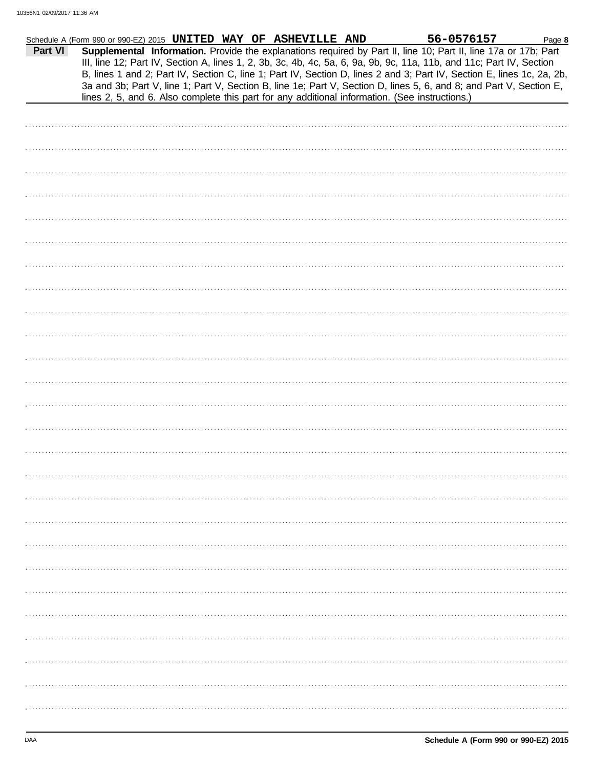Schedule A (Form 990 or 990-EZ) 2015 **UNITED WAY OF ASHEVILLE AND** **56-0576157** Page **8**

**Part VI** **Supplemental Information.** Provide the explanations required by Part II, line 10; Part II, line 17a or 17b; Part III, line 12; Part IV, Section A, lines 1, 2, 3b, 3c, 4b, 4c, 5a, 6, 9a, 9b, 9c, 11a, 11b, and 11c; Part IV, Section B, lines 1 and 2; Part IV, Section C, line 1; Part IV, Section D, lines 2 and 3; Part IV, Section E, lines 1c, 2a, 2b, 3a and 3b; Part V, line 1; Part V, Section B, line 1e; Part V, Section D, lines 5, 6, and 8; and Part V, Section E, lines 2, 5, and 6. Also complete this part for any additional information. (See instructions.)

**Schedule A (Form 990 or 990-EZ) 2015**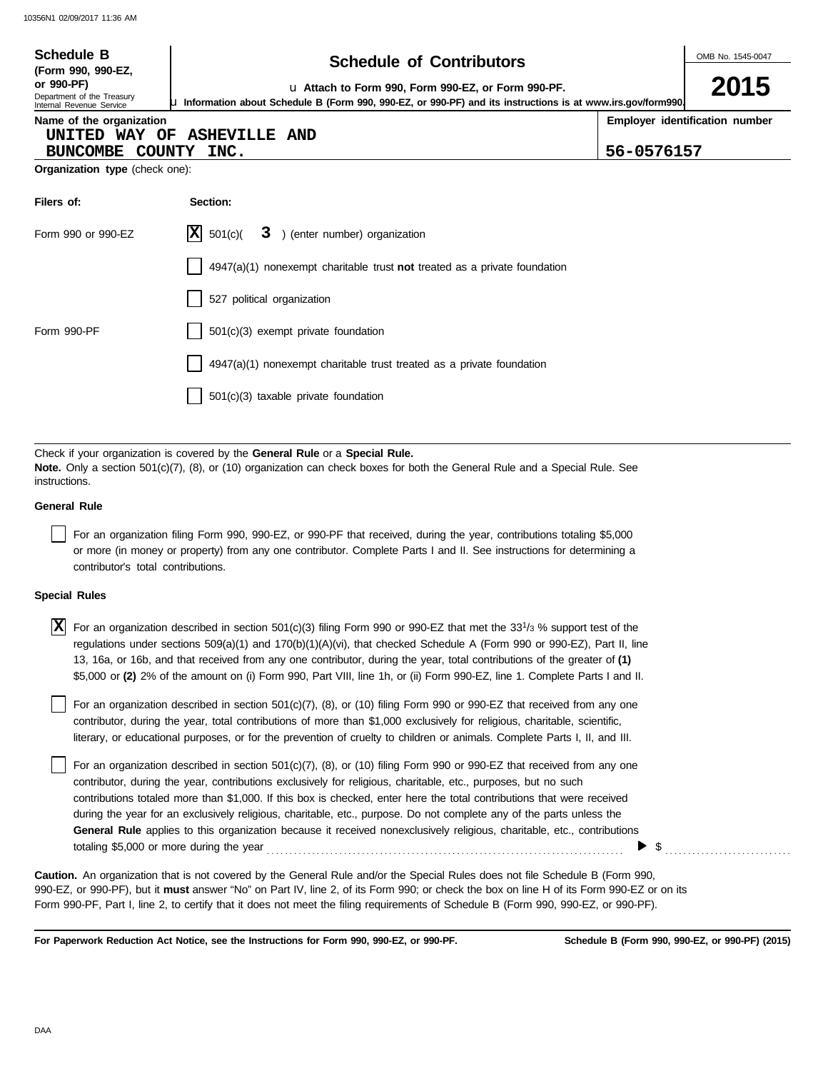**Schedule B**
**(Form 990, 990-EZ, or 990-PF)**
Department of the Treasury
Internal Revenue Service

# Schedule of Contributors

u **Attach to Form 990, Form 990-EZ, or Form 990-PF.**
u **Information about Schedule B (Form 990, 990-EZ, or 990-PF) and its instructions is at www.irs.gov/form990.**

OMB No. 1545-0047

**2015**

**Name of the organization**
UNITED WAY OF ASHEVILLE AND
BUNCOMBE COUNTY INC.

**Employer identification number**
56-0576157

**Organization type** (check one):

| **Filers of:** | **Section:** |
|---|---|
| Form 990 or 990-EZ | [X] 501(c)( **3** ) (enter number) organization |
| | [ ] 4947(a)(1) nonexempt charitable trust **not** treated as a private foundation |
| | [ ] 527 political organization |
| Form 990-PF | [ ] 501(c)(3) exempt private foundation |
| | [ ] 4947(a)(1) nonexempt charitable trust treated as a private foundation |
| | [ ] 501(c)(3) taxable private foundation |

Check if your organization is covered by the **General Rule** or a **Special Rule.**
**Note.** Only a section 501(c)(7), (8), or (10) organization can check boxes for both the General Rule and a Special Rule. See instructions.

**General Rule**

[ ] For an organization filing Form 990, 990-EZ, or 990-PF that received, during the year, contributions totaling $5,000 or more (in money or property) from any one contributor. Complete Parts I and II. See instructions for determining a contributor's total contributions.

**Special Rules**

[X] For an organization described in section 501(c)(3) filing Form 990 or 990-EZ that met the $33^{1}/_{3}$ % support test of the regulations under sections 509(a)(1) and 170(b)(1)(A)(vi), that checked Schedule A (Form 990 or 990-EZ), Part II, line 13, 16a, or 16b, and that received from any one contributor, during the year, total contributions of the greater of **(1)** $5,000 or **(2)** 2% of the amount on (i) Form 990, Part VIII, line 1h, or (ii) Form 990-EZ, line 1. Complete Parts I and II.

[ ] For an organization described in section 501(c)(7), (8), or (10) filing Form 990 or 990-EZ that received from any one contributor, during the year, total contributions of more than $1,000 exclusively for religious, charitable, scientific, literary, or educational purposes, or for the prevention of cruelty to children or animals. Complete Parts I, II, and III.

[ ] For an organization described in section 501(c)(7), (8), or (10) filing Form 990 or 990-EZ that received from any one contributor, during the year, contributions exclusively for religious, charitable, etc., purposes, but no such contributions totaled more than $1,000. If this box is checked, enter here the total contributions that were received during the year for an exclusively religious, charitable, etc., purpose. Do not complete any of the parts unless the **General Rule** applies to this organization because it received nonexclusively religious, charitable, etc., contributions totaling $5,000 or more during the year . . . . . . . . . . . . . . . . . . . . . . . . . . . . . . . . . . . . . . . ▶ $ . . . . . . . . . . . . . . . .

**Caution.** An organization that is not covered by the General Rule and/or the Special Rules does not file Schedule B (Form 990, 990-EZ, or 990-PF), but it **must** answer "No" on Part IV, line 2, of its Form 990; or check the box on line H of its Form 990-EZ or on its Form 990-PF, Part I, line 2, to certify that it does not meet the filing requirements of Schedule B (Form 990, 990-EZ, or 990-PF).

**For Paperwork Reduction Act Notice, see the Instructions for Form 990, 990-EZ, or 990-PF.** **Schedule B (Form 990, 990-EZ, or 990-PF) (2015)**

DAA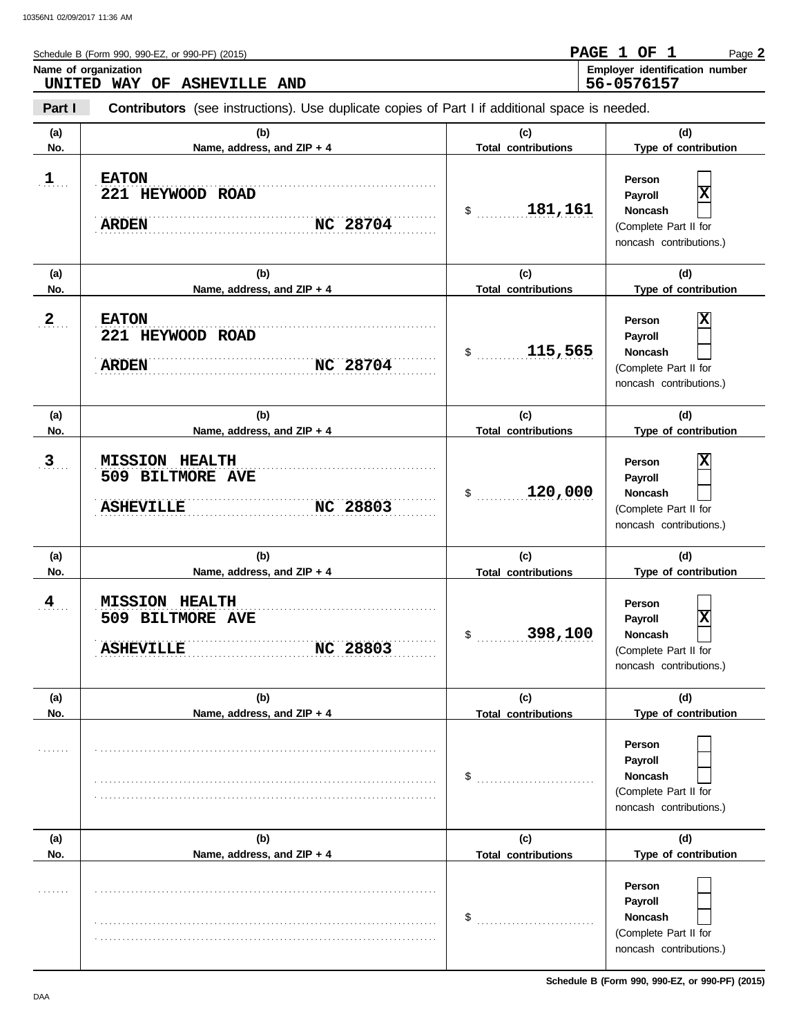Schedule B (Form 990, 990-EZ, or 990-PF) (2015) **PAGE 1 OF 1** Page **2**

**Name of organization**
UNITED WAY OF ASHEVILLE AND

**Employer identification number**
56-0576157

**Part I** **Contributors** (see instructions). Use duplicate copies of Part I if additional space is needed.

| (a) No. | (b) Name, address, and ZIP + 4 | (c) Total contributions | (d) Type of contribution |
|---|---|---|---|
| 1 | EATON<br>221 HEYWOOD ROAD<br>ARDEN NC 28704 | $ 181,161 | Person [ ]<br>Payroll [X]<br>Noncash [ ]<br>(Complete Part II for noncash contributions.) |
| 2 | EATON<br>221 HEYWOOD ROAD<br>ARDEN NC 28704 | $ 115,565 | Person [X]<br>Payroll [ ]<br>Noncash [ ]<br>(Complete Part II for noncash contributions.) |
| 3 | MISSION HEALTH<br>509 BILTMORE AVE<br>ASHEVILLE NC 28803 | $ 120,000 | Person [X]<br>Payroll [ ]<br>Noncash [ ]<br>(Complete Part II for noncash contributions.) |
| 4 | MISSION HEALTH<br>509 BILTMORE AVE<br>ASHEVILLE NC 28803 | $ 398,100 | Person [ ]<br>Payroll [X]<br>Noncash [ ]<br>(Complete Part II for noncash contributions.) |
| | | $ | Person [ ]<br>Payroll [ ]<br>Noncash [ ]<br>(Complete Part II for noncash contributions.) |
| | | $ | Person [ ]<br>Payroll [ ]<br>Noncash [ ]<br>(Complete Part II for noncash contributions.) |

Schedule B (Form 990, 990-EZ, or 990-PF) (2015)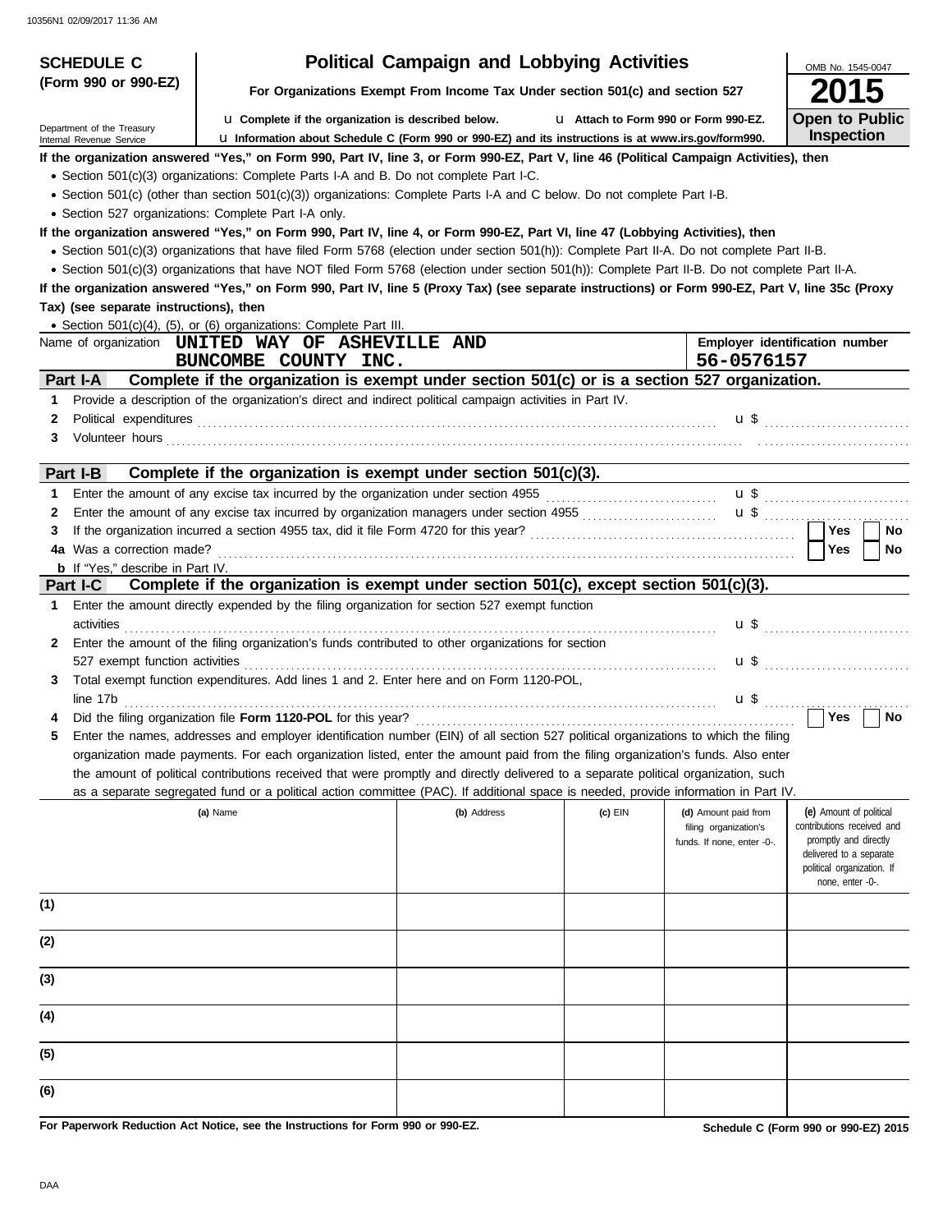**SCHEDULE C (Form 990 or 990-EZ)**

Department of the Treasury
Internal Revenue Service

# Political Campaign and Lobbying Activities

**For Organizations Exempt From Income Tax Under section 501(c) and section 527**

u **Complete if the organization is described below.** u **Attach to Form 990 or Form 990-EZ.**

u **Information about Schedule C (Form 990 or 990-EZ) and its instructions is at www.irs.gov/form990.**

OMB No. 1545-0047

**2015**

**Open to Public Inspection**

**If the organization answered "Yes," on Form 990, Part IV, line 3, or Form 990-EZ, Part V, line 46 (Political Campaign Activities), then**

- Section 501(c)(3) organizations: Complete Parts I-A and B. Do not complete Part I-C.
- Section 501(c) (other than section 501(c)(3)) organizations: Complete Parts I-A and C below. Do not complete Part I-B.
- Section 527 organizations: Complete Part I-A only.

**If the organization answered "Yes," on Form 990, Part IV, line 4, or Form 990-EZ, Part VI, line 47 (Lobbying Activities), then**

- Section 501(c)(3) organizations that have filed Form 5768 (election under section 501(h)): Complete Part II-A. Do not complete Part II-B.
- Section 501(c)(3) organizations that have NOT filed Form 5768 (election under section 501(h)): Complete Part II-B. Do not complete Part II-A.

**If the organization answered "Yes," on Form 990, Part IV, line 5 (Proxy Tax) (see separate instructions) or Form 990-EZ, Part V, line 35c (Proxy Tax) (see separate instructions), then**

- Section 501(c)(4), (5), or (6) organizations: Complete Part III.

Name of organization **UNITED WAY OF ASHEVILLE AND BUNCOMBE COUNTY INC.**

**Employer identification number** 56-0576157

## Part I-A Complete if the organization is exempt under section 501(c) or is a section 527 organization.

1. Provide a description of the organization's direct and indirect political campaign activities in Part IV.
2. Political expenditures .......... u $
3. Volunteer hours ..........

## Part I-B Complete if the organization is exempt under section 501(c)(3).

1. Enter the amount of any excise tax incurred by the organization under section 4955 .......... u $
2. Enter the amount of any excise tax incurred by organization managers under section 4955 .......... u $
3. If the organization incurred a section 4955 tax, did it file Form 4720 for this year? .......... Yes No

4a Was a correction made? .......... Yes No

**b** If "Yes," describe in Part IV.

## Part I-C Complete if the organization is exempt under section 501(c), except section 501(c)(3).

1. Enter the amount directly expended by the filing organization for section 527 exempt function activities .......... u $
2. Enter the amount of the filing organization's funds contributed to other organizations for section 527 exempt function activities .......... u $
3. Total exempt function expenditures. Add lines 1 and 2. Enter here and on Form 1120-POL, line 17b .......... u $
4. Did the filing organization file **Form 1120-POL** for this year? .......... Yes No
5. Enter the names, addresses and employer identification number (EIN) of all section 527 political organizations to which the filing organization made payments. For each organization listed, enter the amount paid from the filing organization's funds. Also enter the amount of political contributions received that were promptly and directly delivered to a separate political organization, such as a separate segregated fund or a political action committee (PAC). If additional space is needed, provide information in Part IV.

| | (a) Name | (b) Address | (c) EIN | (d) Amount paid from filing organization's funds. If none, enter -0-. | (e) Amount of political contributions received and promptly and directly delivered to a separate political organization. If none, enter -0-. |
|---|---|---|---|---|---|
| (1) | | | | | |
| (2) | | | | | |
| (3) | | | | | |
| (4) | | | | | |
| (5) | | | | | |
| (6) | | | | | |

**For Paperwork Reduction Act Notice, see the Instructions for Form 990 or 990-EZ.**

**Schedule C (Form 990 or 990-EZ) 2015**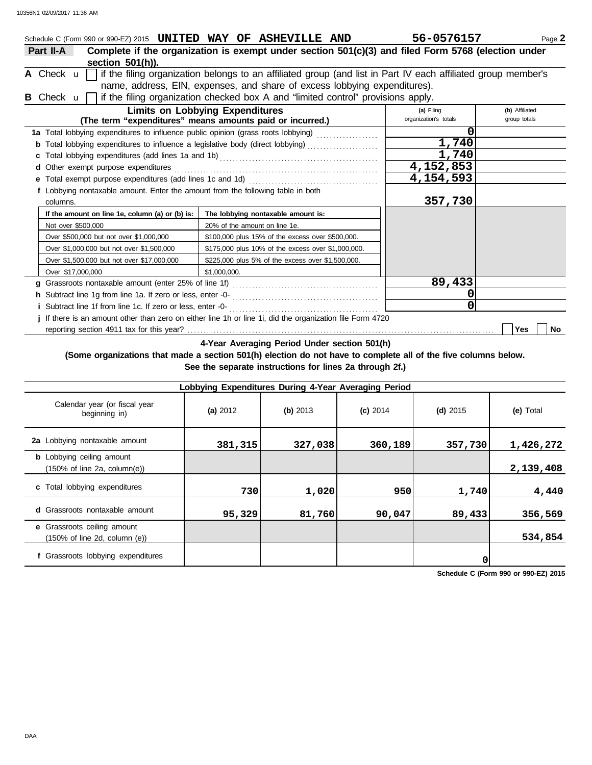Schedule C (Form 990 or 990-EZ) 2015 **UNITED WAY OF ASHEVILLE AND** **56-0576157** Page **2**

**Part II-A** **Complete if the organization is exempt under section 501(c)(3) and filed Form 5768 (election under section 501(h)).**

**A** Check ☐ if the filing organization belongs to an affiliated group (and list in Part IV each affiliated group member's name, address, EIN, expenses, and share of excess lobbying expenditures).

**B** Check ☐ if the filing organization checked box A and "limited control" provisions apply.

| **Limits on Lobbying Expenditures** (The term "expenditures" means amounts paid or incurred.) | **(a)** Filing organization's totals | **(b)** Affiliated group totals |
|---|---|---|
| **1a** Total lobbying expenditures to influence public opinion (grass roots lobbying) | 0 | |
| **b** Total lobbying expenditures to influence a legislative body (direct lobbying) | 1,740 | |
| **c** Total lobbying expenditures (add lines 1a and 1b) | 1,740 | |
| **d** Other exempt purpose expenditures | 4,152,853 | |
| **e** Total exempt purpose expenditures (add lines 1c and 1d) | 4,154,593 | |
| **f** Lobbying nontaxable amount. Enter the amount from the following table in both columns. | 357,730 | |

| If the amount on line 1e, column (a) or (b) is: | The lobbying nontaxable amount is: |
|---|---|
| Not over $500,000 | 20% of the amount on line 1e. |
| Over $500,000 but not over $1,000,000 | $100,000 plus 15% of the excess over $500,000. |
| Over $1,000,000 but not over $1,500,000 | $175,000 plus 10% of the excess over $1,000,000. |
| Over $1,500,000 but not over $17,000,000 | $225,000 plus 5% of the excess over $1,500,000. |
| Over $17,000,000 | $1,000,000. |

| | **(a)** | **(b)** |
|---|---|---|
| **g** Grassroots nontaxable amount (enter 25% of line 1f) | 89,433 | |
| **h** Subtract line 1g from line 1a. If zero or less, enter -0- | 0 | |
| **i** Subtract line 1f from line 1c. If zero or less, enter -0- | 0 | |

**j** If there is an amount other than zero on either line 1h or line 1i, did the organization file Form 4720 reporting section 4911 tax for this year? ☐ **Yes** ☐ **No**

**4-Year Averaging Period Under section 501(h)**
**(Some organizations that made a section 501(h) election do not have to complete all of the five columns below. See the separate instructions for lines 2a through 2f.)**

| **Lobbying Expenditures During 4-Year Averaging Period** | | | | | |
|---|---|---|---|---|---|
| Calendar year (or fiscal year beginning in) | **(a)** 2012 | **(b)** 2013 | **(c)** 2014 | **(d)** 2015 | **(e)** Total |
| **2a** Lobbying nontaxable amount | 381,315 | 327,038 | 360,189 | 357,730 | 1,426,272 |
| **b** Lobbying ceiling amount (150% of line 2a, column(e)) | | | | | 2,139,408 |
| **c** Total lobbying expenditures | 730 | 1,020 | 950 | 1,740 | 4,440 |
| **d** Grassroots nontaxable amount | 95,329 | 81,760 | 90,047 | 89,433 | 356,569 |
| **e** Grassroots ceiling amount (150% of line 2d, column (e)) | | | | | 534,854 |
| **f** Grassroots lobbying expenditures | | | | 0 | |

**Schedule C (Form 990 or 990-EZ) 2015**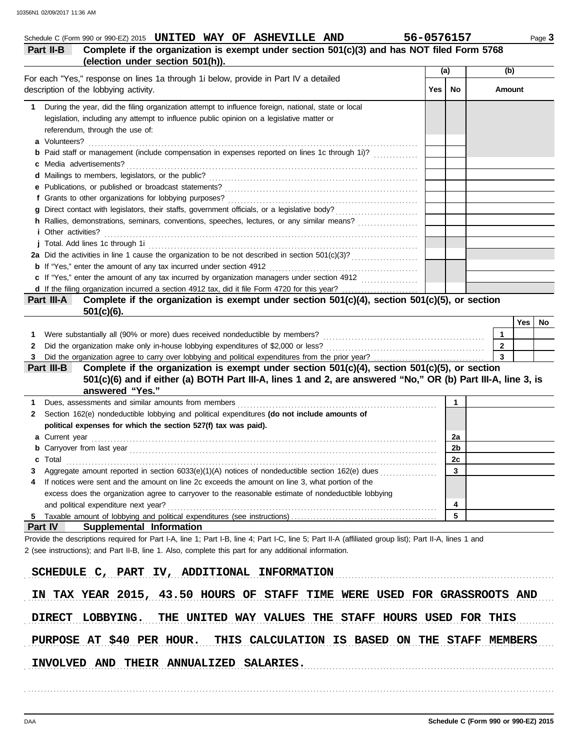Schedule C (Form 990 or 990-EZ) 2015 **UNITED WAY OF ASHEVILLE AND** **56-0576157**

## Part II-B Complete if the organization is exempt under section 501(c)(3) and has NOT filed Form 5768 (election under section 501(h)).

| For each "Yes," response on lines 1a through 1i below, provide in Part IV a detailed description of the lobbying activity. | (a) Yes | (a) No | (b) Amount |
|---|---|---|---|
| **1** During the year, did the filing organization attempt to influence foreign, national, state or local legislation, including any attempt to influence public opinion on a legislative matter or referendum, through the use of: | | | |
| **a** Volunteers? | | | |
| **b** Paid staff or management (include compensation in expenses reported on lines 1c through 1i)? | | | |
| **c** Media advertisements? | | | |
| **d** Mailings to members, legislators, or the public? | | | |
| **e** Publications, or published or broadcast statements? | | | |
| **f** Grants to other organizations for lobbying purposes? | | | |
| **g** Direct contact with legislators, their staffs, government officials, or a legislative body? | | | |
| **h** Rallies, demonstrations, seminars, conventions, speeches, lectures, or any similar means? | | | |
| **i** Other activities? | | | |
| **j** Total. Add lines 1c through 1i | | | |
| **2a** Did the activities in line 1 cause the organization to be not described in section 501(c)(3)? | | | |
| **b** If "Yes," enter the amount of any tax incurred under section 4912 | | | |
| **c** If "Yes," enter the amount of any tax incurred by organization managers under section 4912 | | | |
| **d** If the filing organization incurred a section 4912 tax, did it file Form 4720 for this year? | | | |

## Part III-A Complete if the organization is exempt under section 501(c)(4), section 501(c)(5), or section 501(c)(6).

| | | Yes | No |
|---|---|---|---|
| **1** Were substantially all (90% or more) dues received nondeductible by members? | 1 | | |
| **2** Did the organization make only in-house lobbying expenditures of $2,000 or less? | 2 | | |
| **3** Did the organization agree to carry over lobbying and political expenditures from the prior year? | 3 | | |

## Part III-B Complete if the organization is exempt under section 501(c)(4), section 501(c)(5), or section 501(c)(6) and if either (a) BOTH Part III-A, lines 1 and 2, are answered "No," OR (b) Part III-A, line 3, is answered "Yes."

| | | |
|---|---|---|
| **1** Dues, assessments and similar amounts from members | 1 | |
| **2** Section 162(e) nondeductible lobbying and political expenditures **(do not include amounts of political expenses for which the section 527(f) tax was paid).** | | |
| **a** Current year | 2a | |
| **b** Carryover from last year | 2b | |
| **c** Total | 2c | |
| **3** Aggregate amount reported in section 6033(e)(1)(A) notices of nondeductible section 162(e) dues | 3 | |
| **4** If notices were sent and the amount on line 2c exceeds the amount on line 3, what portion of the excess does the organization agree to carryover to the reasonable estimate of nondeductible lobbying and political expenditure next year? | 4 | |
| **5** Taxable amount of lobbying and political expenditures (see instructions) | 5 | |

## Part IV Supplemental Information

Provide the descriptions required for Part I-A, line 1; Part I-B, line 4; Part I-C, line 5; Part II-A (affiliated group list); Part II-A, lines 1 and 2 (see instructions); and Part II-B, line 1. Also, complete this part for any additional information.

SCHEDULE C, PART IV, ADDITIONAL INFORMATION

IN TAX YEAR 2015, 43.50 HOURS OF STAFF TIME WERE USED FOR GRASSROOTS AND DIRECT LOBBYING. THE UNITED WAY VALUES THE STAFF HOURS USED FOR THIS PURPOSE AT $40 PER HOUR. THIS CALCULATION IS BASED ON THE STAFF MEMBERS INVOLVED AND THEIR ANNUALIZED SALARIES.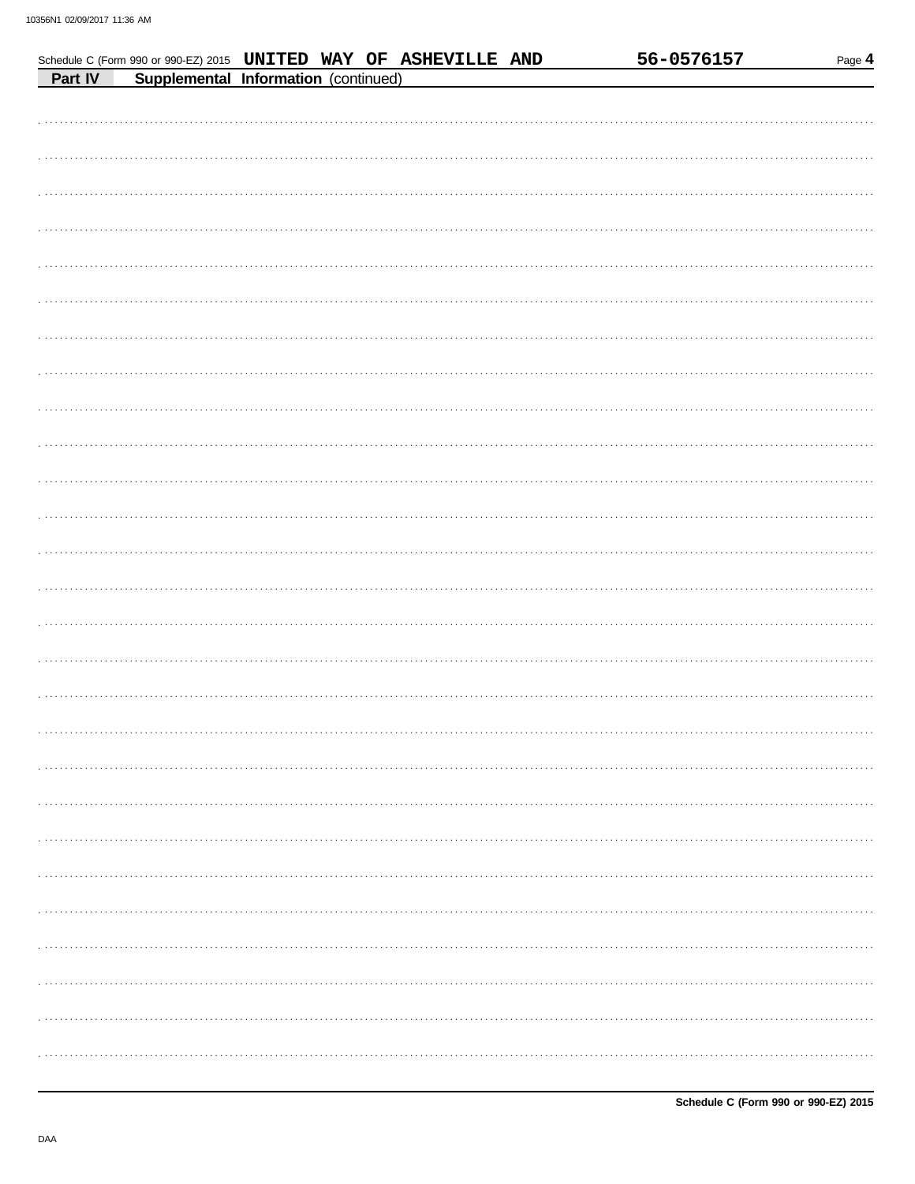Schedule C (Form 990 or 990-EZ) 2015 UNITED WAY OF ASHEVILLE AND 56-0576157 Page 4

**Part IV** **Supplemental Information** (continued)

**Schedule C (Form 990 or 990-EZ) 2015**

DAA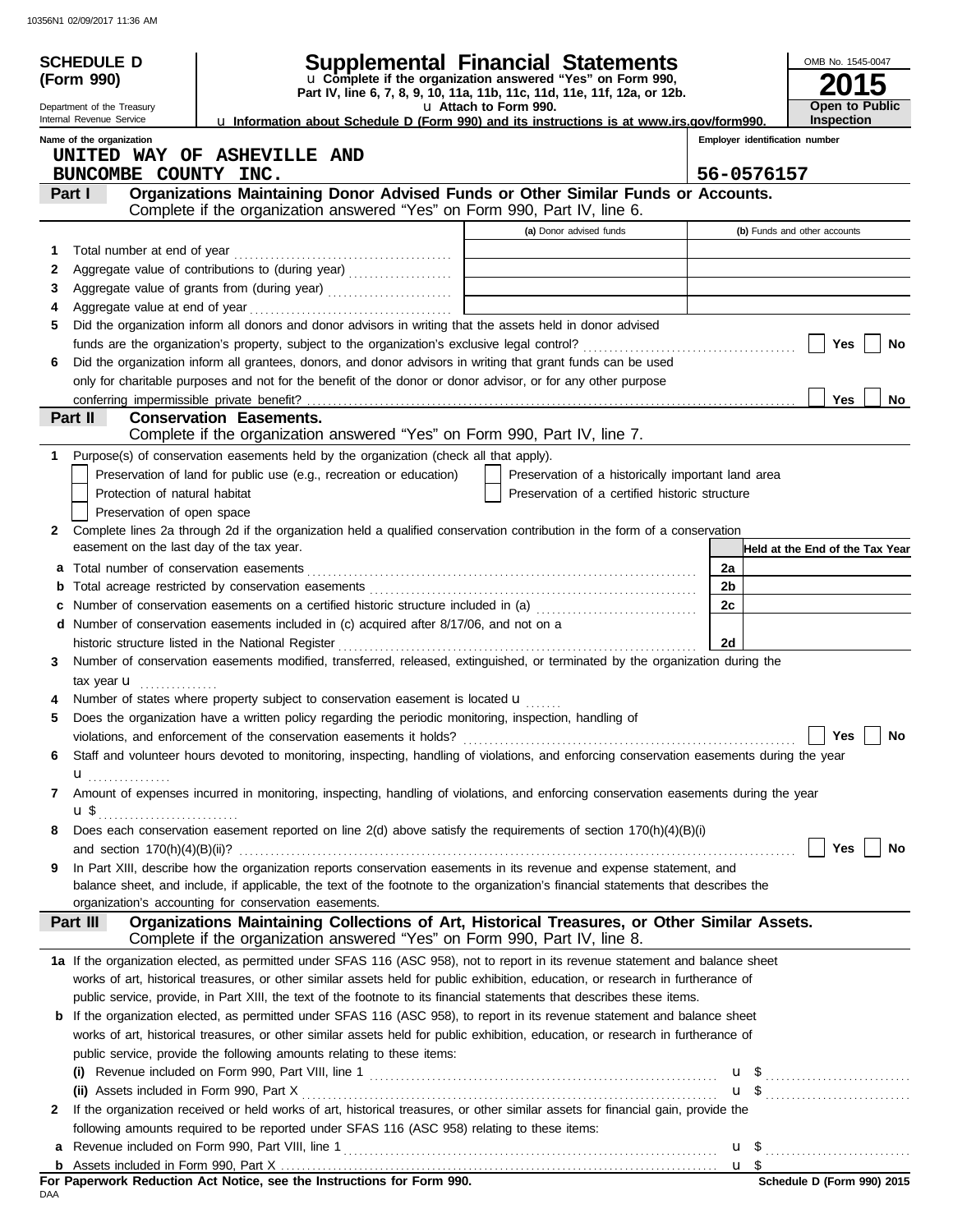10356N1 02/09/2017 11:36 AM

**SCHEDULE D (Form 990)**

Department of the Treasury
Internal Revenue Service

# Supplemental Financial Statements

u Complete if the organization answered "Yes" on Form 990, Part IV, line 6, 7, 8, 9, 10, 11a, 11b, 11c, 11d, 11e, 11f, 12a, or 12b.

u Attach to Form 990.

u Information about Schedule D (Form 990) and its instructions is at www.irs.gov/form990.

OMB No. 1545-0047

**2015**

**Open to Public Inspection**

Name of the organization: UNITED WAY OF ASHEVILLE AND BUNCOMBE COUNTY INC.

Employer identification number: 56-0576157

## Part I — Organizations Maintaining Donor Advised Funds or Other Similar Funds or Accounts.

Complete if the organization answered "Yes" on Form 990, Part IV, line 6.

| | | (a) Donor advised funds | (b) Funds and other accounts |
|---|---|---|---|
| 1 | Total number at end of year | | |
| 2 | Aggregate value of contributions to (during year) | | |
| 3 | Aggregate value of grants from (during year) | | |
| 4 | Aggregate value at end of year | | |

5 Did the organization inform all donors and donor advisors in writing that the assets held in donor advised funds are the organization's property, subject to the organization's exclusive legal control? ☐ Yes ☐ No

6 Did the organization inform all grantees, donors, and donor advisors in writing that grant funds can be used only for charitable purposes and not for the benefit of the donor or donor advisor, or for any other purpose conferring impermissible private benefit? ☐ Yes ☐ No

## Part II — Conservation Easements.

Complete if the organization answered "Yes" on Form 990, Part IV, line 7.

1 Purpose(s) of conservation easements held by the organization (check all that apply).

☐ Preservation of land for public use (e.g., recreation or education)
☐ Preservation of a historically important land area
☐ Protection of natural habitat
☐ Preservation of a certified historic structure
☐ Preservation of open space

2 Complete lines 2a through 2d if the organization held a qualified conservation contribution in the form of a conservation easement on the last day of the tax year.

| | | | Held at the End of the Tax Year |
|---|---|---|---|
| a | Total number of conservation easements | 2a | |
| b | Total acreage restricted by conservation easements | 2b | |
| c | Number of conservation easements on a certified historic structure included in (a) | 2c | |
| d | Number of conservation easements included in (c) acquired after 8/17/06, and not on a historic structure listed in the National Register | 2d | |

3 Number of conservation easements modified, transferred, released, extinguished, or terminated by the organization during the tax year u

4 Number of states where property subject to conservation easement is located u

5 Does the organization have a written policy regarding the periodic monitoring, inspection, handling of violations, and enforcement of the conservation easements it holds? ☐ Yes ☐ No

6 Staff and volunteer hours devoted to monitoring, inspecting, handling of violations, and enforcing conservation easements during the year u

7 Amount of expenses incurred in monitoring, inspecting, handling of violations, and enforcing conservation easements during the year u $

8 Does each conservation easement reported on line 2(d) above satisfy the requirements of section 170(h)(4)(B)(i) and section 170(h)(4)(B)(ii)? ☐ Yes ☐ No

9 In Part XIII, describe how the organization reports conservation easements in its revenue and expense statement, and balance sheet, and include, if applicable, the text of the footnote to the organization's financial statements that describes the organization's accounting for conservation easements.

## Part III — Organizations Maintaining Collections of Art, Historical Treasures, or Other Similar Assets.

Complete if the organization answered "Yes" on Form 990, Part IV, line 8.

1a If the organization elected, as permitted under SFAS 116 (ASC 958), not to report in its revenue statement and balance sheet works of art, historical treasures, or other similar assets held for public exhibition, education, or research in furtherance of public service, provide, in Part XIII, the text of the footnote to its financial statements that describes these items.

b If the organization elected, as permitted under SFAS 116 (ASC 958), to report in its revenue statement and balance sheet works of art, historical treasures, or other similar assets held for public exhibition, education, or research in furtherance of public service, provide the following amounts relating to these items:

(i) Revenue included on Form 990, Part VIII, line 1 u $

(ii) Assets included in Form 990, Part X u $

2 If the organization received or held works of art, historical treasures, or other similar assets for financial gain, provide the following amounts required to be reported under SFAS 116 (ASC 958) relating to these items:

a Revenue included on Form 990, Part VIII, line 1 u $

b Assets included in Form 990, Part X u $

**For Paperwork Reduction Act Notice, see the Instructions for Form 990.**

DAA

**Schedule D (Form 990) 2015**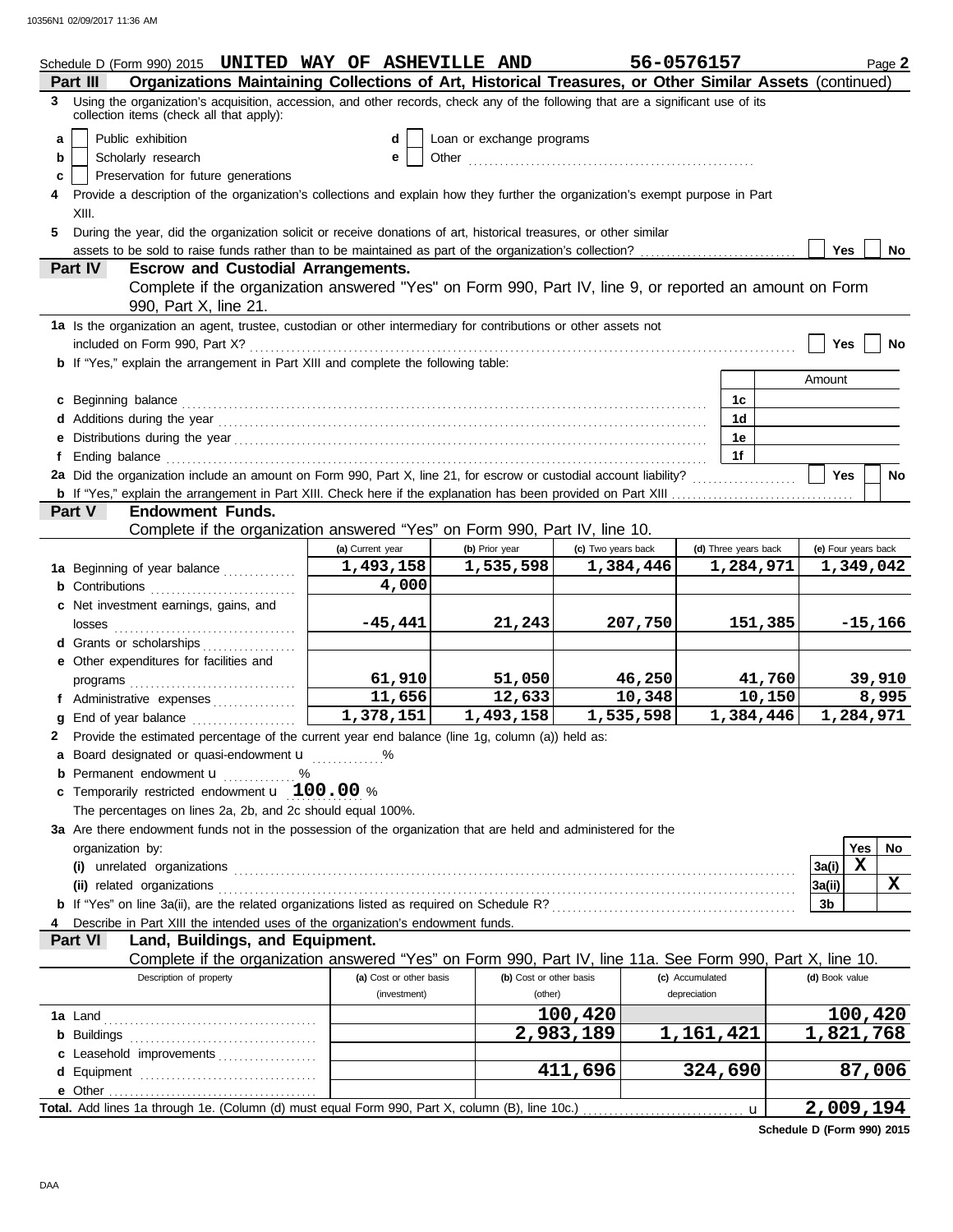Schedule D (Form 990) 2015 **UNITED WAY OF ASHEVILLE AND** **56-0576157** Page **2**

## Part III Organizations Maintaining Collections of Art, Historical Treasures, or Other Similar Assets (continued)

**3** Using the organization's acquisition, accession, and other records, check any of the following that are a significant use of its collection items (check all that apply):

- **a** ☐ Public exhibition
- **b** ☐ Scholarly research
- **c** ☐ Preservation for future generations
- **d** ☐ Loan or exchange programs
- **e** ☐ Other ..................................................

**4** Provide a description of the organization's collections and explain how they further the organization's exempt purpose in Part XIII.

**5** During the year, did the organization solicit or receive donations of art, historical treasures, or other similar assets to be sold to raise funds rather than to be maintained as part of the organization's collection? ☐ Yes ☐ No

## Part IV Escrow and Custodial Arrangements.

Complete if the organization answered "Yes" on Form 990, Part IV, line 9, or reported an amount on Form 990, Part X, line 21.

**1a** Is the organization an agent, trustee, custodian or other intermediary for contributions or other assets not included on Form 990, Part X? ☐ Yes ☐ No

**b** If "Yes," explain the arrangement in Part XIII and complete the following table:

| | | Amount |
|---|---|---|
| **c** Beginning balance | 1c | |
| **d** Additions during the year | 1d | |
| **e** Distributions during the year | 1e | |
| **f** Ending balance | 1f | |

**2a** Did the organization include an amount on Form 990, Part X, line 21, for escrow or custodial account liability? ☐ Yes ☐ No

**b** If "Yes," explain the arrangement in Part XIII. Check here if the explanation has been provided on Part XIII ☐

## Part V Endowment Funds.

Complete if the organization answered "Yes" on Form 990, Part IV, line 10.

| | (a) Current year | (b) Prior year | (c) Two years back | (d) Three years back | (e) Four years back |
|---|---|---|---|---|---|
| **1a** Beginning of year balance | 1,493,158 | 1,535,598 | 1,384,446 | 1,284,971 | 1,349,042 |
| **b** Contributions | 4,000 | | | | |
| **c** Net investment earnings, gains, and losses | -45,441 | 21,243 | 207,750 | 151,385 | -15,166 |
| **d** Grants or scholarships | | | | | |
| **e** Other expenditures for facilities and programs | 61,910 | 51,050 | 46,250 | 41,760 | 39,910 |
| **f** Administrative expenses | 11,656 | 12,633 | 10,348 | 10,150 | 8,995 |
| **g** End of year balance | 1,378,151 | 1,493,158 | 1,535,598 | 1,384,446 | 1,284,971 |

**2** Provide the estimated percentage of the current year end balance (line 1g, column (a)) held as:

- **a** Board designated or quasi-endowment ............ %
- **b** Permanent endowment ............ %
- **c** Temporarily restricted endowment **100.00** %

The percentages on lines 2a, 2b, and 2c should equal 100%.

**3a** Are there endowment funds not in the possession of the organization that are held and administered for the organization by:

| | | Yes | No |
|---|---|---|---|
| **(i)** unrelated organizations | 3a(i) | X | |
| **(ii)** related organizations | 3a(ii) | | X |
| **b** If "Yes" on line 3a(ii), are the related organizations listed as required on Schedule R? | 3b | | |

**4** Describe in Part XIII the intended uses of the organization's endowment funds.

## Part VI Land, Buildings, and Equipment.

Complete if the organization answered "Yes" on Form 990, Part IV, line 11a. See Form 990, Part X, line 10.

| Description of property | (a) Cost or other basis (investment) | (b) Cost or other basis (other) | (c) Accumulated depreciation | (d) Book value |
|---|---|---|---|---|
| **1a** Land | | 100,420 | | 100,420 |
| **b** Buildings | | 2,983,189 | 1,161,421 | 1,821,768 |
| **c** Leasehold improvements | | | | |
| **d** Equipment | | 411,696 | 324,690 | 87,006 |
| **e** Other | | | | |
| **Total.** Add lines 1a through 1e. (Column (d) must equal Form 990, Part X, column (B), line 10c.) | | | | 2,009,194 |

**Schedule D (Form 990) 2015**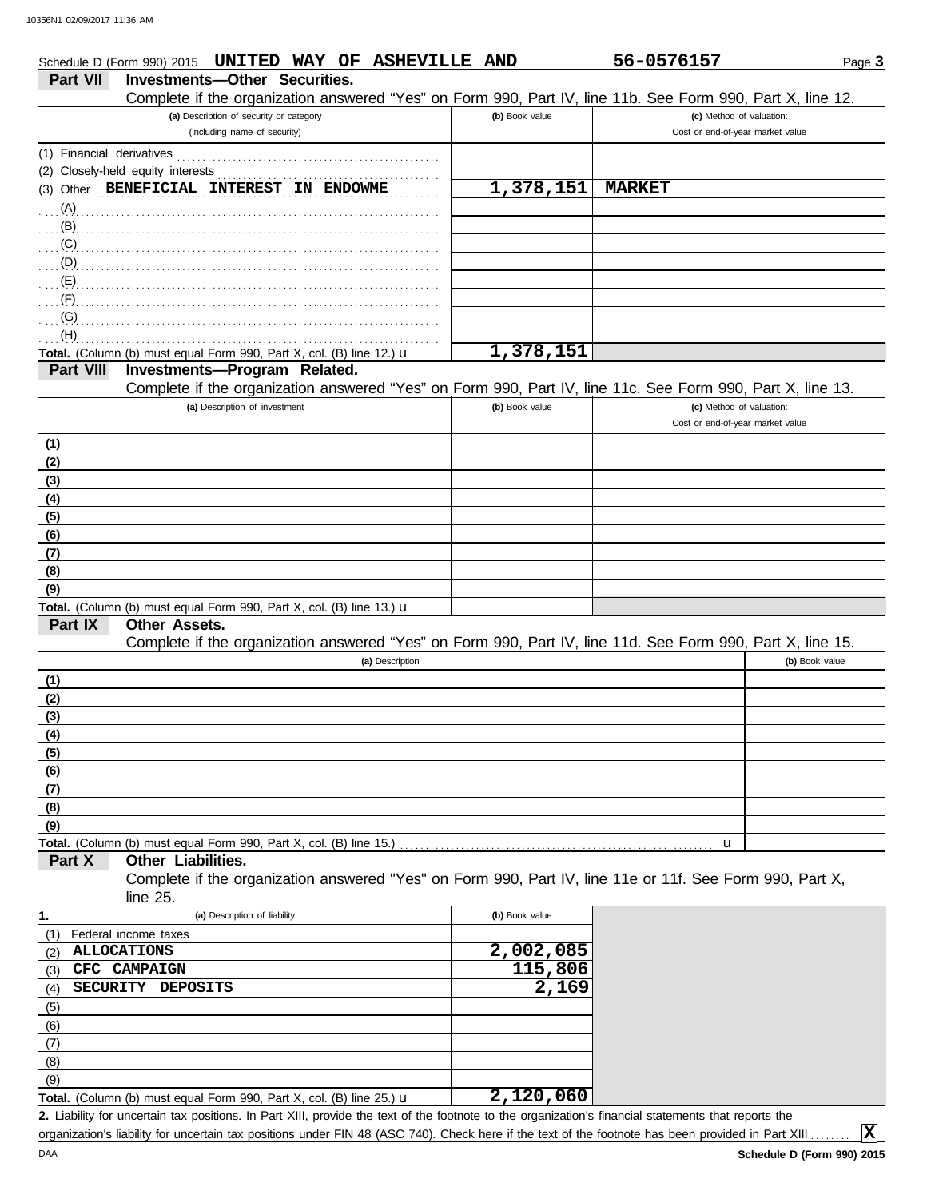Schedule D (Form 990) 2015 **UNITED WAY OF ASHEVILLE AND** **56-0576157** Page **3**

**Part VII Investments—Other Securities.**

Complete if the organization answered "Yes" on Form 990, Part IV, line 11b. See Form 990, Part X, line 12.

| (a) Description of security or category (including name of security) | (b) Book value | (c) Method of valuation: Cost or end-of-year market value |
|---|---|---|
| (1) Financial derivatives | | |
| (2) Closely-held equity interests | | |
| (3) Other **BENEFICIAL INTEREST IN ENDOWME** | **1,378,151** | **MARKET** |
| (A) | | |
| (B) | | |
| (C) | | |
| (D) | | |
| (E) | | |
| (F) | | |
| (G) | | |
| (H) | | |
| **Total.** (Column (b) must equal Form 990, Part X, col. (B) line 12.) u | **1,378,151** | |

**Part VIII Investments—Program Related.**

Complete if the organization answered "Yes" on Form 990, Part IV, line 11c. See Form 990, Part X, line 13.

| (a) Description of investment | (b) Book value | (c) Method of valuation: Cost or end-of-year market value |
|---|---|---|
| (1) | | |
| (2) | | |
| (3) | | |
| (4) | | |
| (5) | | |
| (6) | | |
| (7) | | |
| (8) | | |
| (9) | | |
| **Total.** (Column (b) must equal Form 990, Part X, col. (B) line 13.) u | | |

**Part IX Other Assets.**

Complete if the organization answered "Yes" on Form 990, Part IV, line 11d. See Form 990, Part X, line 15.

| (a) Description | (b) Book value |
|---|---|
| (1) | |
| (2) | |
| (3) | |
| (4) | |
| (5) | |
| (6) | |
| (7) | |
| (8) | |
| (9) | |
| **Total.** (Column (b) must equal Form 990, Part X, col. (B) line 15.) u | |

**Part X Other Liabilities.**

Complete if the organization answered "Yes" on Form 990, Part IV, line 11e or 11f. See Form 990, Part X, line 25.

| 1. (a) Description of liability | (b) Book value |
|---|---|
| (1) Federal income taxes | |
| (2) **ALLOCATIONS** | **2,002,085** |
| (3) **CFC CAMPAIGN** | **115,806** |
| (4) **SECURITY DEPOSITS** | **2,169** |
| (5) | |
| (6) | |
| (7) | |
| (8) | |
| (9) | |
| **Total.** (Column (b) must equal Form 990, Part X, col. (B) line 25.) u | **2,120,060** |

**2.** Liability for uncertain tax positions. In Part XIII, provide the text of the footnote to the organization's financial statements that reports the organization's liability for uncertain tax positions under FIN 48 (ASC 740). Check here if the text of the footnote has been provided in Part XIII .......... **X**

**Schedule D (Form 990) 2015**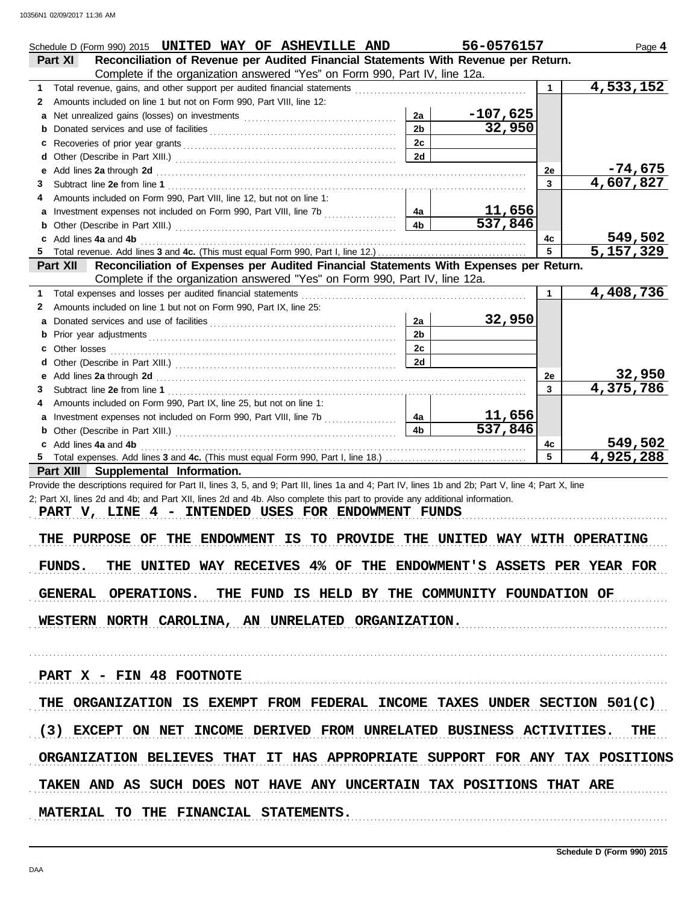Schedule D (Form 990) 2015 UNITED WAY OF ASHEVILLE AND 56-0576157 Page 4

**Part XI Reconciliation of Revenue per Audited Financial Statements With Revenue per Return.**
Complete if the organization answered "Yes" on Form 990, Part IV, line 12a.

| | | | | | |
|---|---|---|---|---|---|
| 1 | Total revenue, gains, and other support per audited financial statements | | | 1 | 4,533,152 |
| 2 | Amounts included on line 1 but not on Form 990, Part VIII, line 12: | | | | |
| a | Net unrealized gains (losses) on investments | 2a | -107,625 | | |
| b | Donated services and use of facilities | 2b | 32,950 | | |
| c | Recoveries of prior year grants | 2c | | | |
| d | Other (Describe in Part XIII.) | 2d | | | |
| e | Add lines **2a** through **2d** | | | 2e | -74,675 |
| 3 | Subtract line **2e** from line **1** | | | 3 | 4,607,827 |
| 4 | Amounts included on Form 990, Part VIII, line 12, but not on line 1: | | | | |
| a | Investment expenses not included on Form 990, Part VIII, line 7b | 4a | 11,656 | | |
| b | Other (Describe in Part XIII.) | 4b | 537,846 | | |
| c | Add lines **4a** and **4b** | | | 4c | 549,502 |
| 5 | Total revenue. Add lines **3** and **4c.** (This must equal Form 990, Part I, line 12.) | | | 5 | 5,157,329 |

**Part XII Reconciliation of Expenses per Audited Financial Statements With Expenses per Return.**
Complete if the organization answered "Yes" on Form 990, Part IV, line 12a.

| | | | | | |
|---|---|---|---|---|---|
| 1 | Total expenses and losses per audited financial statements | | | 1 | 4,408,736 |
| 2 | Amounts included on line 1 but not on Form 990, Part IX, line 25: | | | | |
| a | Donated services and use of facilities | 2a | 32,950 | | |
| b | Prior year adjustments | 2b | | | |
| c | Other losses | 2c | | | |
| d | Other (Describe in Part XIII.) | 2d | | | |
| e | Add lines **2a** through **2d** | | | 2e | 32,950 |
| 3 | Subtract line **2e** from line **1** | | | 3 | 4,375,786 |
| 4 | Amounts included on Form 990, Part IX, line 25, but not on line 1: | | | | |
| a | Investment expenses not included on Form 990, Part VIII, line 7b | 4a | 11,656 | | |
| b | Other (Describe in Part XIII.) | 4b | 537,846 | | |
| c | Add lines **4a** and **4b** | | | 4c | 549,502 |
| 5 | Total expenses. Add lines **3** and **4c.** (This must equal Form 990, Part I, line 18.) | | | 5 | 4,925,288 |

**Part XIII Supplemental Information.**

Provide the descriptions required for Part II, lines 3, 5, and 9; Part III, lines 1a and 4; Part IV, lines 1b and 2b; Part V, line 4; Part X, line 2; Part XI, lines 2d and 4b; and Part XII, lines 2d and 4b. Also complete this part to provide any additional information.

PART V, LINE 4 - INTENDED USES FOR ENDOWMENT FUNDS

THE PURPOSE OF THE ENDOWMENT IS TO PROVIDE THE UNITED WAY WITH OPERATING FUNDS. THE UNITED WAY RECEIVES 4% OF THE ENDOWMENT'S ASSETS PER YEAR FOR GENERAL OPERATIONS. THE FUND IS HELD BY THE COMMUNITY FOUNDATION OF WESTERN NORTH CAROLINA, AN UNRELATED ORGANIZATION.

PART X - FIN 48 FOOTNOTE

THE ORGANIZATION IS EXEMPT FROM FEDERAL INCOME TAXES UNDER SECTION 501(C)(3) EXCEPT ON NET INCOME DERIVED FROM UNRELATED BUSINESS ACTIVITIES. THE ORGANIZATION BELIEVES THAT IT HAS APPROPRIATE SUPPORT FOR ANY TAX POSITIONS TAKEN AND AS SUCH DOES NOT HAVE ANY UNCERTAIN TAX POSITIONS THAT ARE MATERIAL TO THE FINANCIAL STATEMENTS.

Schedule D (Form 990) 2015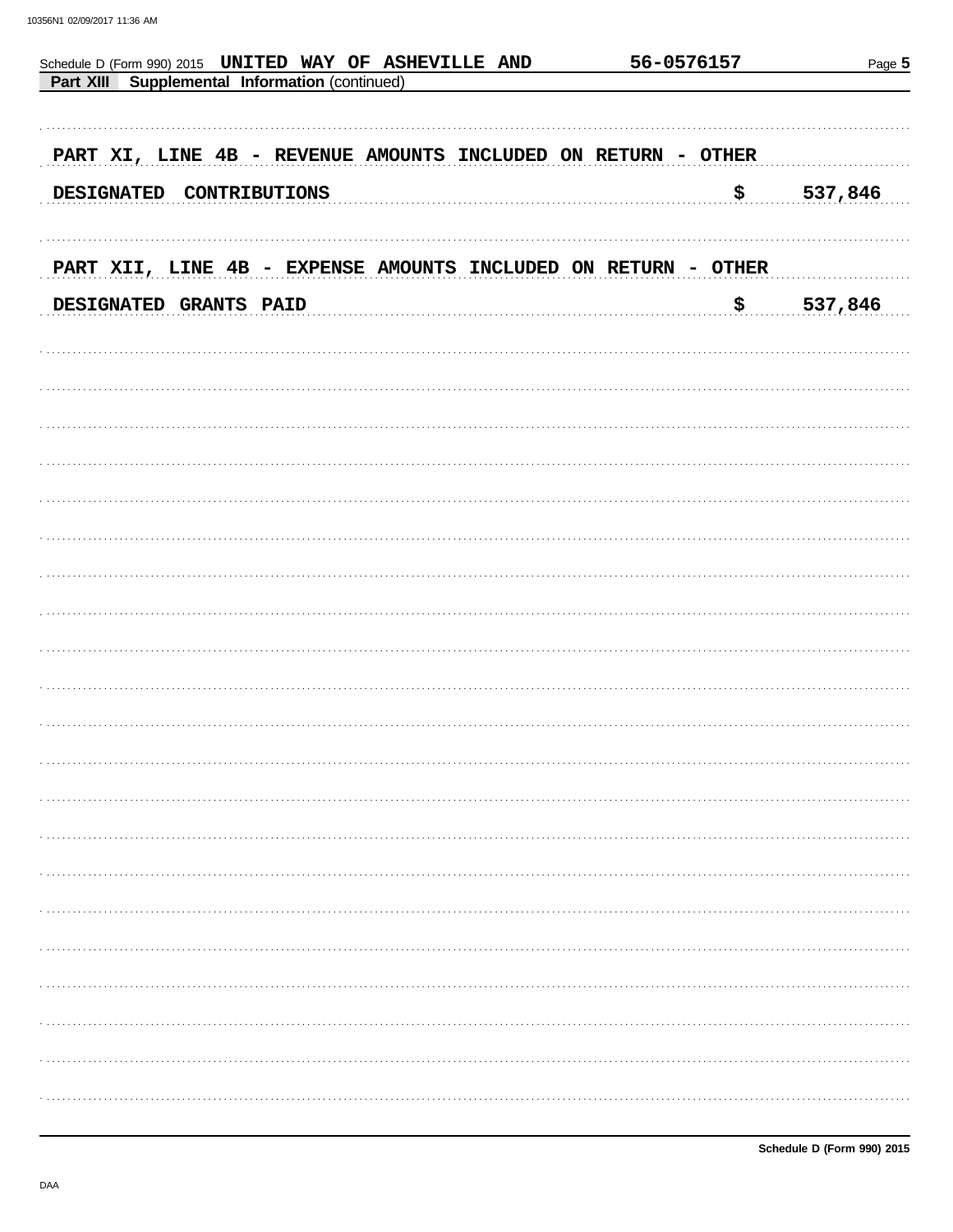Schedule D (Form 990) 2015 **UNITED WAY OF ASHEVILLE AND** **56-0576157**

**Part XIII** **Supplemental Information** (continued)

PART XI, LINE 4B - REVENUE AMOUNTS INCLUDED ON RETURN - OTHER DESIGNATED CONTRIBUTIONS $ 537,846

PART XII, LINE 4B - EXPENSE AMOUNTS INCLUDED ON RETURN - OTHER DESIGNATED GRANTS PAID $ 537,846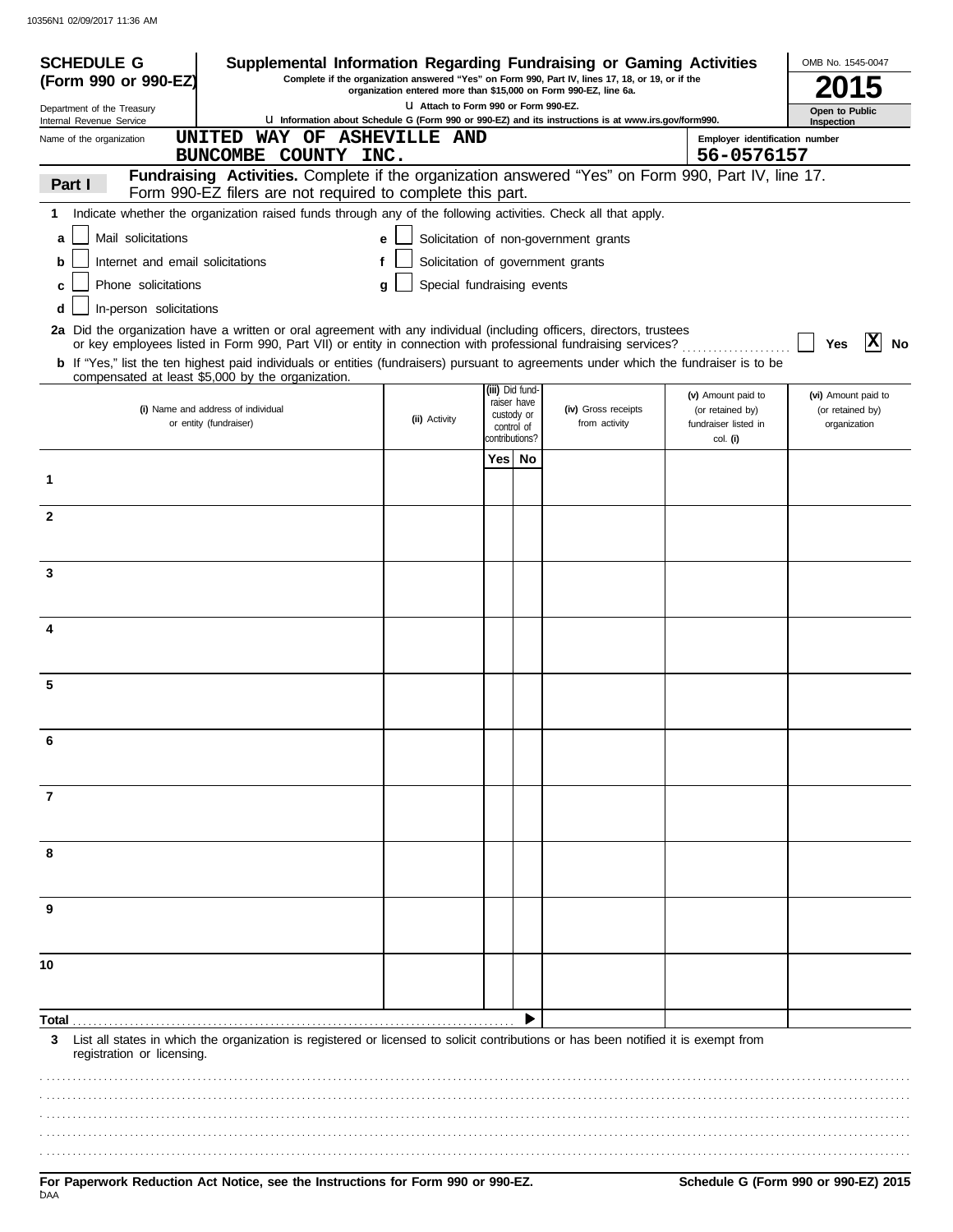**SCHEDULE G (Form 990 or 990-EZ)**

Department of the Treasury
Internal Revenue Service

# Supplemental Information Regarding Fundraising or Gaming Activities

**Complete if the organization answered "Yes" on Form 990, Part IV, lines 17, 18, or 19, or if the organization entered more than $15,000 on Form 990-EZ, line 6a.**

**u Attach to Form 990 or Form 990-EZ.**

**u Information about Schedule G (Form 990 or 990-EZ) and its instructions is at www.irs.gov/form990.**

OMB No. 1545-0047

**2015**

**Open to Public Inspection**

Name of the organization: UNITED WAY OF ASHEVILLE AND BUNCOMBE COUNTY INC.

Employer identification number: 56-0576157

## Part I — Fundraising Activities.

Complete if the organization answered "Yes" on Form 990, Part IV, line 17. Form 990-EZ filers are not required to complete this part.

**1** Indicate whether the organization raised funds through any of the following activities. Check all that apply.

- **a** [ ] Mail solicitations
- **b** [ ] Internet and email solicitations
- **c** [ ] Phone solicitations
- **d** [ ] In-person solicitations
- **e** [ ] Solicitation of non-government grants
- **f** [ ] Solicitation of government grants
- **g** [ ] Special fundraising events

**2a** Did the organization have a written or oral agreement with any individual (including officers, directors, trustees or key employees listed in Form 990, Part VII) or entity in connection with professional fundraising services? ..... [ ] Yes [X] No

**b** If "Yes," list the ten highest paid individuals or entities (fundraisers) pursuant to agreements under which the fundraiser is to be compensated at least $5,000 by the organization.

| | (i) Name and address of individual or entity (fundraiser) | (ii) Activity | (iii) Did fund-raiser have custody or control of contributions? Yes | No | (iv) Gross receipts from activity | (v) Amount paid to (or retained by) fundraiser listed in col. (i) | (vi) Amount paid to (or retained by) organization |
|---|---|---|---|---|---|---|---|
| 1 | | | | | | | |
| 2 | | | | | | | |
| 3 | | | | | | | |
| 4 | | | | | | | |
| 5 | | | | | | | |
| 6 | | | | | | | |
| 7 | | | | | | | |
| 8 | | | | | | | |
| 9 | | | | | | | |
| 10 | | | | | | | |
| **Total** ▶ | | | | | | | |

**3** List all states in which the organization is registered or licensed to solicit contributions or has been notified it is exempt from registration or licensing.

**For Paperwork Reduction Act Notice, see the Instructions for Form 990 or 990-EZ.**

**Schedule G (Form 990 or 990-EZ) 2015**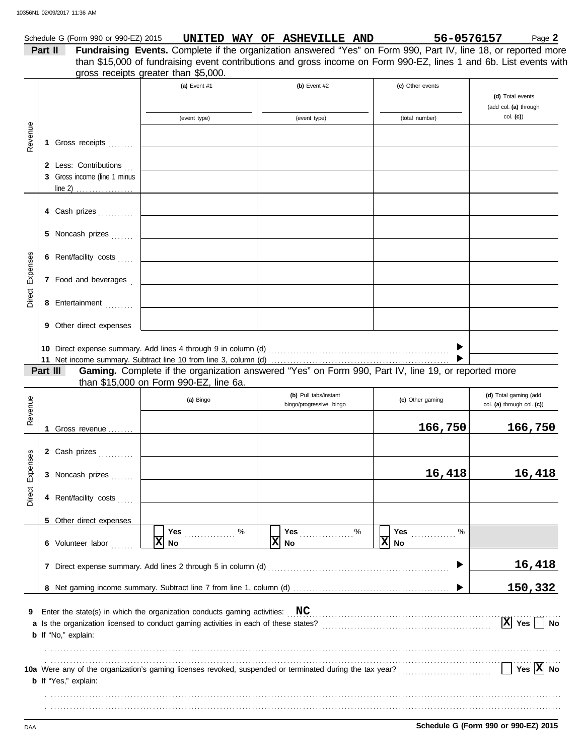Schedule G (Form 990 or 990-EZ) 2015 **UNITED WAY OF ASHEVILLE AND** **56-0576157** Page **2**

**Part II** **Fundraising Events.** Complete if the organization answered "Yes" on Form 990, Part IV, line 18, or reported more than $15,000 of fundraising event contributions and gross income on Form 990-EZ, lines 1 and 6b. List events with gross receipts greater than $5,000.

| | | (a) Event #1 (event type) | (b) Event #2 (event type) | (c) Other events (total number) | (d) Total events (add col. (a) through col. (c)) |
|---|---|---|---|---|---|
| Revenue | 1 Gross receipts | | | | |
| | 2 Less: Contributions | | | | |
| | 3 Gross income (line 1 minus line 2) | | | | |
| Direct Expenses | 4 Cash prizes | | | | |
| | 5 Noncash prizes | | | | |
| | 6 Rent/facility costs | | | | |
| | 7 Food and beverages | | | | |
| | 8 Entertainment | | | | |
| | 9 Other direct expenses | | | | |
| | 10 Direct expense summary. Add lines 4 through 9 in column (d) | | | | |
| | 11 Net income summary. Subtract line 10 from line 3, column (d) | | | | |

**Part III** **Gaming.** Complete if the organization answered "Yes" on Form 990, Part IV, line 19, or reported more than $15,000 on Form 990-EZ, line 6a.

| | | (a) Bingo | (b) Pull tabs/instant bingo/progressive bingo | (c) Other gaming | (d) Total gaming (add col. (a) through col. (c)) |
|---|---|---|---|---|---|
| Revenue | 1 Gross revenue | | | **166,750** | **166,750** |
| Direct Expenses | 2 Cash prizes | | | | |
| | 3 Noncash prizes | | | **16,418** | **16,418** |
| | 4 Rent/facility costs | | | | |
| | 5 Other direct expenses | | | | |
| | 6 Volunteer labor | ☐ Yes ..... % ☒ No | ☐ Yes ..... % ☒ No | ☐ Yes ..... % ☒ No | |
| | 7 Direct expense summary. Add lines 2 through 5 in column (d) | | | | **16,418** |
| | 8 Net gaming income summary. Subtract line 7 from line 1, column (d) | | | | **150,332** |

**9** Enter the state(s) in which the organization conducts gaming activities: **NC**

**a** Is the organization licensed to conduct gaming activities in each of these states? ☒ Yes ☐ No

**b** If "No," explain:

**10a** Were any of the organization's gaming licenses revoked, suspended or terminated during the tax year? ☐ Yes ☒ No

**b** If "Yes," explain:

DAA **Schedule G (Form 990 or 990-EZ) 2015**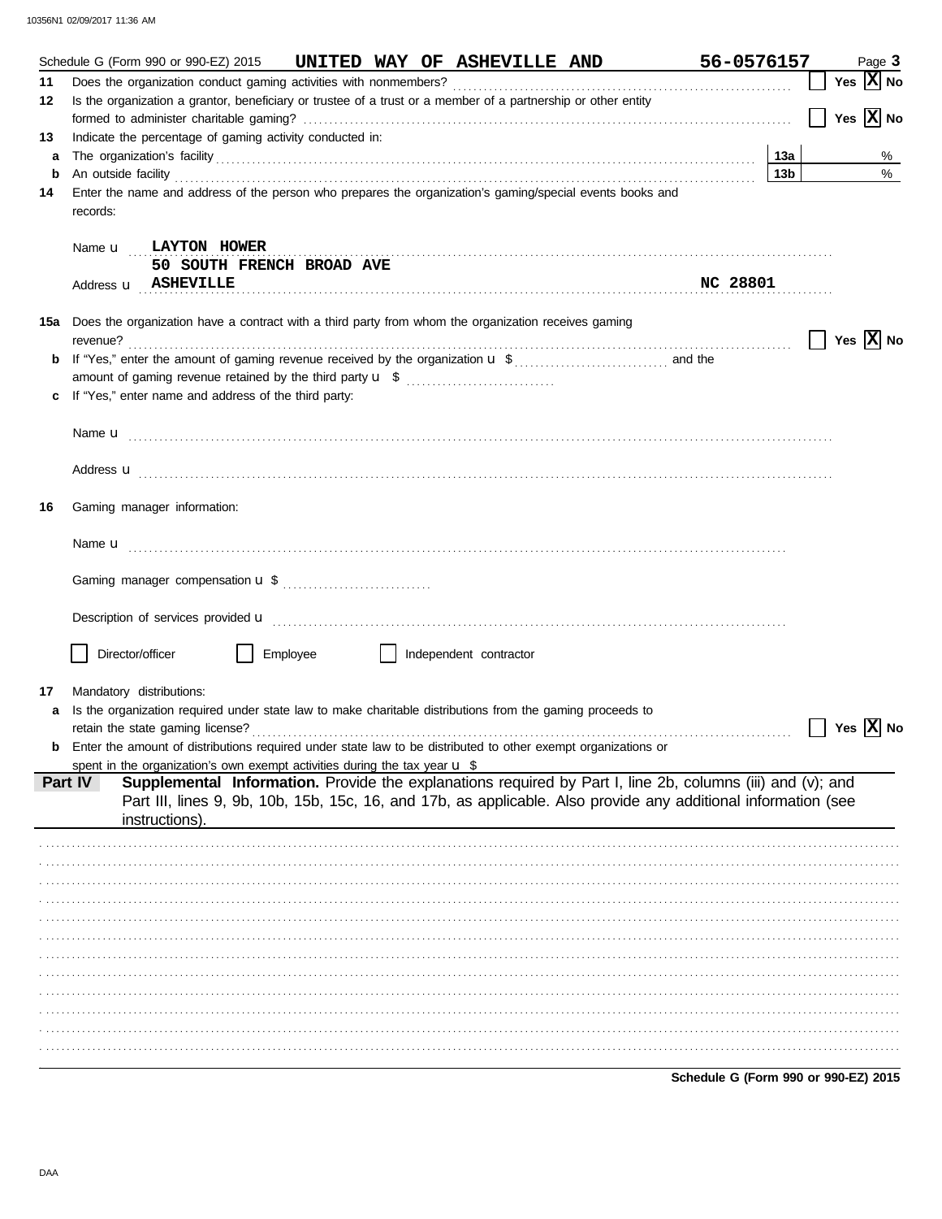Schedule G (Form 990 or 990-EZ) 2015 **UNITED WAY OF ASHEVILLE AND** **56-0576157** Page **3**

**11** Does the organization conduct gaming activities with nonmembers? Yes [X] No

**12** Is the organization a grantor, beneficiary or trustee of a trust or a member of a partnership or other entity formed to administer charitable gaming? Yes [X] No

**13** Indicate the percentage of gaming activity conducted in:

**a** The organization's facility **13a** %

**b** An outside facility **13b** %

**14** Enter the name and address of the person who prepares the organization's gaming/special events books and records:

Name u **LAYTON HOWER**

Address u **50 SOUTH FRENCH BROAD AVE ASHEVILLE NC 28801**

**15a** Does the organization have a contract with a third party from whom the organization receives gaming revenue? Yes [X] No

**b** If "Yes," enter the amount of gaming revenue received by the organization u $ ............ and the amount of gaming revenue retained by the third party u $ ............

**c** If "Yes," enter name and address of the third party:

Name u

Address u

**16** Gaming manager information:

Name u

Gaming manager compensation u $

Description of services provided u

[ ] Director/officer [ ] Employee [ ] Independent contractor

**17** Mandatory distributions:

**a** Is the organization required under state law to make charitable distributions from the gaming proceeds to retain the state gaming license? Yes [X] No

**b** Enter the amount of distributions required under state law to be distributed to other exempt organizations or spent in the organization's own exempt activities during the tax year u $

**Part IV** **Supplemental Information.** Provide the explanations required by Part I, line 2b, columns (iii) and (v); and Part III, lines 9, 9b, 10b, 15b, 15c, 16, and 17b, as applicable. Also provide any additional information (see instructions).

**Schedule G (Form 990 or 990-EZ) 2015**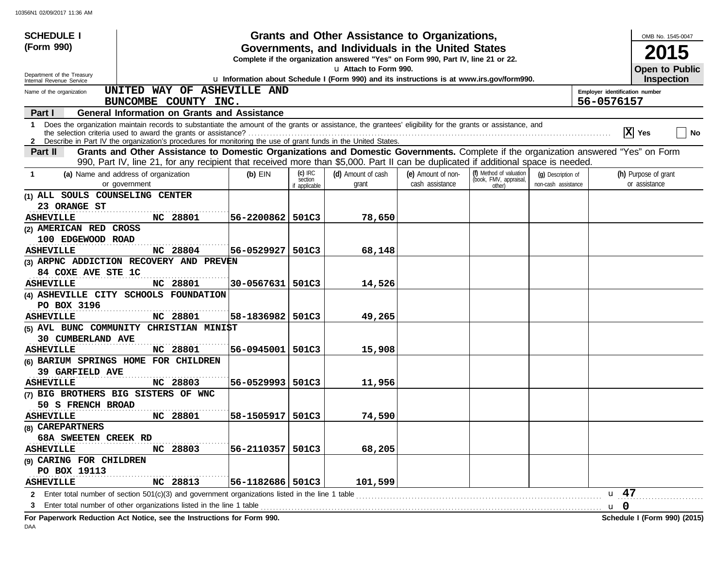**SCHEDULE I (Form 990)**

Department of the Treasury
Internal Revenue Service

# Grants and Other Assistance to Organizations, Governments, and Individuals in the United States

**Complete if the organization answered "Yes" on Form 990, Part IV, line 21 or 22.**

u Attach to Form 990.

u **Information about Schedule I (Form 990) and its instructions is at www.irs.gov/form990.**

OMB No. 1545-0047

**2015**

**Open to Public Inspection**

Name of the organization: **UNITED WAY OF ASHEVILLE AND BUNCOMBE COUNTY INC.**

Employer identification number: **56-0576157**

## Part I General Information on Grants and Assistance

**1** Does the organization maintain records to substantiate the amount of the grants or assistance, the grantees' eligibility for the grants or assistance, and the selection criteria used to award the grants or assistance? [X] Yes [ ] No

**2** Describe in Part IV the organization's procedures for monitoring the use of grant funds in the United States.

## Part II Grants and Other Assistance to Domestic Organizations and Domestic Governments.

Complete if the organization answered "Yes" on Form 990, Part IV, line 21, for any recipient that received more than $5,000. Part II can be duplicated if additional space is needed.

| 1 (a) Name and address of organization or government | (b) EIN | (c) IRC section if applicable | (d) Amount of cash grant | (e) Amount of non-cash assistance | (f) Method of valuation (book, FMV, appraisal, other) | (g) Description of non-cash assistance | (h) Purpose of grant or assistance |
|---|---|---|---|---|---|---|---|
| (1) ALL SOULS COUNSELING CENTER<br>23 ORANGE ST<br>ASHEVILLE NC 28801 | 56-2200862 | 501C3 | 78,650 | | | | |
| (2) AMERICAN RED CROSS<br>100 EDGEWOOD ROAD<br>ASHEVILLE NC 28804 | 56-0529927 | 501C3 | 68,148 | | | | |
| (3) ARPNC ADDICTION RECOVERY AND PREVEN<br>84 COXE AVE STE 1C<br>ASHEVILLE NC 28801 | 30-0567631 | 501C3 | 14,526 | | | | |
| (4) ASHEVILLE CITY SCHOOLS FOUNDATION<br>PO BOX 3196<br>ASHEVILLE NC 28801 | 58-1836982 | 501C3 | 49,265 | | | | |
| (5) AVL BUNC COMMUNITY CHRISTIAN MINIST<br>30 CUMBERLAND AVE<br>ASHEVILLE NC 28801 | 56-0945001 | 501C3 | 15,908 | | | | |
| (6) BARIUM SPRINGS HOME FOR CHILDREN<br>39 GARFIELD AVE<br>ASHEVILLE NC 28803 | 56-0529993 | 501C3 | 11,956 | | | | |
| (7) BIG BROTHERS BIG SISTERS OF WNC<br>50 S FRENCH BROAD<br>ASHEVILLE NC 28801 | 58-1505917 | 501C3 | 74,590 | | | | |
| (8) CAREPARTNERS<br>68A SWEETEN CREEK RD<br>ASHEVILLE NC 28803 | 56-2110357 | 501C3 | 68,205 | | | | |
| (9) CARING FOR CHILDREN<br>PO BOX 19113<br>ASHEVILLE NC 28813 | 56-1182686 | 501C3 | 101,599 | | | | |

**2** Enter total number of section 501(c)(3) and government organizations listed in the line 1 table u **47**

**3** Enter total number of other organizations listed in the line 1 table u **0**

**For Paperwork Reduction Act Notice, see the Instructions for Form 990.** **Schedule I (Form 990) (2015)**

DAA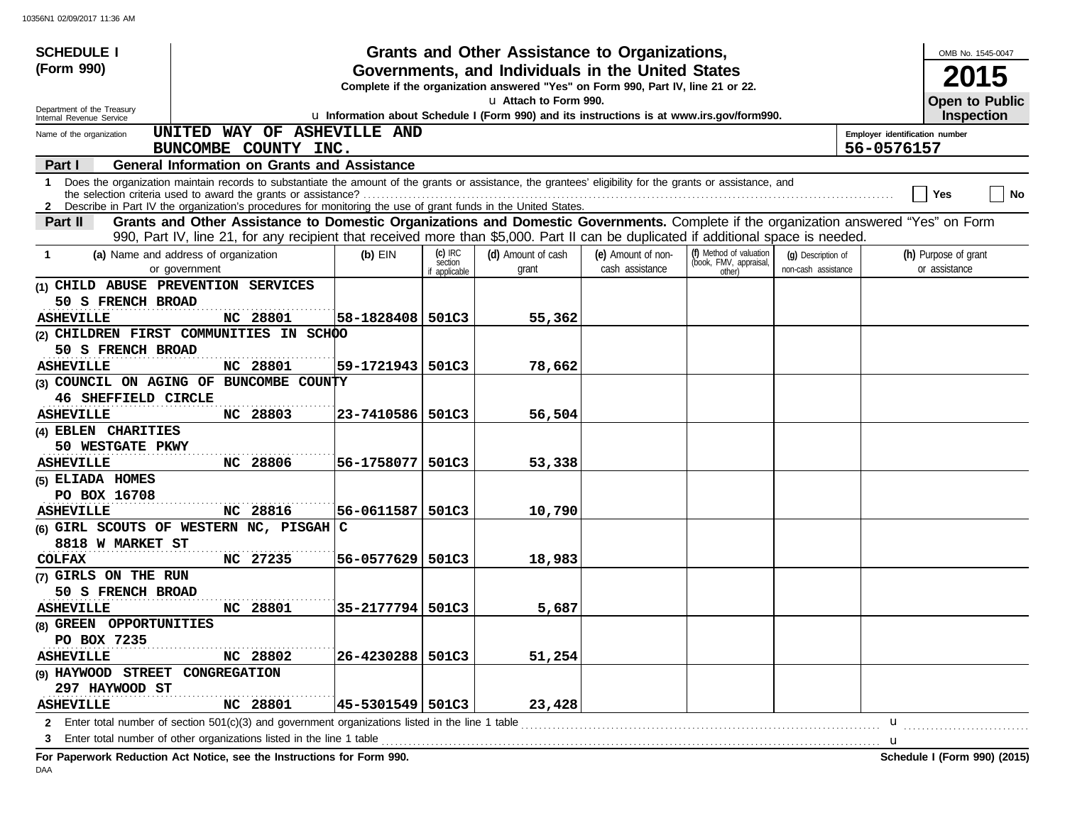**SCHEDULE I**
**(Form 990)**

Department of the Treasury
Internal Revenue Service

# Grants and Other Assistance to Organizations, Governments, and Individuals in the United States

**Complete if the organization answered "Yes" on Form 990, Part IV, line 21 or 22.**

u **Attach to Form 990.**

u **Information about Schedule I (Form 990) and its instructions is at www.irs.gov/form990.**

OMB No. 1545-0047

**2015**

**Open to Public Inspection**

Name of the organization: **UNITED WAY OF ASHEVILLE AND BUNCOMBE COUNTY INC.**

Employer identification number: **56-0576157**

## Part I — General Information on Grants and Assistance

**1** Does the organization maintain records to substantiate the amount of the grants or assistance, the grantees' eligibility for the grants or assistance, and the selection criteria used to award the grants or assistance? ☐ **Yes** ☐ **No**

**2** Describe in Part IV the organization's procedures for monitoring the use of grant funds in the United States.

## Part II — Grants and Other Assistance to Domestic Organizations and Domestic Governments.

Complete if the organization answered "Yes" on Form 990, Part IV, line 21, for any recipient that received more than $5,000. Part II can be duplicated if additional space is needed.

| 1 (a) Name and address of organization or government | (b) EIN | (c) IRC section if applicable | (d) Amount of cash grant | (e) Amount of non-cash assistance | (f) Method of valuation (book, FMV, appraisal, other) | (g) Description of non-cash assistance | (h) Purpose of grant or assistance |
|---|---|---|---|---|---|---|---|
| (1) CHILD ABUSE PREVENTION SERVICES<br>50 S FRENCH BROAD<br>ASHEVILLE NC 28801 | 58-1828408 | 501C3 | 55,362 | | | | |
| (2) CHILDREN FIRST COMMUNITIES IN SCHOO<br>50 S FRENCH BROAD<br>ASHEVILLE NC 28801 | 59-1721943 | 501C3 | 78,662 | | | | |
| (3) COUNCIL ON AGING OF BUNCOMBE COUNTY<br>46 SHEFFIELD CIRCLE<br>ASHEVILLE NC 28803 | 23-7410586 | 501C3 | 56,504 | | | | |
| (4) EBLEN CHARITIES<br>50 WESTGATE PKWY<br>ASHEVILLE NC 28806 | 56-1758077 | 501C3 | 53,338 | | | | |
| (5) ELIADA HOMES<br>PO BOX 16708<br>ASHEVILLE NC 28816 | 56-0611587 | 501C3 | 10,790 | | | | |
| (6) GIRL SCOUTS OF WESTERN NC, PISGAH C<br>8818 W MARKET ST<br>COLFAX NC 27235 | 56-0577629 | 501C3 | 18,983 | | | | |
| (7) GIRLS ON THE RUN<br>50 S FRENCH BROAD<br>ASHEVILLE NC 28801 | 35-2177794 | 501C3 | 5,687 | | | | |
| (8) GREEN OPPORTUNITIES<br>PO BOX 7235<br>ASHEVILLE NC 28802 | 26-4230288 | 501C3 | 51,254 | | | | |
| (9) HAYWOOD STREET CONGREGATION<br>297 HAYWOOD ST<br>ASHEVILLE NC 28801 | 45-5301549 | 501C3 | 23,428 | | | | |

**2** Enter total number of section 501(c)(3) and government organizations listed in the line 1 table u

**3** Enter total number of other organizations listed in the line 1 table u

**For Paperwork Reduction Act Notice, see the Instructions for Form 990.** **Schedule I (Form 990) (2015)**

DAA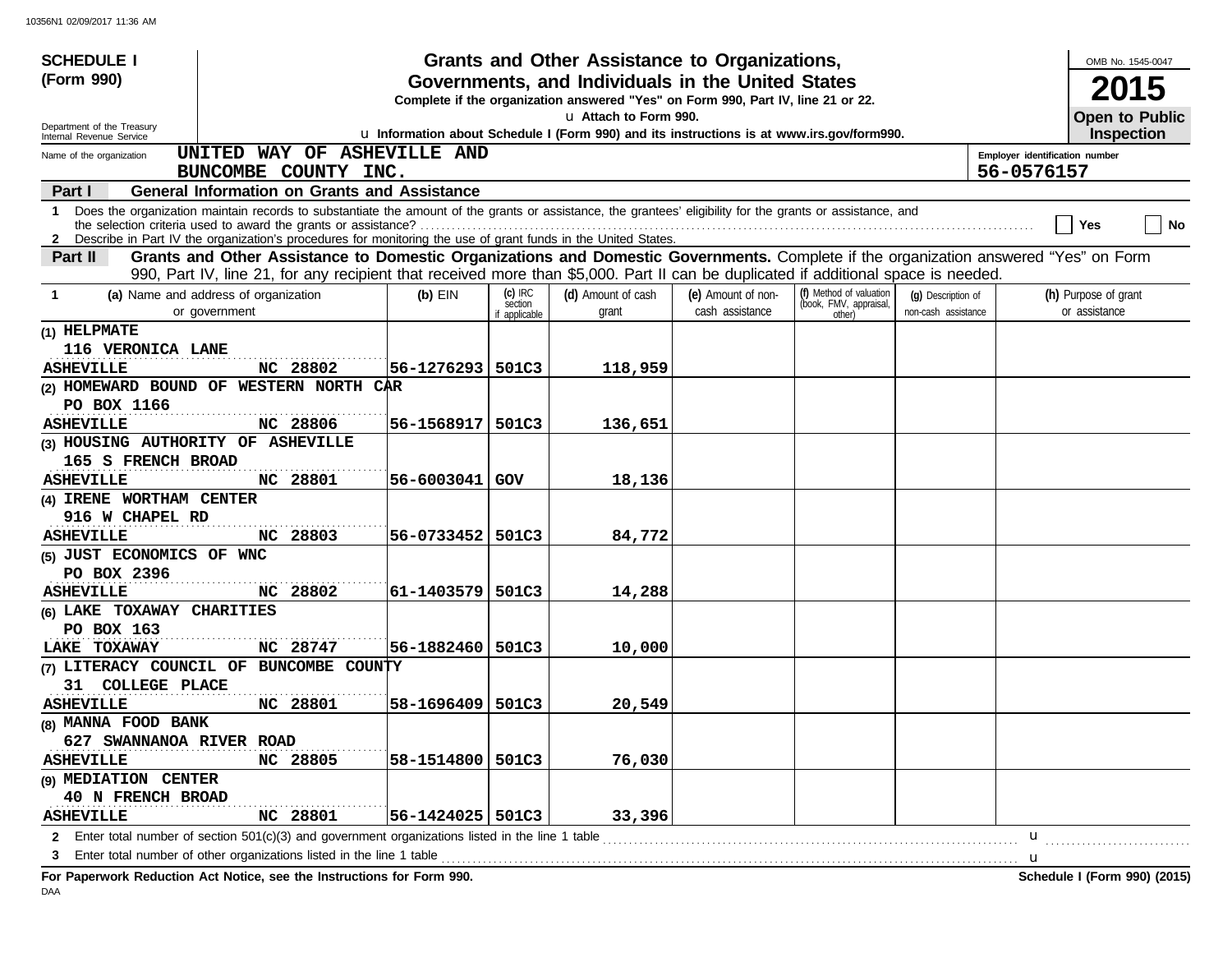**SCHEDULE I (Form 990)**

# Grants and Other Assistance to Organizations, Governments, and Individuals in the United States

Complete if the organization answered "Yes" on Form 990, Part IV, line 21 or 22.

u Attach to Form 990.

u Information about Schedule I (Form 990) and its instructions is at www.irs.gov/form990.

OMB No. 1545-0047

**2015**

**Open to Public Inspection**

Department of the Treasury
Internal Revenue Service

Name of the organization: UNITED WAY OF ASHEVILLE AND BUNCOMBE COUNTY INC.

Employer identification number: 56-0576157

## Part I General Information on Grants and Assistance

1 Does the organization maintain records to substantiate the amount of the grants or assistance, the grantees' eligibility for the grants or assistance, and the selection criteria used to award the grants or assistance? Yes No

2 Describe in Part IV the organization's procedures for monitoring the use of grant funds in the United States.

## Part II Grants and Other Assistance to Domestic Organizations and Domestic Governments.

Complete if the organization answered "Yes" on Form 990, Part IV, line 21, for any recipient that received more than $5,000. Part II can be duplicated if additional space is needed.

| 1 (a) Name and address of organization or government | (b) EIN | (c) IRC section if applicable | (d) Amount of cash grant | (e) Amount of non-cash assistance | (f) Method of valuation (book, FMV, appraisal, other) | (g) Description of non-cash assistance | (h) Purpose of grant or assistance |
|---|---|---|---|---|---|---|---|
| (1) HELPMATE<br>116 VERONICA LANE<br>ASHEVILLE NC 28802 | 56-1276293 | 501C3 | 118,959 | | | | |
| (2) HOMEWARD BOUND OF WESTERN NORTH CAR<br>PO BOX 1166<br>ASHEVILLE NC 28806 | 56-1568917 | 501C3 | 136,651 | | | | |
| (3) HOUSING AUTHORITY OF ASHEVILLE<br>165 S FRENCH BROAD<br>ASHEVILLE NC 28801 | 56-6003041 | GOV | 18,136 | | | | |
| (4) IRENE WORTHAM CENTER<br>916 W CHAPEL RD<br>ASHEVILLE NC 28803 | 56-0733452 | 501C3 | 84,772 | | | | |
| (5) JUST ECONOMICS OF WNC<br>PO BOX 2396<br>ASHEVILLE NC 28802 | 61-1403579 | 501C3 | 14,288 | | | | |
| (6) LAKE TOXAWAY CHARITIES<br>PO BOX 163<br>LAKE TOXAWAY NC 28747 | 56-1882460 | 501C3 | 10,000 | | | | |
| (7) LITERACY COUNCIL OF BUNCOMBE COUNTY<br>31 COLLEGE PLACE<br>ASHEVILLE NC 28801 | 58-1696409 | 501C3 | 20,549 | | | | |
| (8) MANNA FOOD BANK<br>627 SWANNANOA RIVER ROAD<br>ASHEVILLE NC 28805 | 58-1514800 | 501C3 | 76,030 | | | | |
| (9) MEDIATION CENTER<br>40 N FRENCH BROAD<br>ASHEVILLE NC 28801 | 56-1424025 | 501C3 | 33,396 | | | | |

2 Enter total number of section 501(c)(3) and government organizations listed in the line 1 table u

3 Enter total number of other organizations listed in the line 1 table u

For Paperwork Reduction Act Notice, see the Instructions for Form 990.

Schedule I (Form 990) (2015)

DAA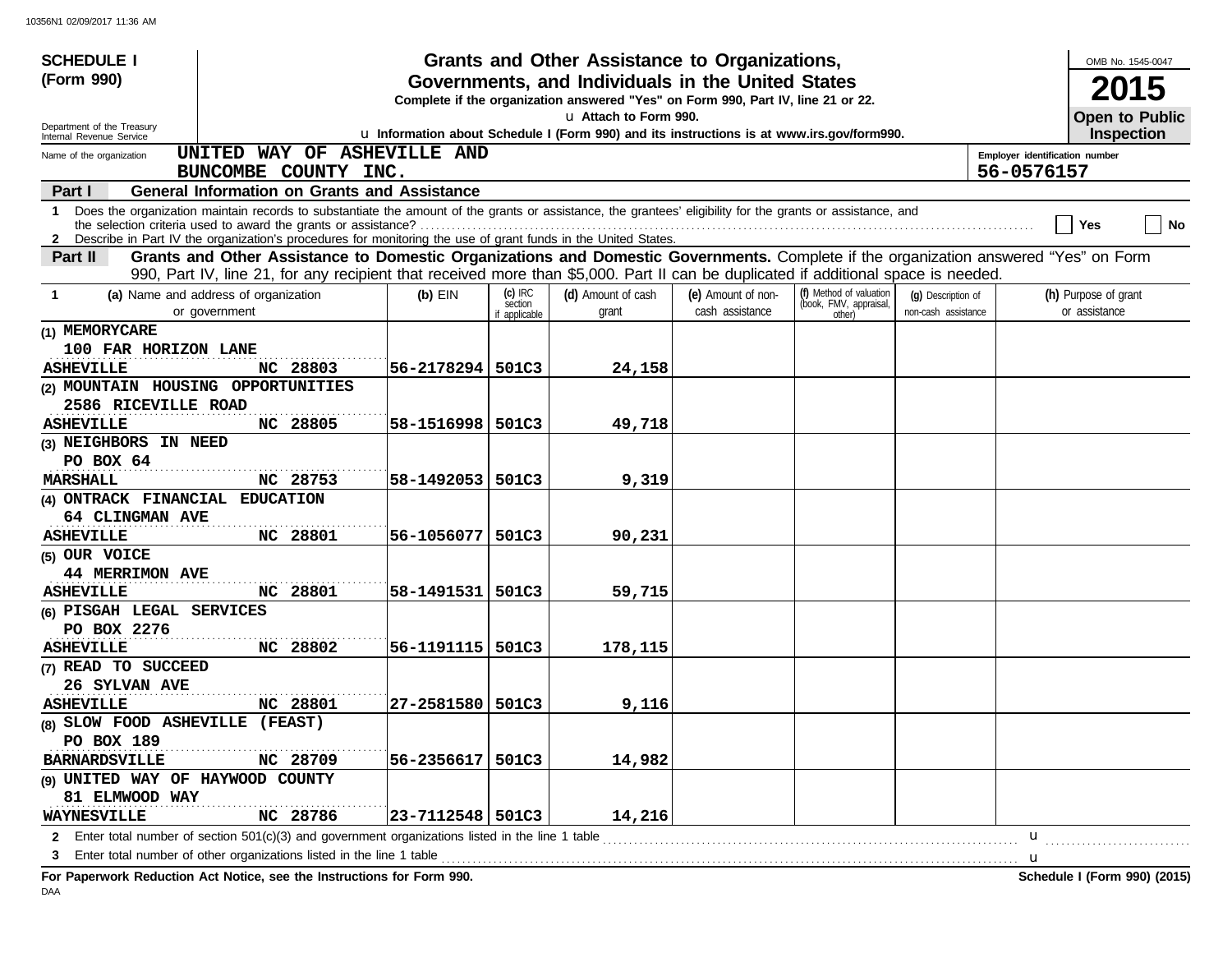**SCHEDULE I**
**(Form 990)**

Department of the Treasury
Internal Revenue Service

# Grants and Other Assistance to Organizations, Governments, and Individuals in the United States

**Complete if the organization answered "Yes" on Form 990, Part IV, line 21 or 22.**

u Attach to Form 990.

u **Information about Schedule I (Form 990) and its instructions is at www.irs.gov/form990.**

OMB No. 1545-0047

**2015**

**Open to Public Inspection**

Name of the organization: UNITED WAY OF ASHEVILLE AND BUNCOMBE COUNTY INC.

Employer identification number: 56-0576157

## Part I General Information on Grants and Assistance

1 Does the organization maintain records to substantiate the amount of the grants or assistance, the grantees' eligibility for the grants or assistance, and the selection criteria used to award the grants or assistance? ☐ Yes ☐ No

2 Describe in Part IV the organization's procedures for monitoring the use of grant funds in the United States.

## Part II Grants and Other Assistance to Domestic Organizations and Domestic Governments.

Complete if the organization answered "Yes" on Form 990, Part IV, line 21, for any recipient that received more than $5,000. Part II can be duplicated if additional space is needed.

| 1 (a) Name and address of organization or government | (b) EIN | (c) IRC section if applicable | (d) Amount of cash grant | (e) Amount of non-cash assistance | (f) Method of valuation (book, FMV, appraisal, other) | (g) Description of non-cash assistance | (h) Purpose of grant or assistance |
|---|---|---|---|---|---|---|---|
| (1) MEMORYCARE<br>100 FAR HORIZON LANE<br>ASHEVILLE NC 28803 | 56-2178294 | 501C3 | 24,158 | | | | |
| (2) MOUNTAIN HOUSING OPPORTUNITIES<br>2586 RICEVILLE ROAD<br>ASHEVILLE NC 28805 | 58-1516998 | 501C3 | 49,718 | | | | |
| (3) NEIGHBORS IN NEED<br>PO BOX 64<br>MARSHALL NC 28753 | 58-1492053 | 501C3 | 9,319 | | | | |
| (4) ONTRACK FINANCIAL EDUCATION<br>64 CLINGMAN AVE<br>ASHEVILLE NC 28801 | 56-1056077 | 501C3 | 90,231 | | | | |
| (5) OUR VOICE<br>44 MERRIMON AVE<br>ASHEVILLE NC 28801 | 58-1491531 | 501C3 | 59,715 | | | | |
| (6) PISGAH LEGAL SERVICES<br>PO BOX 2276<br>ASHEVILLE NC 28802 | 56-1191115 | 501C3 | 178,115 | | | | |
| (7) READ TO SUCCEED<br>26 SYLVAN AVE<br>ASHEVILLE NC 28801 | 27-2581580 | 501C3 | 9,116 | | | | |
| (8) SLOW FOOD ASHEVILLE (FEAST)<br>PO BOX 189<br>BARNARDSVILLE NC 28709 | 56-2356617 | 501C3 | 14,982 | | | | |
| (9) UNITED WAY OF HAYWOOD COUNTY<br>81 ELMWOOD WAY<br>WAYNESVILLE NC 28786 | 23-7112548 | 501C3 | 14,216 | | | | |

2 Enter total number of section 501(c)(3) and government organizations listed in the line 1 table u

3 Enter total number of other organizations listed in the line 1 table u

**For Paperwork Reduction Act Notice, see the Instructions for Form 990.** **Schedule I (Form 990) (2015)**

DAA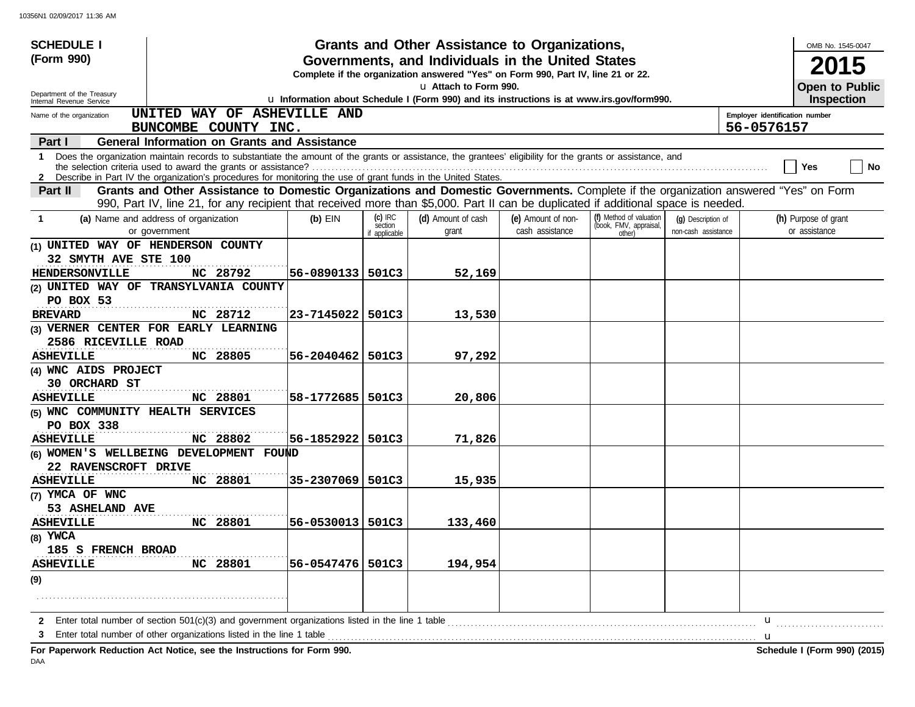**SCHEDULE I (Form 990)**

Department of the Treasury
Internal Revenue Service

# Grants and Other Assistance to Organizations, Governments, and Individuals in the United States

**Complete if the organization answered "Yes" on Form 990, Part IV, line 21 or 22.**

u Attach to Form 990.

u **Information about Schedule I (Form 990) and its instructions is at www.irs.gov/form990.**

OMB No. 1545-0047

**2015**

**Open to Public Inspection**

Name of the organization: **UNITED WAY OF ASHEVILLE AND BUNCOMBE COUNTY INC.**

Employer identification number: **56-0576157**

**Part I — General Information on Grants and Assistance**

1 Does the organization maintain records to substantiate the amount of the grants or assistance, the grantees' eligibility for the grants or assistance, and the selection criteria used to award the grants or assistance? ☐ Yes ☐ No

2 Describe in Part IV the organization's procedures for monitoring the use of grant funds in the United States.

**Part II — Grants and Other Assistance to Domestic Organizations and Domestic Governments.** Complete if the organization answered "Yes" on Form 990, Part IV, line 21, for any recipient that received more than $5,000. Part II can be duplicated if additional space is needed.

| 1 (a) Name and address of organization or government | (b) EIN | (c) IRC section if applicable | (d) Amount of cash grant | (e) Amount of non-cash assistance | (f) Method of valuation (book, FMV, appraisal, other) | (g) Description of non-cash assistance | (h) Purpose of grant or assistance |
|---|---|---|---|---|---|---|---|
| (1) UNITED WAY OF HENDERSON COUNTY<br>32 SMYTH AVE STE 100<br>HENDERSONVILLE NC 28792 | 56-0890133 | 501C3 | 52,169 | | | | |
| (2) UNITED WAY OF TRANSYLVANIA COUNTY<br>PO BOX 53<br>BREVARD NC 28712 | 23-7145022 | 501C3 | 13,530 | | | | |
| (3) VERNER CENTER FOR EARLY LEARNING<br>2586 RICEVILLE ROAD<br>ASHEVILLE NC 28805 | 56-2040462 | 501C3 | 97,292 | | | | |
| (4) WNC AIDS PROJECT<br>30 ORCHARD ST<br>ASHEVILLE NC 28801 | 58-1772685 | 501C3 | 20,806 | | | | |
| (5) WNC COMMUNITY HEALTH SERVICES<br>PO BOX 338<br>ASHEVILLE NC 28802 | 56-1852922 | 501C3 | 71,826 | | | | |
| (6) WOMEN'S WELLBEING DEVELOPMENT FOUND<br>22 RAVENSCROFT DRIVE<br>ASHEVILLE NC 28801 | 35-2307069 | 501C3 | 15,935 | | | | |
| (7) YMCA OF WNC<br>53 ASHELAND AVE<br>ASHEVILLE NC 28801 | 56-0530013 | 501C3 | 133,460 | | | | |
| (8) YWCA<br>185 S FRENCH BROAD<br>ASHEVILLE NC 28801 | 56-0547476 | 501C3 | 194,954 | | | | |
| (9) | | | | | | | |

2 Enter total number of section 501(c)(3) and government organizations listed in the line 1 table u

3 Enter total number of other organizations listed in the line 1 table u

**For Paperwork Reduction Act Notice, see the Instructions for Form 990.**

**Schedule I (Form 990) (2015)**

DAA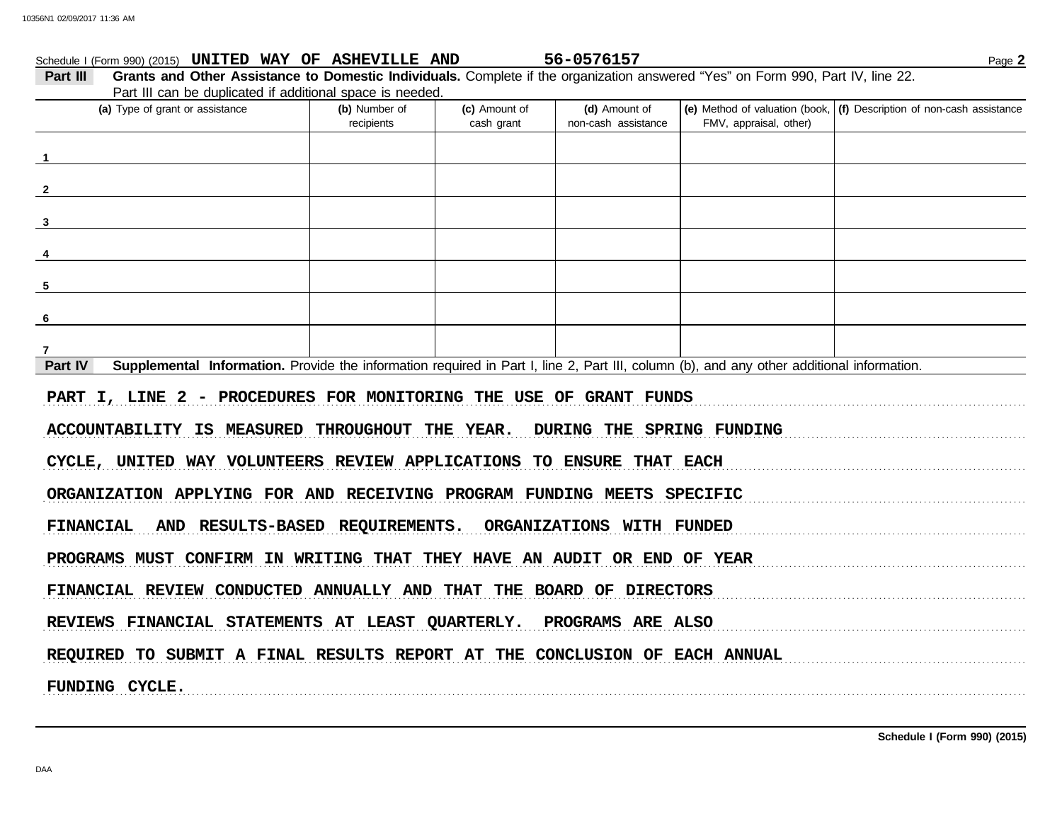Schedule I (Form 990) (2015) UNITED WAY OF ASHEVILLE AND 56-0576157

**Part III** **Grants and Other Assistance to Domestic Individuals.** Complete if the organization answered "Yes" on Form 990, Part IV, line 22. Part III can be duplicated if additional space is needed.

| (a) Type of grant or assistance | (b) Number of recipients | (c) Amount of cash grant | (d) Amount of non-cash assistance | (e) Method of valuation (book, FMV, appraisal, other) | (f) Description of non-cash assistance |
|---|---|---|---|---|---|
| 1 | | | | | |
| 2 | | | | | |
| 3 | | | | | |
| 4 | | | | | |
| 5 | | | | | |
| 6 | | | | | |
| 7 | | | | | |

**Part IV** **Supplemental Information.** Provide the information required in Part I, line 2, Part III, column (b), and any other additional information.

PART I, LINE 2 - PROCEDURES FOR MONITORING THE USE OF GRANT FUNDS

ACCOUNTABILITY IS MEASURED THROUGHOUT THE YEAR. DURING THE SPRING FUNDING CYCLE, UNITED WAY VOLUNTEERS REVIEW APPLICATIONS TO ENSURE THAT EACH ORGANIZATION APPLYING FOR AND RECEIVING PROGRAM FUNDING MEETS SPECIFIC FINANCIAL AND RESULTS-BASED REQUIREMENTS. ORGANIZATIONS WITH FUNDED PROGRAMS MUST CONFIRM IN WRITING THAT THEY HAVE AN AUDIT OR END OF YEAR FINANCIAL REVIEW CONDUCTED ANNUALLY AND THAT THE BOARD OF DIRECTORS REVIEWS FINANCIAL STATEMENTS AT LEAST QUARTERLY. PROGRAMS ARE ALSO REQUIRED TO SUBMIT A FINAL RESULTS REPORT AT THE CONCLUSION OF EACH ANNUAL FUNDING CYCLE.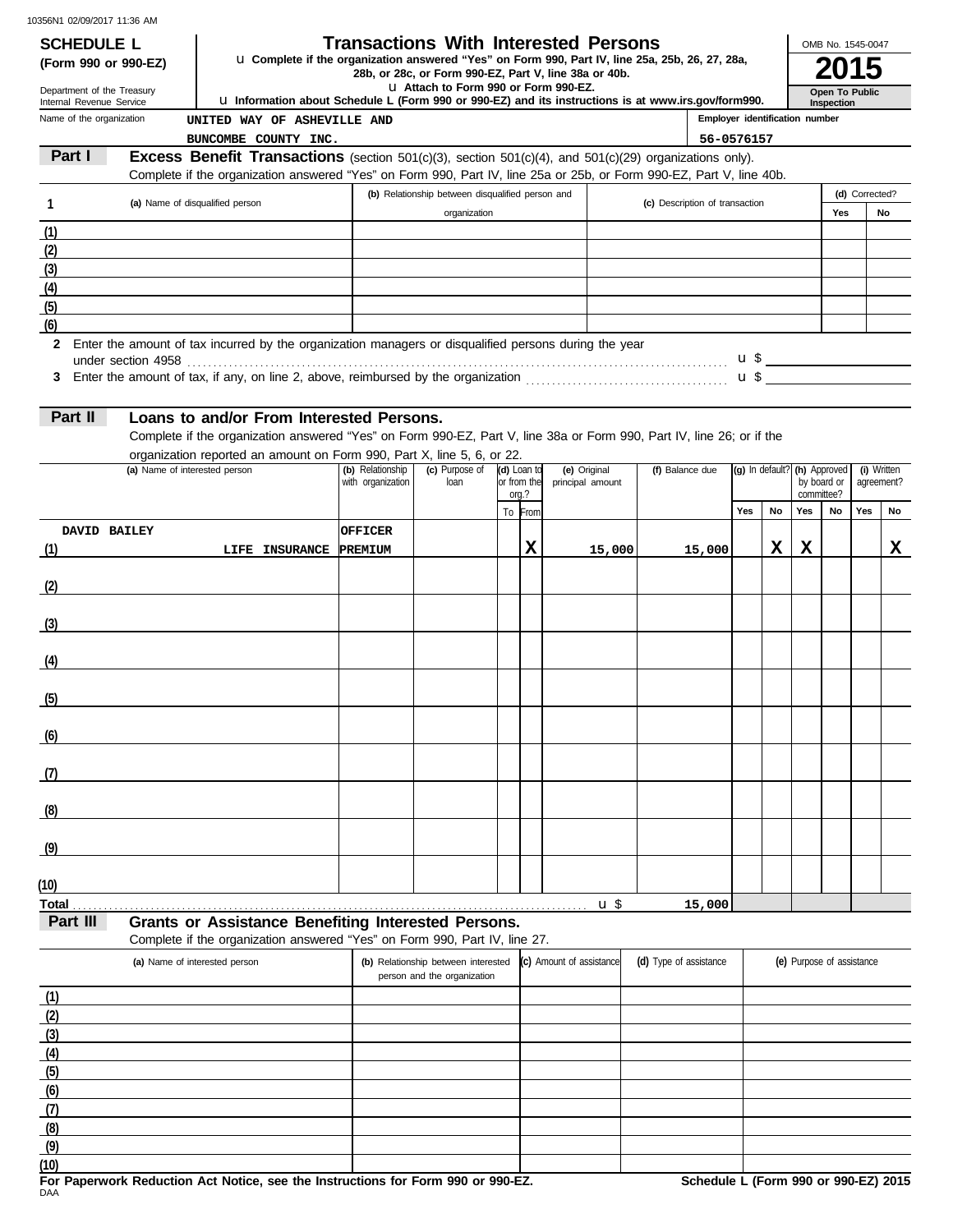10356N1 02/09/2017 11:36 AM

**SCHEDULE L (Form 990 or 990-EZ)**

Department of the Treasury
Internal Revenue Service

# Transactions With Interested Persons

u Complete if the organization answered "Yes" on Form 990, Part IV, line 25a, 25b, 26, 27, 28a, 28b, or 28c, or Form 990-EZ, Part V, line 38a or 40b.
u Attach to Form 990 or Form 990-EZ.
u Information about Schedule L (Form 990 or 990-EZ) and its instructions is at www.irs.gov/form990.

OMB No. 1545-0047

**2015**

**Open To Public Inspection**

Name of the organization: UNITED WAY OF ASHEVILLE AND BUNCOMBE COUNTY INC.

Employer identification number: 56-0576157

## Part I Excess Benefit Transactions (section 501(c)(3), section 501(c)(4), and 501(c)(29) organizations only).

Complete if the organization answered "Yes" on Form 990, Part IV, line 25a or 25b, or Form 990-EZ, Part V, line 40b.

| 1 | (a) Name of disqualified person | (b) Relationship between disqualified person and organization | (c) Description of transaction | (d) Corrected? Yes | No |
|---|---|---|---|---|---|
| (1) | | | | | |
| (2) | | | | | |
| (3) | | | | | |
| (4) | | | | | |
| (5) | | | | | |
| (6) | | | | | |

2 Enter the amount of tax incurred by the organization managers or disqualified persons during the year under section 4958 . . . u $

3 Enter the amount of tax, if any, on line 2, above, reimbursed by the organization . . . u $

## Part II Loans to and/or From Interested Persons.

Complete if the organization answered "Yes" on Form 990-EZ, Part V, line 38a or Form 990, Part IV, line 26; or if the organization reported an amount on Form 990, Part X, line 5, 6, or 22.

| | (a) Name of interested person | (b) Relationship with organization | (c) Purpose of loan | (d) Loan to or from the org.? To | From | (e) Original principal amount | (f) Balance due | (g) In default? Yes | No | (h) Approved by board or committee? Yes | No | (i) Written agreement? Yes | No |
|---|---|---|---|---|---|---|---|---|---|---|---|---|---|
| (1) | DAVID BAILEY | OFFICER | LIFE INSURANCE PREMIUM | | X | 15,000 | 15,000 | | X | X | | | X |
| (2) | | | | | | | | | | | | | |
| (3) | | | | | | | | | | | | | |
| (4) | | | | | | | | | | | | | |
| (5) | | | | | | | | | | | | | |
| (6) | | | | | | | | | | | | | |
| (7) | | | | | | | | | | | | | |
| (8) | | | | | | | | | | | | | |
| (9) | | | | | | | | | | | | | |
| (10) | | | | | | | | | | | | | |
| Total | | | | | | u $ | 15,000 | | | | | | |

## Part III Grants or Assistance Benefiting Interested Persons.

Complete if the organization answered "Yes" on Form 990, Part IV, line 27.

| | (a) Name of interested person | (b) Relationship between interested person and the organization | (c) Amount of assistance | (d) Type of assistance | (e) Purpose of assistance |
|---|---|---|---|---|---|
| (1) | | | | | |
| (2) | | | | | |
| (3) | | | | | |
| (4) | | | | | |
| (5) | | | | | |
| (6) | | | | | |
| (7) | | | | | |
| (8) | | | | | |
| (9) | | | | | |
| (10) | | | | | |

**For Paperwork Reduction Act Notice, see the Instructions for Form 990 or 990-EZ.**

**Schedule L (Form 990 or 990-EZ) 2015**

DAA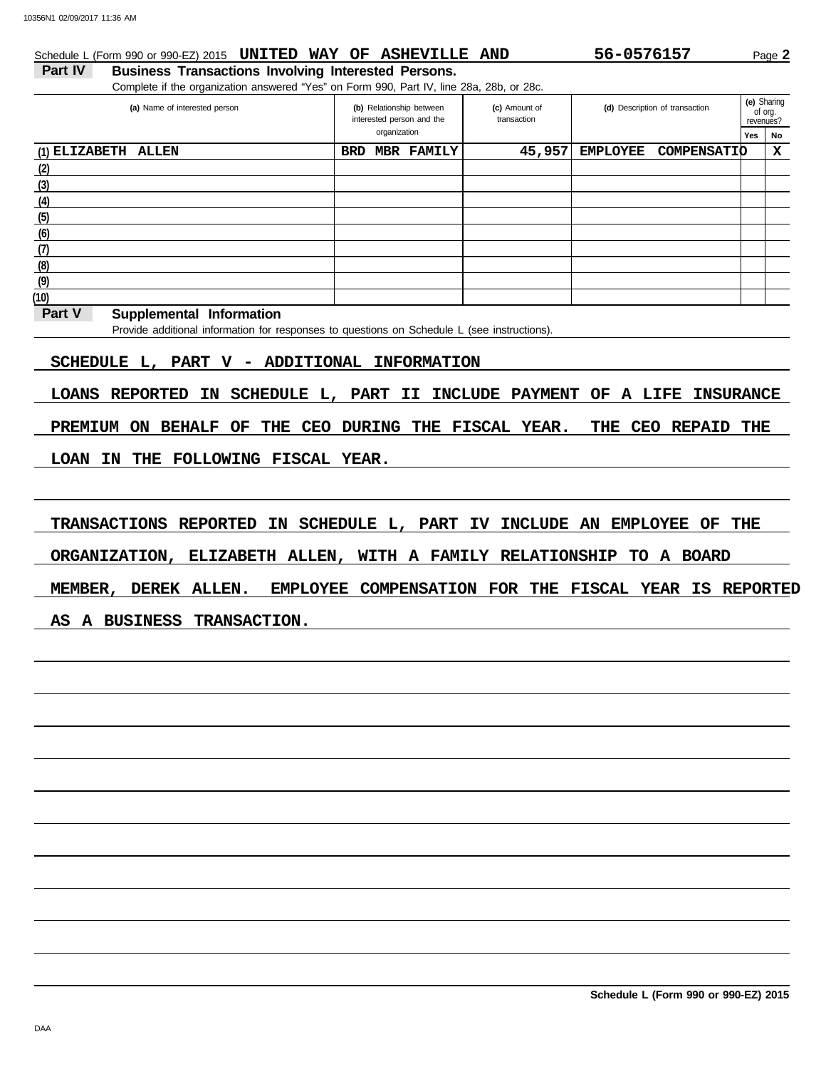Schedule L (Form 990 or 990-EZ) 2015 **UNITED WAY OF ASHEVILLE AND** **56-0576157** Page **2**

**Part IV** **Business Transactions Involving Interested Persons.**

Complete if the organization answered "Yes" on Form 990, Part IV, line 28a, 28b, or 28c.

| (a) Name of interested person | (b) Relationship between interested person and the organization | (c) Amount of transaction | (d) Description of transaction | (e) Sharing of org. revenues? Yes | No |
|---|---|---|---|---|---|
| (1) ELIZABETH ALLEN | BRD MBR FAMILY | 45,957 | EMPLOYEE COMPENSATIO | | X |
| (2) | | | | | |
| (3) | | | | | |
| (4) | | | | | |
| (5) | | | | | |
| (6) | | | | | |
| (7) | | | | | |
| (8) | | | | | |
| (9) | | | | | |
| (10) | | | | | |

**Part V** **Supplemental Information**

Provide additional information for responses to questions on Schedule L (see instructions).

SCHEDULE L, PART V - ADDITIONAL INFORMATION

LOANS REPORTED IN SCHEDULE L, PART II INCLUDE PAYMENT OF A LIFE INSURANCE PREMIUM ON BEHALF OF THE CEO DURING THE FISCAL YEAR. THE CEO REPAID THE LOAN IN THE FOLLOWING FISCAL YEAR.

TRANSACTIONS REPORTED IN SCHEDULE L, PART IV INCLUDE AN EMPLOYEE OF THE ORGANIZATION, ELIZABETH ALLEN, WITH A FAMILY RELATIONSHIP TO A BOARD MEMBER, DEREK ALLEN. EMPLOYEE COMPENSATION FOR THE FISCAL YEAR IS REPORTED AS A BUSINESS TRANSACTION.

**Schedule L (Form 990 or 990-EZ) 2015**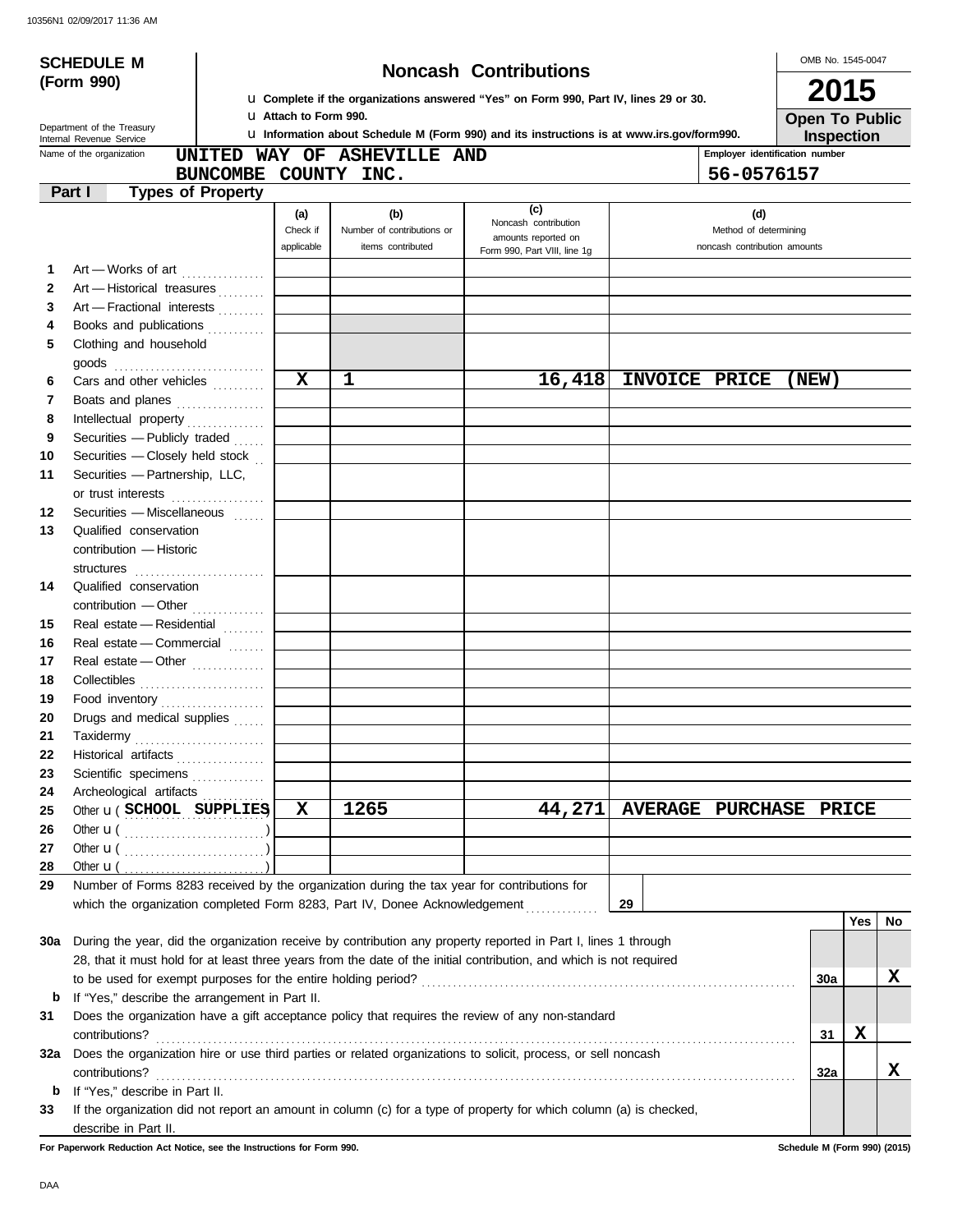10356N1 02/09/2017 11:36 AM

**SCHEDULE M (Form 990)**

Department of the Treasury
Internal Revenue Service

# Noncash Contributions

u **Complete if the organizations answered "Yes" on Form 990, Part IV, lines 29 or 30.**
u **Attach to Form 990.**
u **Information about Schedule M (Form 990) and its instructions is at www.irs.gov/form990.**

OMB No. 1545-0047

**2015**

**Open To Public Inspection**

Name of the organization: **UNITED WAY OF ASHEVILLE AND BUNCOMBE COUNTY INC.**

Employer identification number: **56-0576157**

## Part I Types of Property

| | | (a) Check if applicable | (b) Number of contributions or items contributed | (c) Noncash contribution amounts reported on Form 990, Part VIII, line 1g | (d) Method of determining noncash contribution amounts |
|---|---|---|---|---|---|
| 1 | Art — Works of art | | | | |
| 2 | Art — Historical treasures | | | | |
| 3 | Art — Fractional interests | | | | |
| 4 | Books and publications | | | | |
| 5 | Clothing and household goods | | | | |
| 6 | Cars and other vehicles | X | 1 | 16,418 | INVOICE PRICE (NEW) |
| 7 | Boats and planes | | | | |
| 8 | Intellectual property | | | | |
| 9 | Securities — Publicly traded | | | | |
| 10 | Securities — Closely held stock | | | | |
| 11 | Securities — Partnership, LLC, or trust interests | | | | |
| 12 | Securities — Miscellaneous | | | | |
| 13 | Qualified conservation contribution — Historic structures | | | | |
| 14 | Qualified conservation contribution — Other | | | | |
| 15 | Real estate — Residential | | | | |
| 16 | Real estate — Commercial | | | | |
| 17 | Real estate — Other | | | | |
| 18 | Collectibles | | | | |
| 19 | Food inventory | | | | |
| 20 | Drugs and medical supplies | | | | |
| 21 | Taxidermy | | | | |
| 22 | Historical artifacts | | | | |
| 23 | Scientific specimens | | | | |
| 24 | Archeological artifacts | | | | |
| 25 | Other u ( SCHOOL SUPPLIES ) | X | 1265 | 44,271 | AVERAGE PURCHASE PRICE |
| 26 | Other u ( ) | | | | |
| 27 | Other u ( ) | | | | |
| 28 | Other u ( ) | | | | |

**29** Number of Forms 8283 received by the organization during the tax year for contributions for which the organization completed Form 8283, Part IV, Donee Acknowledgement ..... **29**

| | | | Yes | No |
|---|---|---|---|---|
| 30a | During the year, did the organization receive by contribution any property reported in Part I, lines 1 through 28, that it must hold for at least three years from the date of the initial contribution, and which is not required to be used for exempt purposes for the entire holding period? | 30a | | X |
| b | If "Yes," describe the arrangement in Part II. | | | |
| 31 | Does the organization have a gift acceptance policy that requires the review of any non-standard contributions? | 31 | X | |
| 32a | Does the organization hire or use third parties or related organizations to solicit, process, or sell noncash contributions? | 32a | | X |
| b | If "Yes," describe in Part II. | | | |
| 33 | If the organization did not report an amount in column (c) for a type of property for which column (a) is checked, describe in Part II. | | | |

**For Paperwork Reduction Act Notice, see the Instructions for Form 990.** **Schedule M (Form 990) (2015)**

DAA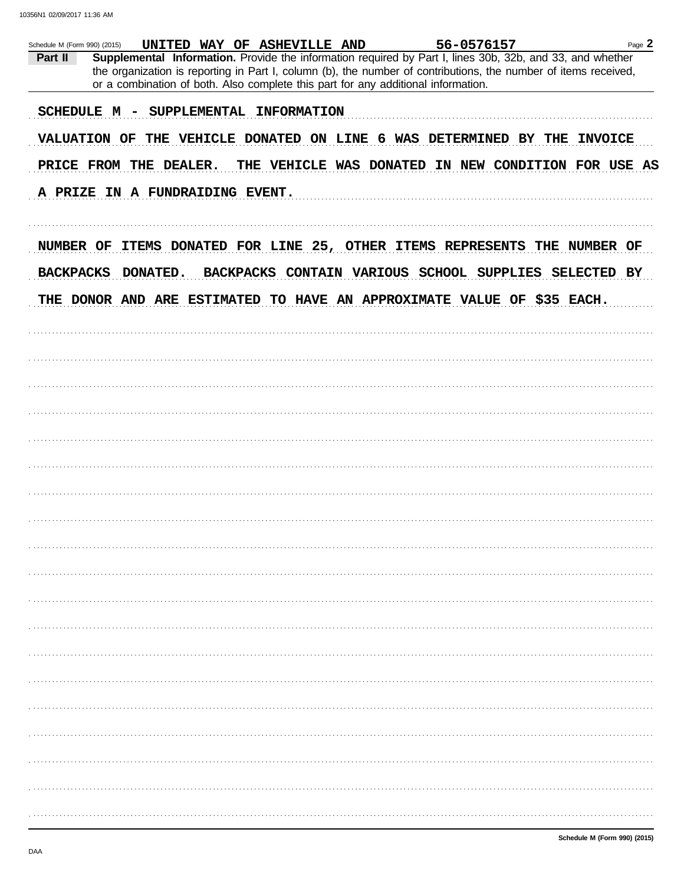Schedule M (Form 990) (2015) UNITED WAY OF ASHEVILLE AND 56-0576157

**Part II** **Supplemental Information.** Provide the information required by Part I, lines 30b, 32b, and 33, and whether the organization is reporting in Part I, column (b), the number of contributions, the number of items received, or a combination of both. Also complete this part for any additional information.

SCHEDULE M - SUPPLEMENTAL INFORMATION

VALUATION OF THE VEHICLE DONATED ON LINE 6 WAS DETERMINED BY THE INVOICE PRICE FROM THE DEALER. THE VEHICLE WAS DONATED IN NEW CONDITION FOR USE AS A PRIZE IN A FUNDRAIDING EVENT.

NUMBER OF ITEMS DONATED FOR LINE 25, OTHER ITEMS REPRESENTS THE NUMBER OF BACKPACKS DONATED. BACKPACKS CONTAIN VARIOUS SCHOOL SUPPLIES SELECTED BY THE DONOR AND ARE ESTIMATED TO HAVE AN APPROXIMATE VALUE OF $35 EACH.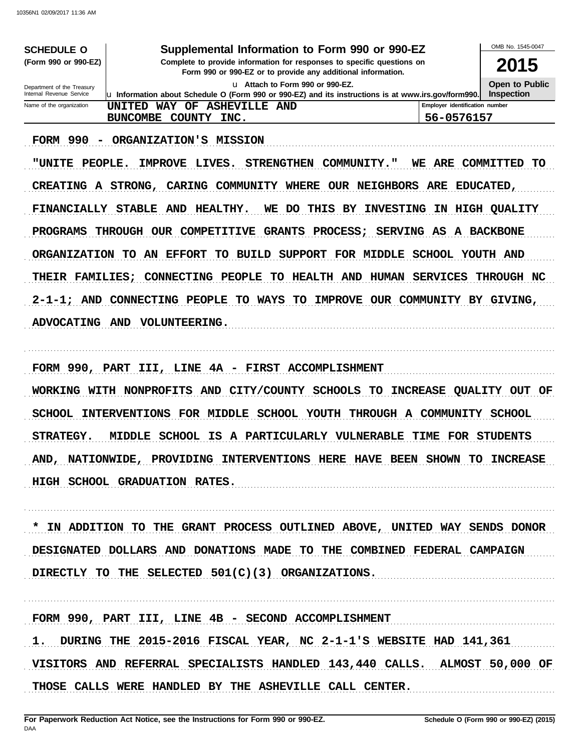**SCHEDULE O**
**(Form 990 or 990-EZ)**

Department of the Treasury
Internal Revenue Service

# Supplemental Information to Form 990 or 990-EZ

**Complete to provide information for responses to specific questions on Form 990 or 990-EZ or to provide any additional information.**

u Attach to Form 990 or 990-EZ.

u Information about Schedule O (Form 990 or 990-EZ) and its instructions is at www.irs.gov/form990.

OMB No. 1545-0047

**2015**

**Open to Public Inspection**

| Name of the organization | Employer identification number |
|---|---|
| UNITED WAY OF ASHEVILLE AND BUNCOMBE COUNTY INC. | 56-0576157 |

FORM 990 - ORGANIZATION'S MISSION

"UNITE PEOPLE. IMPROVE LIVES. STRENGTHEN COMMUNITY." WE ARE COMMITTED TO CREATING A STRONG, CARING COMMUNITY WHERE OUR NEIGHBORS ARE EDUCATED, FINANCIALLY STABLE AND HEALTHY. WE DO THIS BY INVESTING IN HIGH QUALITY PROGRAMS THROUGH OUR COMPETITIVE GRANTS PROCESS; SERVING AS A BACKBONE ORGANIZATION TO AN EFFORT TO BUILD SUPPORT FOR MIDDLE SCHOOL YOUTH AND THEIR FAMILIES; CONNECTING PEOPLE TO HEALTH AND HUMAN SERVICES THROUGH NC 2-1-1; AND CONNECTING PEOPLE TO WAYS TO IMPROVE OUR COMMUNITY BY GIVING, ADVOCATING AND VOLUNTEERING.

FORM 990, PART III, LINE 4A - FIRST ACCOMPLISHMENT

WORKING WITH NONPROFITS AND CITY/COUNTY SCHOOLS TO INCREASE QUALITY OUT OF SCHOOL INTERVENTIONS FOR MIDDLE SCHOOL YOUTH THROUGH A COMMUNITY SCHOOL STRATEGY. MIDDLE SCHOOL IS A PARTICULARLY VULNERABLE TIME FOR STUDENTS AND, NATIONWIDE, PROVIDING INTERVENTIONS HERE HAVE BEEN SHOWN TO INCREASE HIGH SCHOOL GRADUATION RATES.

* IN ADDITION TO THE GRANT PROCESS OUTLINED ABOVE, UNITED WAY SENDS DONOR DESIGNATED DOLLARS AND DONATIONS MADE TO THE COMBINED FEDERAL CAMPAIGN DIRECTLY TO THE SELECTED 501(C)(3) ORGANIZATIONS.

FORM 990, PART III, LINE 4B - SECOND ACCOMPLISHMENT

1. DURING THE 2015-2016 FISCAL YEAR, NC 2-1-1'S WEBSITE HAD 141,361 VISITORS AND REFERRAL SPECIALISTS HANDLED 143,440 CALLS. ALMOST 50,000 OF THOSE CALLS WERE HANDLED BY THE ASHEVILLE CALL CENTER.

**For Paperwork Reduction Act Notice, see the Instructions for Form 990 or 990-EZ.** **Schedule O (Form 990 or 990-EZ) (2015)**

DAA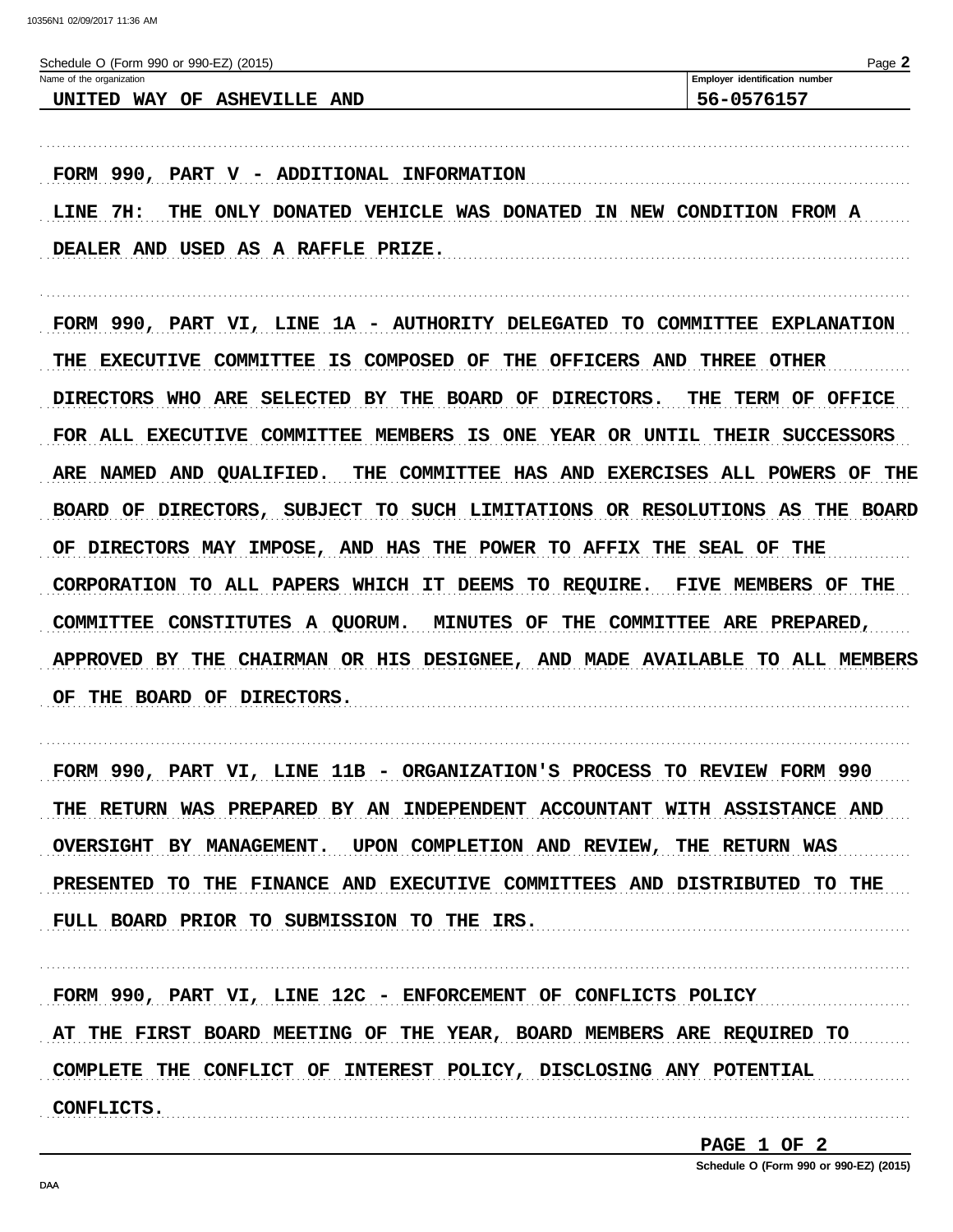Schedule O (Form 990 or 990-EZ) (2015)

| Name of the organization | Employer identification number |
| --- | --- |
| UNITED WAY OF ASHEVILLE AND | 56-0576157 |

FORM 990, PART V - ADDITIONAL INFORMATION

LINE 7H: THE ONLY DONATED VEHICLE WAS DONATED IN NEW CONDITION FROM A DEALER AND USED AS A RAFFLE PRIZE.

FORM 990, PART VI, LINE 1A - AUTHORITY DELEGATED TO COMMITTEE EXPLANATION

THE EXECUTIVE COMMITTEE IS COMPOSED OF THE OFFICERS AND THREE OTHER DIRECTORS WHO ARE SELECTED BY THE BOARD OF DIRECTORS. THE TERM OF OFFICE FOR ALL EXECUTIVE COMMITTEE MEMBERS IS ONE YEAR OR UNTIL THEIR SUCCESSORS ARE NAMED AND QUALIFIED. THE COMMITTEE HAS AND EXERCISES ALL POWERS OF THE BOARD OF DIRECTORS, SUBJECT TO SUCH LIMITATIONS OR RESOLUTIONS AS THE BOARD OF DIRECTORS MAY IMPOSE, AND HAS THE POWER TO AFFIX THE SEAL OF THE CORPORATION TO ALL PAPERS WHICH IT DEEMS TO REQUIRE. FIVE MEMBERS OF THE COMMITTEE CONSTITUTES A QUORUM. MINUTES OF THE COMMITTEE ARE PREPARED, APPROVED BY THE CHAIRMAN OR HIS DESIGNEE, AND MADE AVAILABLE TO ALL MEMBERS OF THE BOARD OF DIRECTORS.

FORM 990, PART VI, LINE 11B - ORGANIZATION'S PROCESS TO REVIEW FORM 990

THE RETURN WAS PREPARED BY AN INDEPENDENT ACCOUNTANT WITH ASSISTANCE AND OVERSIGHT BY MANAGEMENT. UPON COMPLETION AND REVIEW, THE RETURN WAS PRESENTED TO THE FINANCE AND EXECUTIVE COMMITTEES AND DISTRIBUTED TO THE FULL BOARD PRIOR TO SUBMISSION TO THE IRS.

FORM 990, PART VI, LINE 12C - ENFORCEMENT OF CONFLICTS POLICY

AT THE FIRST BOARD MEETING OF THE YEAR, BOARD MEMBERS ARE REQUIRED TO COMPLETE THE CONFLICT OF INTEREST POLICY, DISCLOSING ANY POTENTIAL CONFLICTS.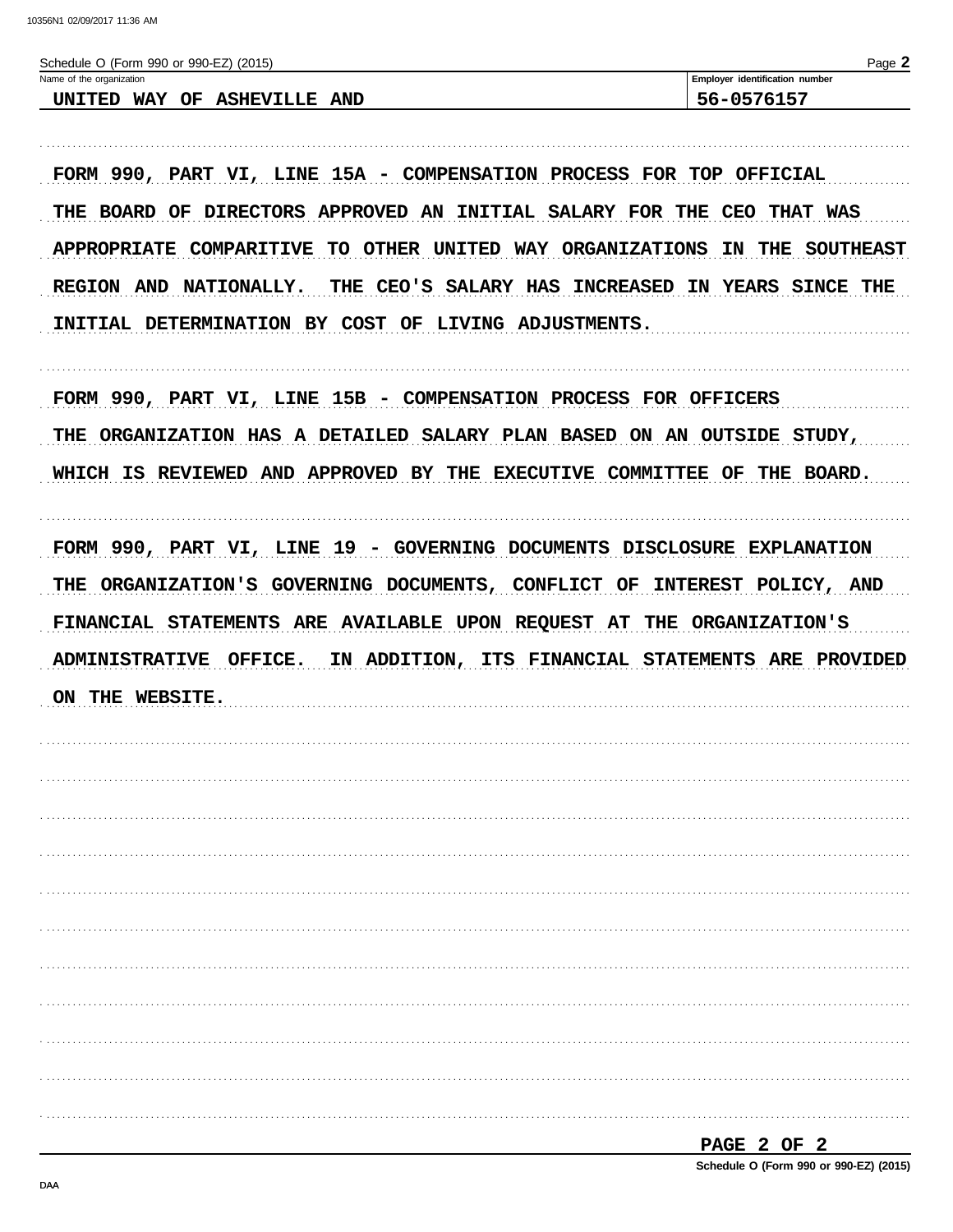Schedule O (Form 990 or 990-EZ) (2015)

| Name of the organization | Employer identification number |
| --- | --- |
| UNITED WAY OF ASHEVILLE AND | 56-0576157 |

FORM 990, PART VI, LINE 15A - COMPENSATION PROCESS FOR TOP OFFICIAL

THE BOARD OF DIRECTORS APPROVED AN INITIAL SALARY FOR THE CEO THAT WAS APPROPRIATE COMPARITIVE TO OTHER UNITED WAY ORGANIZATIONS IN THE SOUTHEAST REGION AND NATIONALLY. THE CEO'S SALARY HAS INCREASED IN YEARS SINCE THE INITIAL DETERMINATION BY COST OF LIVING ADJUSTMENTS.

FORM 990, PART VI, LINE 15B - COMPENSATION PROCESS FOR OFFICERS

THE ORGANIZATION HAS A DETAILED SALARY PLAN BASED ON AN OUTSIDE STUDY, WHICH IS REVIEWED AND APPROVED BY THE EXECUTIVE COMMITTEE OF THE BOARD.

FORM 990, PART VI, LINE 19 - GOVERNING DOCUMENTS DISCLOSURE EXPLANATION

THE ORGANIZATION'S GOVERNING DOCUMENTS, CONFLICT OF INTEREST POLICY, AND FINANCIAL STATEMENTS ARE AVAILABLE UPON REQUEST AT THE ORGANIZATION'S ADMINISTRATIVE OFFICE. IN ADDITION, ITS FINANCIAL STATEMENTS ARE PROVIDED ON THE WEBSITE.

Schedule O (Form 990 or 990-EZ) (2015)